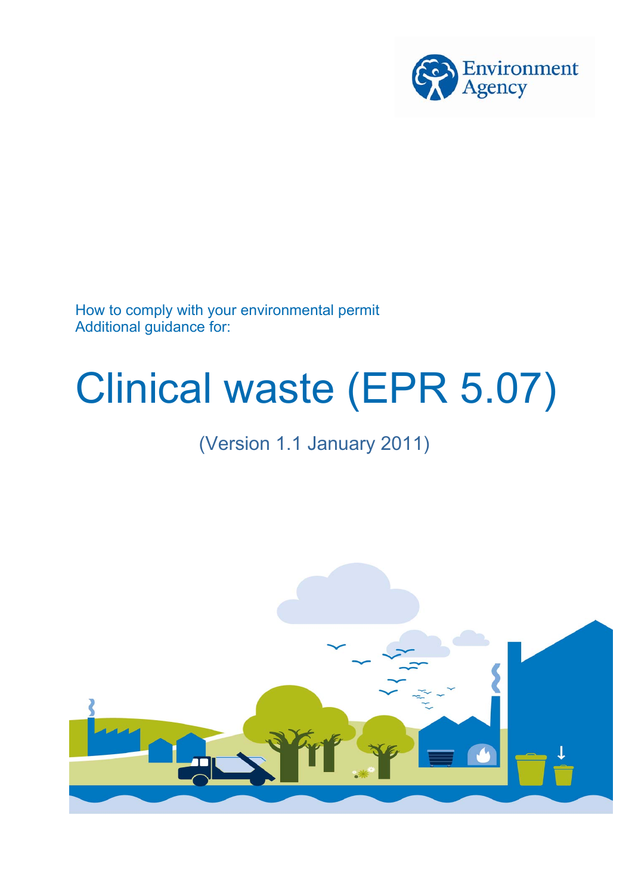Environment Agency

How to comply with your environmental permit
Additional guidance for:

# Clinical waste (EPR 5.07)

(Version 1.1 January 2011)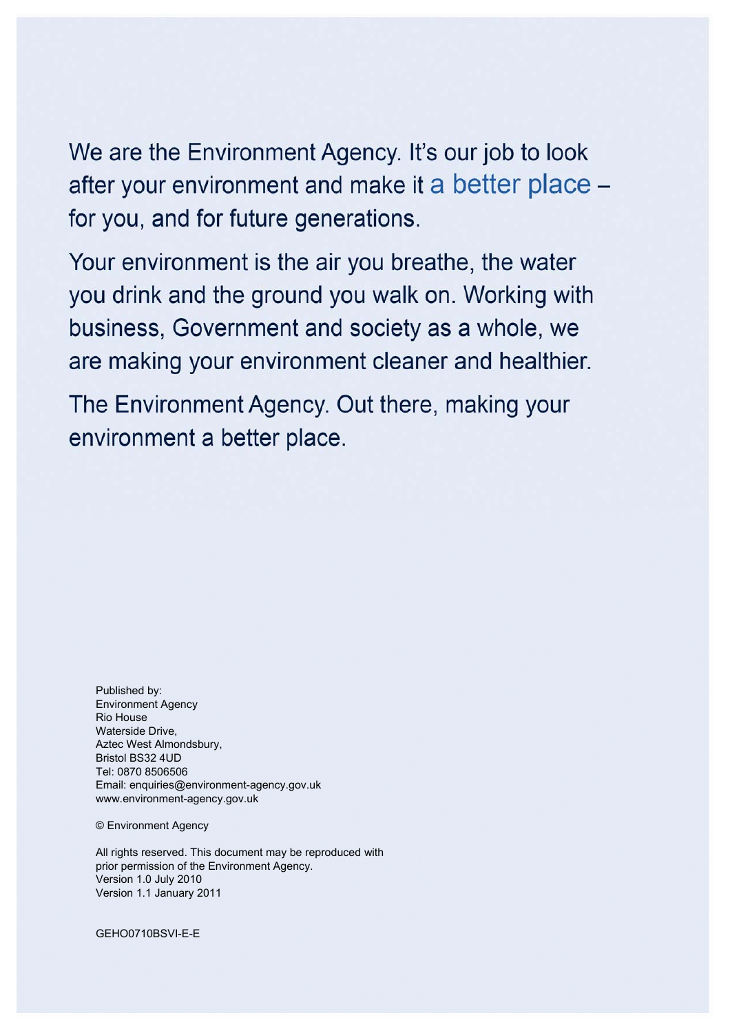We are the Environment Agency. It's our job to look after your environment and make it a better place – for you, and for future generations.

Your environment is the air you breathe, the water you drink and the ground you walk on. Working with business, Government and society as a whole, we are making your environment cleaner and healthier.

The Environment Agency. Out there, making your environment a better place.

Published by:
Environment Agency
Rio House
Waterside Drive,
Aztec West Almondsbury,
Bristol BS32 4UD
Tel: 0870 8506506
Email: enquiries@environment-agency.gov.uk
www.environment-agency.gov.uk

© Environment Agency

All rights reserved. This document may be reproduced with prior permission of the Environment Agency.
Version 1.0 July 2010
Version 1.1 January 2011

GEHO0710BSVI-E-E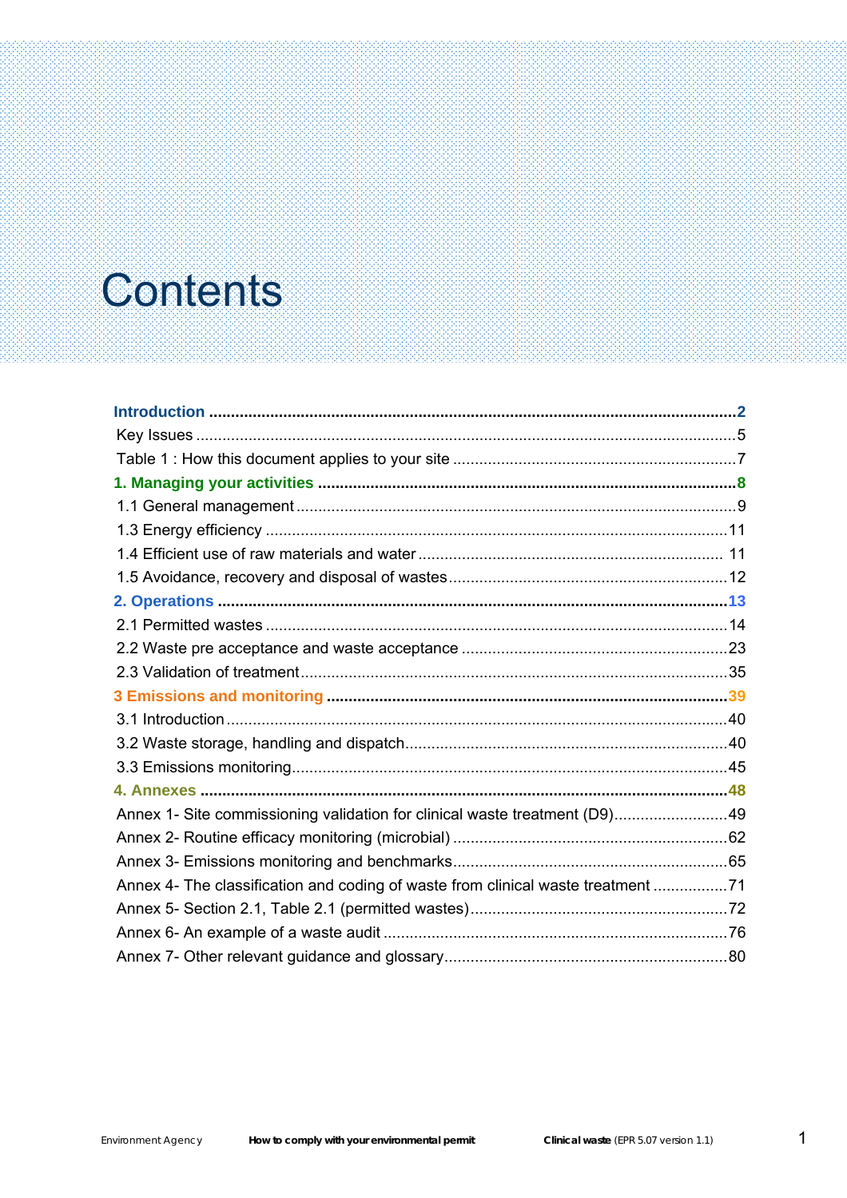# Contents

**Introduction** ........................................................................................................................ 2

Key Issues ........................................................................................................................ 5

Table 1 : How this document applies to your site ........................................................... 7

**1. Managing your activities** ................................................................................................ 8

1.1 General management ..................................................................................................... 9

1.3 Energy efficiency ........................................................................................................... 11

1.4 Efficient use of raw materials and water ..................................................................... 11

1.5 Avoidance, recovery and disposal of wastes ............................................................... 12

**2. Operations** .................................................................................................................... 13

2.1 Permitted wastes ........................................................................................................... 14

2.2 Waste pre acceptance and waste acceptance ............................................................. 23

2.3 Validation of treatment .................................................................................................. 35

**3 Emissions and monitoring** ............................................................................................. 39

3.1 Introduction .................................................................................................................... 40

3.2 Waste storage, handling and dispatch .......................................................................... 40

3.3 Emissions monitoring ..................................................................................................... 45

**4. Annexes** ......................................................................................................................... 48

Annex 1- Site commissioning validation for clinical waste treatment (D9) .......................... 49

Annex 2- Routine efficacy monitoring (microbial) ................................................................ 62

Annex 3- Emissions monitoring and benchmarks ................................................................ 65

Annex 4- The classification and coding of waste from clinical waste treatment ................. 71

Annex 5- Section 2.1, Table 2.1 (permitted wastes) ............................................................ 72

Annex 6- An example of a waste audit ................................................................................ 76

Annex 7- Other relevant guidance and glossary .................................................................. 80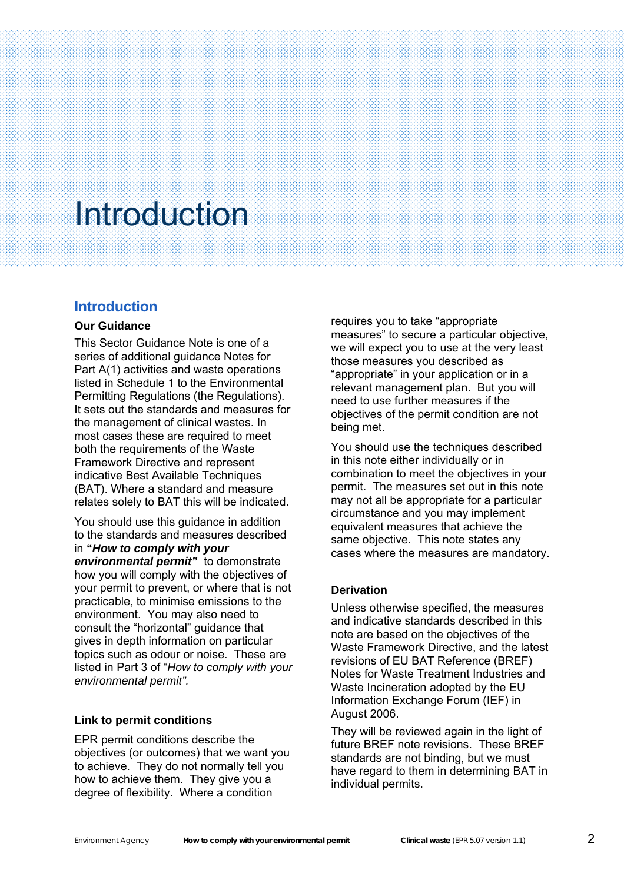# Introduction

## Introduction

### Our Guidance

This Sector Guidance Note is one of a series of additional guidance Notes for Part A(1) activities and waste operations listed in Schedule 1 to the Environmental Permitting Regulations (the Regulations). It sets out the standards and measures for the management of clinical wastes. In most cases these are required to meet both the requirements of the Waste Framework Directive and represent indicative Best Available Techniques (BAT). Where a standard and measure relates solely to BAT this will be indicated.

You should use this guidance in addition to the standards and measures described in ***"How to comply with your environmental permit"*** to demonstrate how you will comply with the objectives of your permit to prevent, or where that is not practicable, to minimise emissions to the environment. You may also need to consult the "horizontal" guidance that gives in depth information on particular topics such as odour or noise. These are listed in Part 3 of "*How to comply with your environmental permit".*

### Link to permit conditions

EPR permit conditions describe the objectives (or outcomes) that we want you to achieve. They do not normally tell you how to achieve them. They give you a degree of flexibility. Where a condition requires you to take "appropriate measures" to secure a particular objective, we will expect you to use at the very least those measures you described as "appropriate" in your application or in a relevant management plan. But you will need to use further measures if the objectives of the permit condition are not being met.

You should use the techniques described in this note either individually or in combination to meet the objectives in your permit. The measures set out in this note may not all be appropriate for a particular circumstance and you may implement equivalent measures that achieve the same objective. This note states any cases where the measures are mandatory.

### Derivation

Unless otherwise specified, the measures and indicative standards described in this note are based on the objectives of the Waste Framework Directive, and the latest revisions of EU BAT Reference (BREF) Notes for Waste Treatment Industries and Waste Incineration adopted by the EU Information Exchange Forum (IEF) in August 2006.

They will be reviewed again in the light of future BREF note revisions. These BREF standards are not binding, but we must have regard to them in determining BAT in individual permits.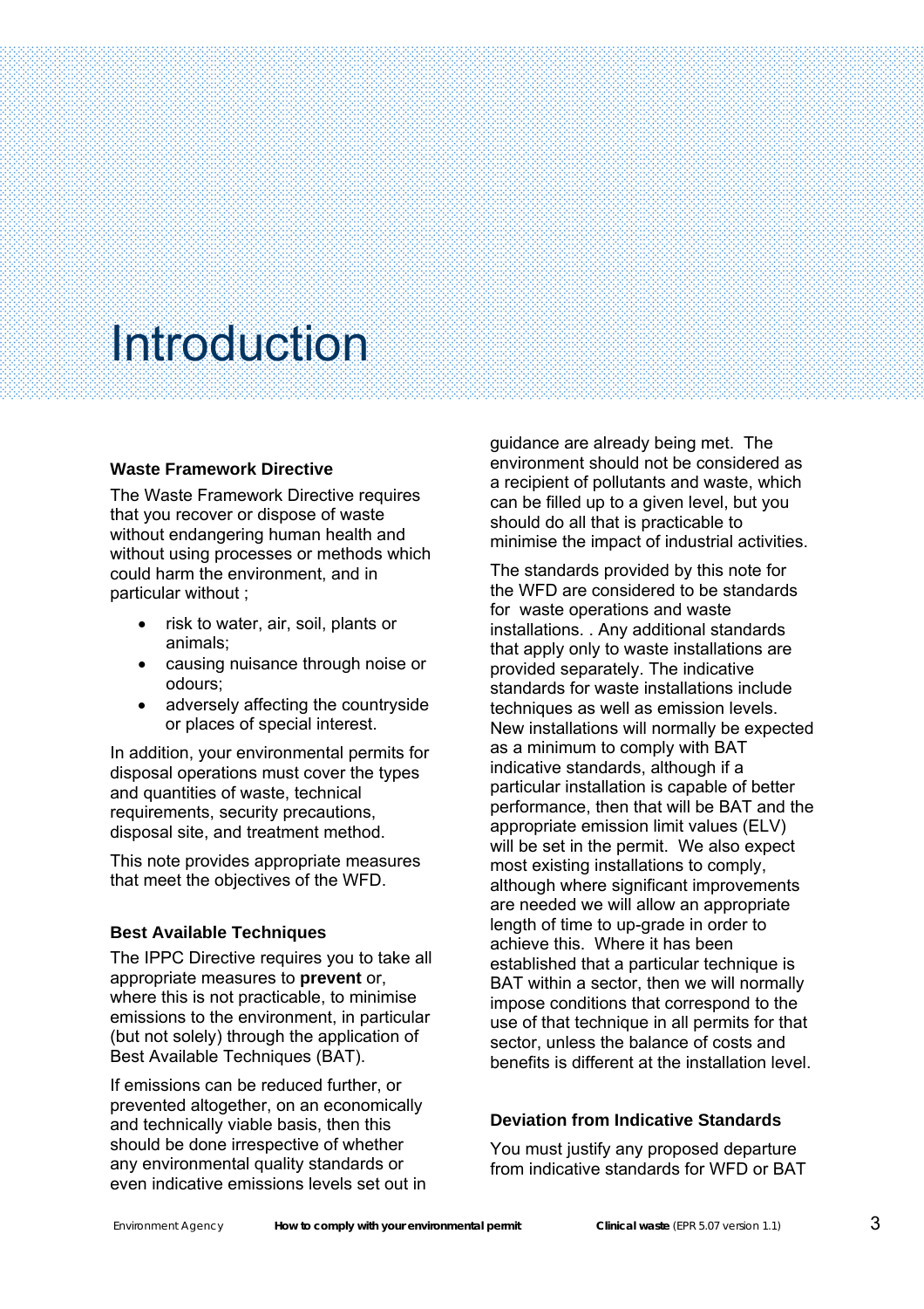# Introduction

### Waste Framework Directive

The Waste Framework Directive requires that you recover or dispose of waste without endangering human health and without using processes or methods which could harm the environment, and in particular without ;

- risk to water, air, soil, plants or animals;
- causing nuisance through noise or odours;
- adversely affecting the countryside or places of special interest.

In addition, your environmental permits for disposal operations must cover the types and quantities of waste, technical requirements, security precautions, disposal site, and treatment method.

This note provides appropriate measures that meet the objectives of the WFD.

### Best Available Techniques

The IPPC Directive requires you to take all appropriate measures to **prevent** or, where this is not practicable, to minimise emissions to the environment, in particular (but not solely) through the application of Best Available Techniques (BAT).

If emissions can be reduced further, or prevented altogether, on an economically and technically viable basis, then this should be done irrespective of whether any environmental quality standards or even indicative emissions levels set out in guidance are already being met. The environment should not be considered as a recipient of pollutants and waste, which can be filled up to a given level, but you should do all that is practicable to minimise the impact of industrial activities.

The standards provided by this note for the WFD are considered to be standards for waste operations and waste installations. . Any additional standards that apply only to waste installations are provided separately. The indicative standards for waste installations include techniques as well as emission levels. New installations will normally be expected as a minimum to comply with BAT indicative standards, although if a particular installation is capable of better performance, then that will be BAT and the appropriate emission limit values (ELV) will be set in the permit. We also expect most existing installations to comply, although where significant improvements are needed we will allow an appropriate length of time to up-grade in order to achieve this. Where it has been established that a particular technique is BAT within a sector, then we will normally impose conditions that correspond to the use of that technique in all permits for that sector, unless the balance of costs and benefits is different at the installation level.

### Deviation from Indicative Standards

You must justify any proposed departure from indicative standards for WFD or BAT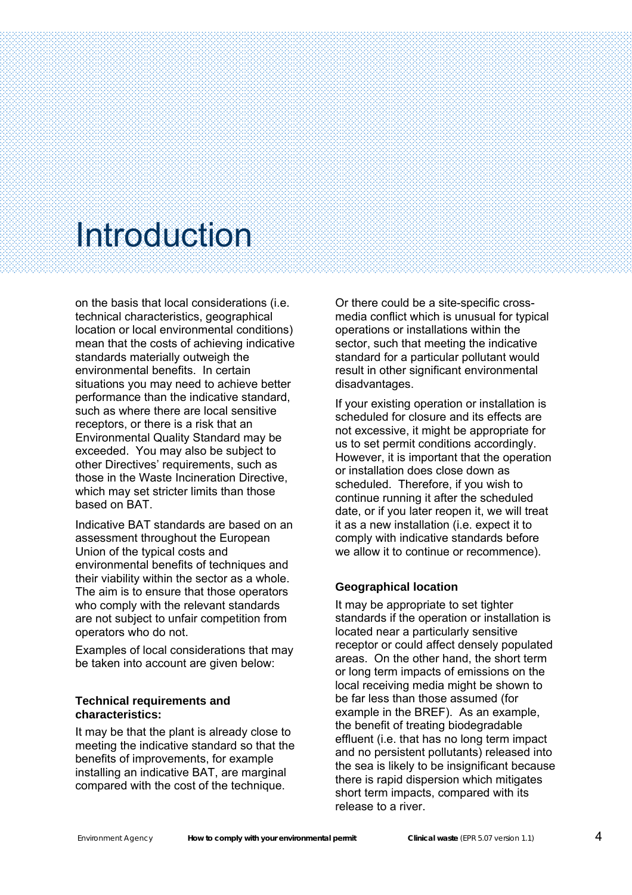# Introduction

on the basis that local considerations (i.e. technical characteristics, geographical location or local environmental conditions) mean that the costs of achieving indicative standards materially outweigh the environmental benefits. In certain situations you may need to achieve better performance than the indicative standard, such as where there are local sensitive receptors, or there is a risk that an Environmental Quality Standard may be exceeded. You may also be subject to other Directives' requirements, such as those in the Waste Incineration Directive, which may set stricter limits than those based on BAT.

Indicative BAT standards are based on an assessment throughout the European Union of the typical costs and environmental benefits of techniques and their viability within the sector as a whole. The aim is to ensure that those operators who comply with the relevant standards are not subject to unfair competition from operators who do not.

Examples of local considerations that may be taken into account are given below:

**Technical requirements and characteristics:**

It may be that the plant is already close to meeting the indicative standard so that the benefits of improvements, for example installing an indicative BAT, are marginal compared with the cost of the technique.

Or there could be a site-specific cross-media conflict which is unusual for typical operations or installations within the sector, such that meeting the indicative standard for a particular pollutant would result in other significant environmental disadvantages.

If your existing operation or installation is scheduled for closure and its effects are not excessive, it might be appropriate for us to set permit conditions accordingly. However, it is important that the operation or installation does close down as scheduled. Therefore, if you wish to continue running it after the scheduled date, or if you later reopen it, we will treat it as a new installation (i.e. expect it to comply with indicative standards before we allow it to continue or recommence).

**Geographical location**

It may be appropriate to set tighter standards if the operation or installation is located near a particularly sensitive receptor or could affect densely populated areas. On the other hand, the short term or long term impacts of emissions on the local receiving media might be shown to be far less than those assumed (for example in the BREF). As an example, the benefit of treating biodegradable effluent (i.e. that has no long term impact and no persistent pollutants) released into the sea is likely to be insignificant because there is rapid dispersion which mitigates short term impacts, compared with its release to a river.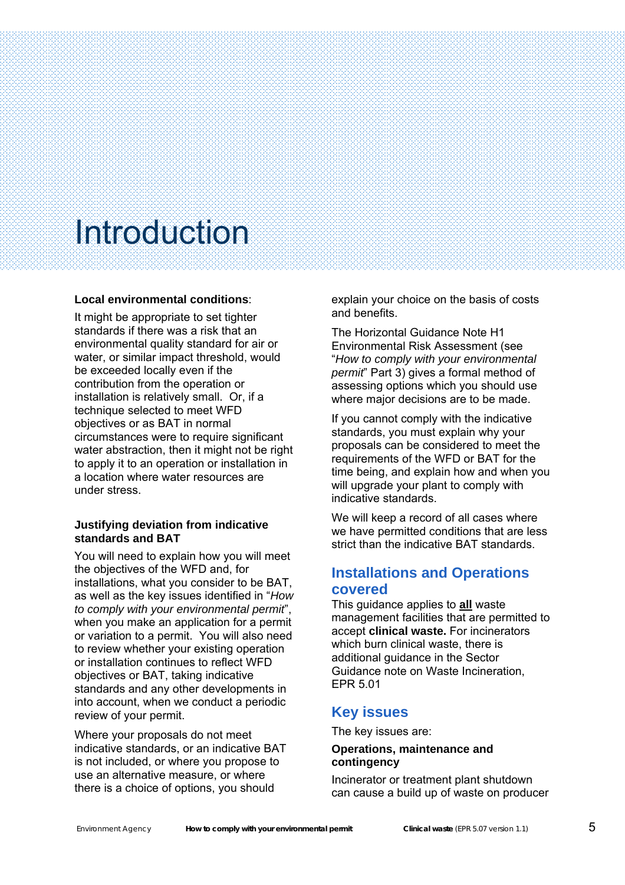# Introduction

**Local environmental conditions**:

It might be appropriate to set tighter standards if there was a risk that an environmental quality standard for air or water, or similar impact threshold, would be exceeded locally even if the contribution from the operation or installation is relatively small. Or, if a technique selected to meet WFD objectives or as BAT in normal circumstances were to require significant water abstraction, then it might not be right to apply it to an operation or installation in a location where water resources are under stress.

**Justifying deviation from indicative standards and BAT**

You will need to explain how you will meet the objectives of the WFD and, for installations, what you consider to be BAT, as well as the key issues identified in "*How to comply with your environmental permit*", when you make an application for a permit or variation to a permit. You will also need to review whether your existing operation or installation continues to reflect WFD objectives or BAT, taking indicative standards and any other developments in into account, when we conduct a periodic review of your permit.

Where your proposals do not meet indicative standards, or an indicative BAT is not included, or where you propose to use an alternative measure, or where there is a choice of options, you should explain your choice on the basis of costs and benefits.

The Horizontal Guidance Note H1 Environmental Risk Assessment (see "*How to comply with your environmental permit*" Part 3) gives a formal method of assessing options which you should use where major decisions are to be made.

If you cannot comply with the indicative standards, you must explain why your proposals can be considered to meet the requirements of the WFD or BAT for the time being, and explain how and when you will upgrade your plant to comply with indicative standards.

We will keep a record of all cases where we have permitted conditions that are less strict than the indicative BAT standards.

## Installations and Operations covered

This guidance applies to **all** waste management facilities that are permitted to accept **clinical waste.** For incinerators which burn clinical waste, there is additional guidance in the Sector Guidance note on Waste Incineration, EPR 5.01

## Key issues

The key issues are:

**Operations, maintenance and contingency**

Incinerator or treatment plant shutdown can cause a build up of waste on producer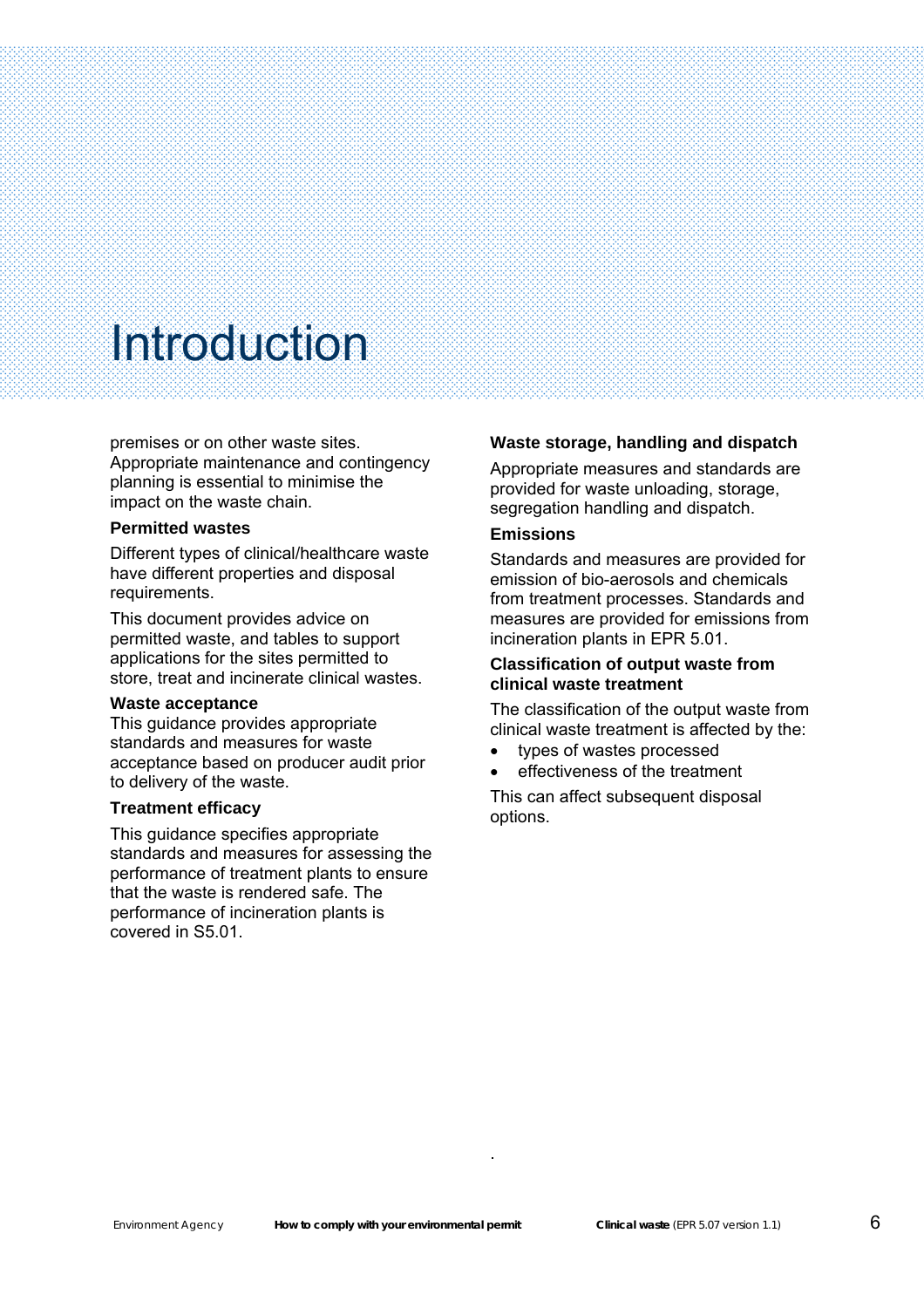# Introduction

premises or on other waste sites. Appropriate maintenance and contingency planning is essential to minimise the impact on the waste chain.

### Permitted wastes

Different types of clinical/healthcare waste have different properties and disposal requirements.

This document provides advice on permitted waste, and tables to support applications for the sites permitted to store, treat and incinerate clinical wastes.

### Waste acceptance

This guidance provides appropriate standards and measures for waste acceptance based on producer audit prior to delivery of the waste.

### Treatment efficacy

This guidance specifies appropriate standards and measures for assessing the performance of treatment plants to ensure that the waste is rendered safe. The performance of incineration plants is covered in S5.01.

### Waste storage, handling and dispatch

Appropriate measures and standards are provided for waste unloading, storage, segregation handling and dispatch.

### Emissions

Standards and measures are provided for emission of bio-aerosols and chemicals from treatment processes. Standards and measures are provided for emissions from incineration plants in EPR 5.01.

### Classification of output waste from clinical waste treatment

The classification of the output waste from clinical waste treatment is affected by the:

- types of wastes processed
- effectiveness of the treatment

This can affect subsequent disposal options.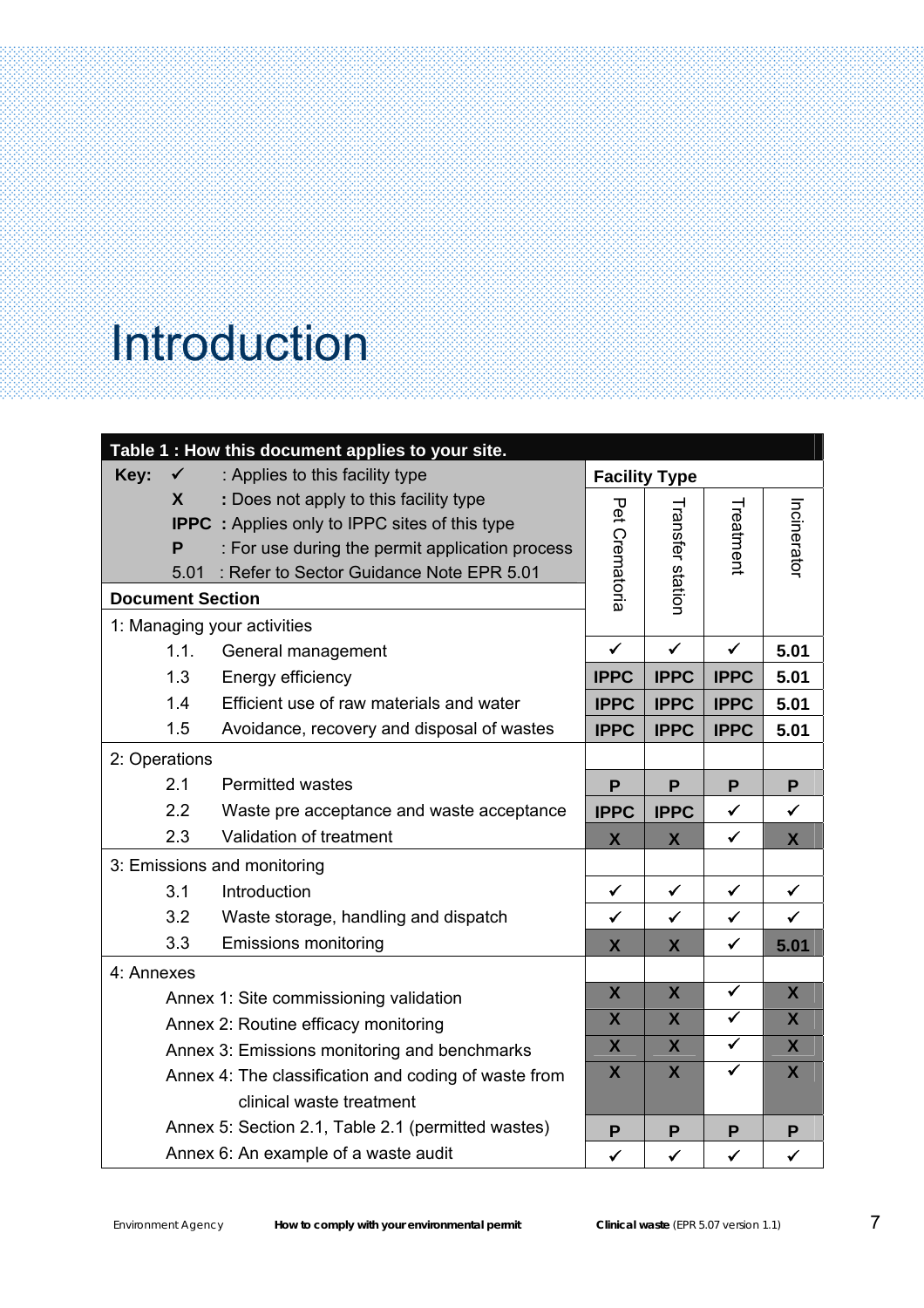# Introduction

**Table 1 : How this document applies to your site.**

**Key:**
- ✓ : Applies to this facility type
- **X** : Does not apply to this facility type
- **IPPC** : Applies only to IPPC sites of this type
- **P** : For use during the permit application process
- 5.01 : Refer to Sector Guidance Note EPR 5.01

| Document Section | Pet Crematoria | Transfer station | Treatment | Incinerator |
|---|---|---|---|---|
| **1: Managing your activities** | | | | |
| 1.1. General management | ✓ | ✓ | ✓ | **5.01** |
| 1.3 Energy efficiency | **IPPC** | **IPPC** | **IPPC** | **5.01** |
| 1.4 Efficient use of raw materials and water | **IPPC** | **IPPC** | **IPPC** | **5.01** |
| 1.5 Avoidance, recovery and disposal of wastes | **IPPC** | **IPPC** | **IPPC** | **5.01** |
| **2: Operations** | | | | |
| 2.1 Permitted wastes | **P** | **P** | **P** | **P** |
| 2.2 Waste pre acceptance and waste acceptance | **IPPC** | **IPPC** | ✓ | ✓ |
| 2.3 Validation of treatment | **X** | **X** | ✓ | **X** |
| **3: Emissions and monitoring** | | | | |
| 3.1 Introduction | ✓ | ✓ | ✓ | ✓ |
| 3.2 Waste storage, handling and dispatch | ✓ | ✓ | ✓ | ✓ |
| 3.3 Emissions monitoring | **X** | **X** | ✓ | **5.01** |
| **4: Annexes** | | | | |
| Annex 1: Site commissioning validation | **X** | **X** | ✓ | **X** |
| Annex 2: Routine efficacy monitoring | **X** | **X** | ✓ | **X** |
| Annex 3: Emissions monitoring and benchmarks | **X** | **X** | ✓ | **X** |
| Annex 4: The classification and coding of waste from clinical waste treatment | **X** | **X** | ✓ | **X** |
| Annex 5: Section 2.1, Table 2.1 (permitted wastes) | **P** | **P** | **P** | **P** |
| Annex 6: An example of a waste audit | ✓ | ✓ | ✓ | ✓ |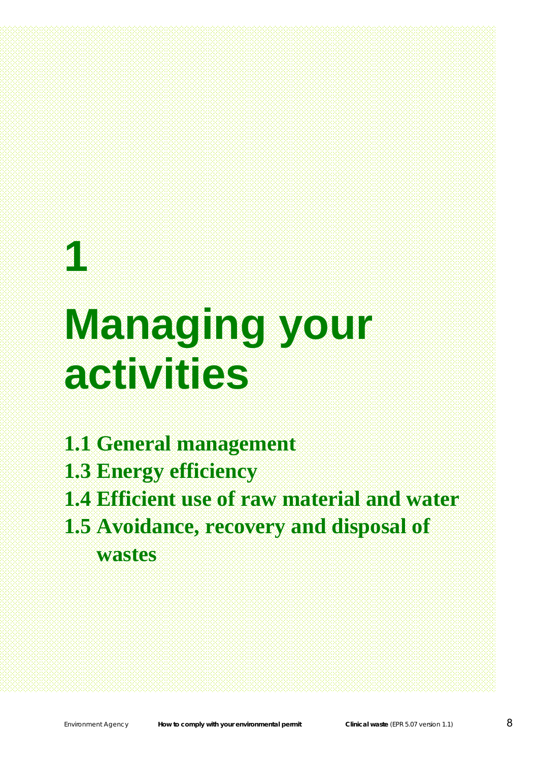# 1 Managing your activities

**1.1 General management**

**1.3 Energy efficiency**

**1.4 Efficient use of raw material and water**

**1.5 Avoidance, recovery and disposal of wastes**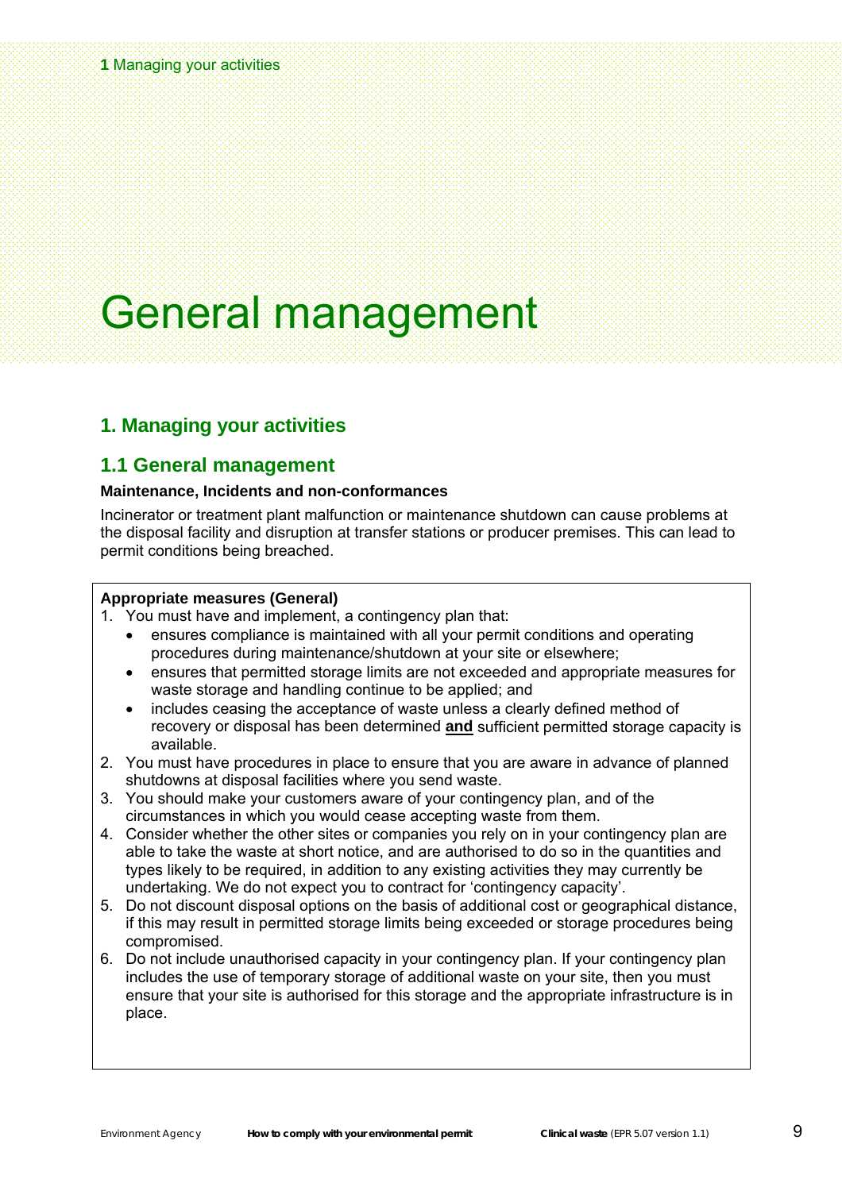# General management

## 1. Managing your activities

### 1.1 General management

**Maintenance, Incidents and non-conformances**

Incinerator or treatment plant malfunction or maintenance shutdown can cause problems at the disposal facility and disruption at transfer stations or producer premises. This can lead to permit conditions being breached.

**Appropriate measures (General)**

1. You must have and implement, a contingency plan that:
   - ensures compliance is maintained with all your permit conditions and operating procedures during maintenance/shutdown at your site or elsewhere;
   - ensures that permitted storage limits are not exceeded and appropriate measures for waste storage and handling continue to be applied; and
   - includes ceasing the acceptance of waste unless a clearly defined method of recovery or disposal has been determined **and** sufficient permitted storage capacity is available.
2. You must have procedures in place to ensure that you are aware in advance of planned shutdowns at disposal facilities where you send waste.
3. You should make your customers aware of your contingency plan, and of the circumstances in which you would cease accepting waste from them.
4. Consider whether the other sites or companies you rely on in your contingency plan are able to take the waste at short notice, and are authorised to do so in the quantities and types likely to be required, in addition to any existing activities they may currently be undertaking. We do not expect you to contract for 'contingency capacity'.
5. Do not discount disposal options on the basis of additional cost or geographical distance, if this may result in permitted storage limits being exceeded or storage procedures being compromised.
6. Do not include unauthorised capacity in your contingency plan. If your contingency plan includes the use of temporary storage of additional waste on your site, then you must ensure that your site is authorised for this storage and the appropriate infrastructure is in place.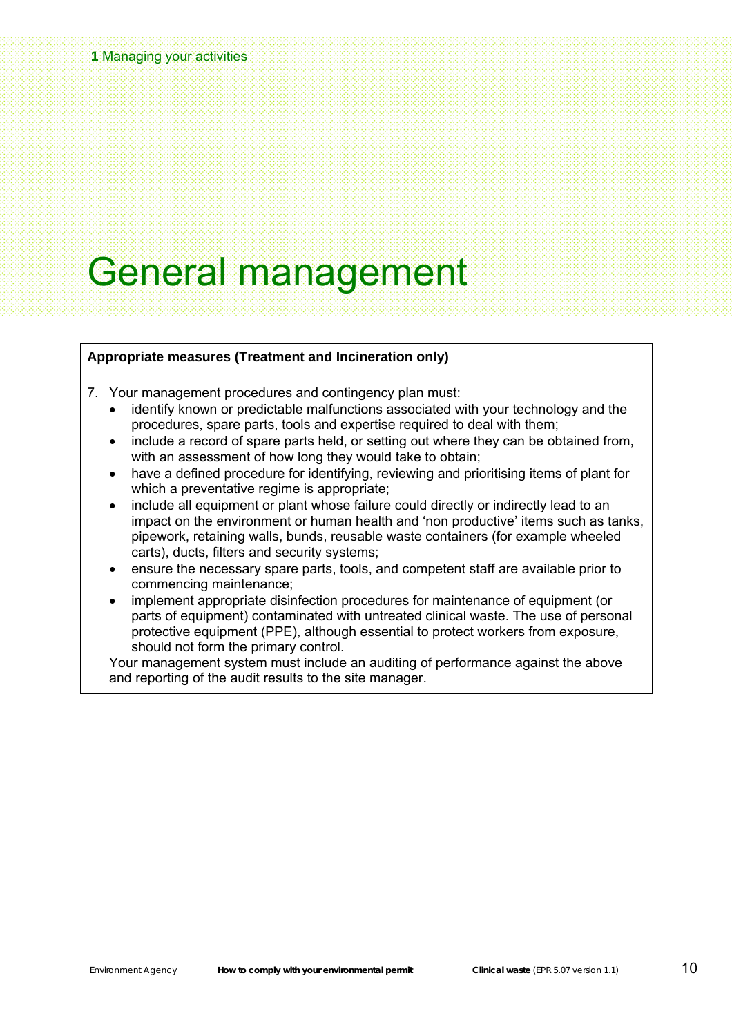# General management

**Appropriate measures (Treatment and Incineration only)**

7. Your management procedures and contingency plan must:
   - identify known or predictable malfunctions associated with your technology and the procedures, spare parts, tools and expertise required to deal with them;
   - include a record of spare parts held, or setting out where they can be obtained from, with an assessment of how long they would take to obtain;
   - have a defined procedure for identifying, reviewing and prioritising items of plant for which a preventative regime is appropriate;
   - include all equipment or plant whose failure could directly or indirectly lead to an impact on the environment or human health and 'non productive' items such as tanks, pipework, retaining walls, bunds, reusable waste containers (for example wheeled carts), ducts, filters and security systems;
   - ensure the necessary spare parts, tools, and competent staff are available prior to commencing maintenance;
   - implement appropriate disinfection procedures for maintenance of equipment (or parts of equipment) contaminated with untreated clinical waste. The use of personal protective equipment (PPE), although essential to protect workers from exposure, should not form the primary control.

   Your management system must include an auditing of performance against the above and reporting of the audit results to the site manager.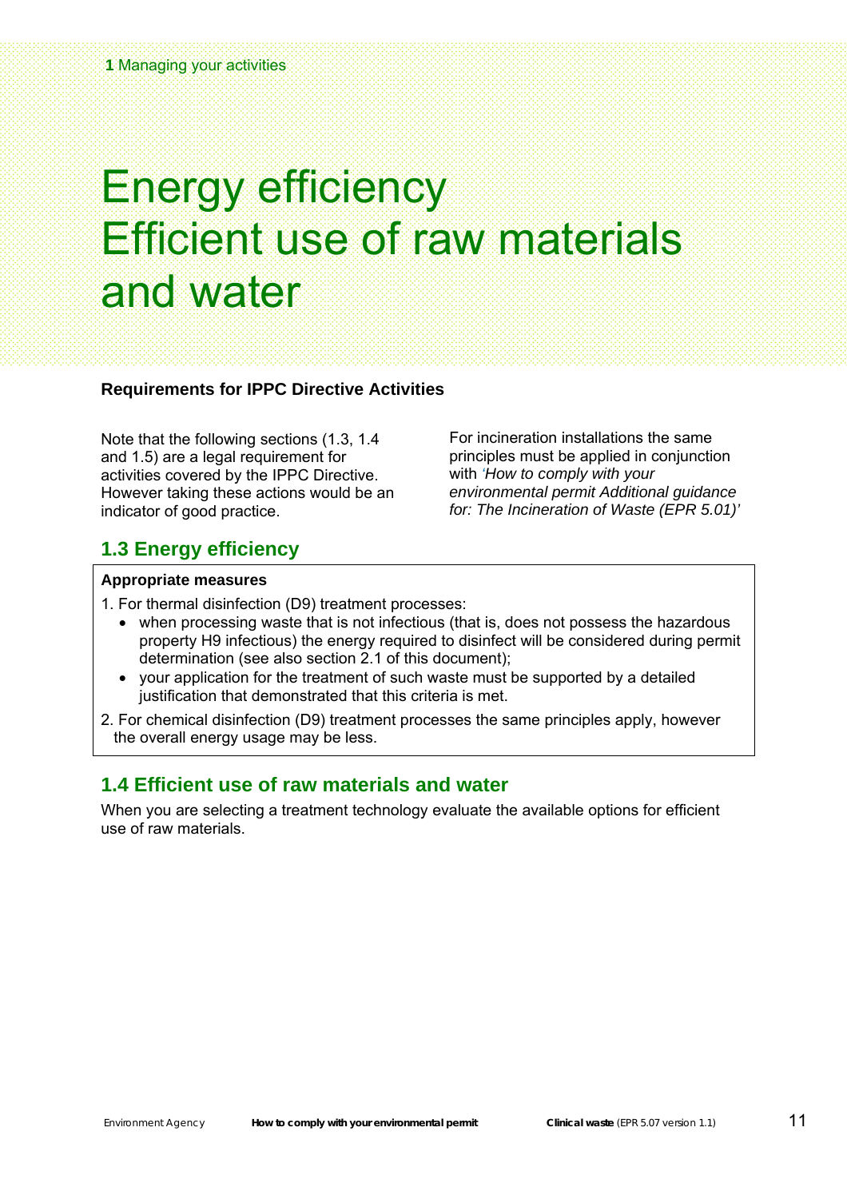# Energy efficiency Efficient use of raw materials and water

**Requirements for IPPC Directive Activities**

Note that the following sections (1.3, 1.4 and 1.5) are a legal requirement for activities covered by the IPPC Directive. However taking these actions would be an indicator of good practice.

For incineration installations the same principles must be applied in conjunction with *'How to comply with your environmental permit Additional guidance for: The Incineration of Waste (EPR 5.01)'*

## 1.3 Energy efficiency

**Appropriate measures**

1. For thermal disinfection (D9) treatment processes:
   - when processing waste that is not infectious (that is, does not possess the hazardous property H9 infectious) the energy required to disinfect will be considered during permit determination (see also section 2.1 of this document);
   - your application for the treatment of such waste must be supported by a detailed justification that demonstrated that this criteria is met.
2. For chemical disinfection (D9) treatment processes the same principles apply, however the overall energy usage may be less.

## 1.4 Efficient use of raw materials and water

When you are selecting a treatment technology evaluate the available options for efficient use of raw materials.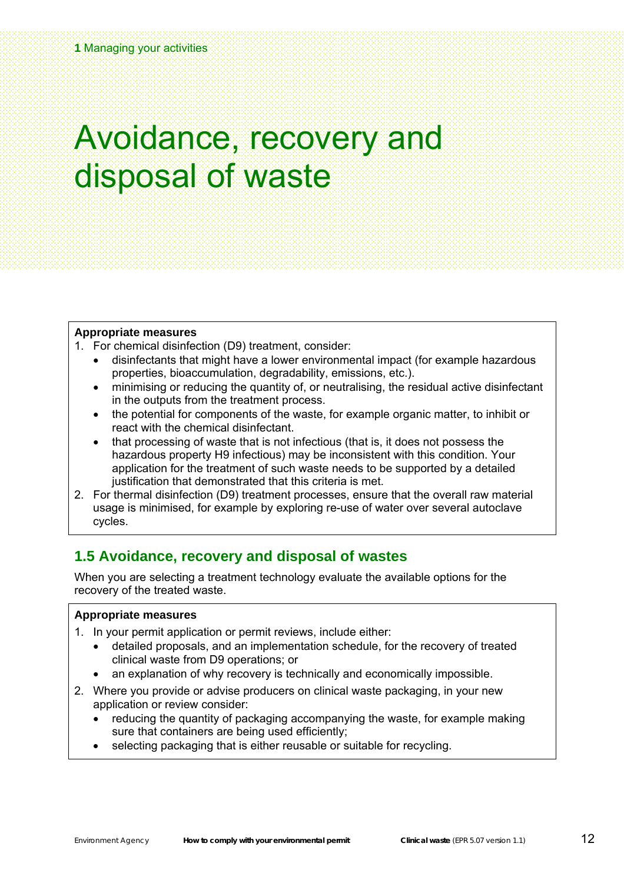# Avoidance, recovery and disposal of waste

**Appropriate measures**

1. For chemical disinfection (D9) treatment, consider:
    - disinfectants that might have a lower environmental impact (for example hazardous properties, bioaccumulation, degradability, emissions, etc.).
    - minimising or reducing the quantity of, or neutralising, the residual active disinfectant in the outputs from the treatment process.
    - the potential for components of the waste, for example organic matter, to inhibit or react with the chemical disinfectant.
    - that processing of waste that is not infectious (that is, it does not possess the hazardous property H9 infectious) may be inconsistent with this condition. Your application for the treatment of such waste needs to be supported by a detailed justification that demonstrated that this criteria is met.
2. For thermal disinfection (D9) treatment processes, ensure that the overall raw material usage is minimised, for example by exploring re-use of water over several autoclave cycles.

## 1.5 Avoidance, recovery and disposal of wastes

When you are selecting a treatment technology evaluate the available options for the recovery of the treated waste.

**Appropriate measures**

1. In your permit application or permit reviews, include either:
    - detailed proposals, and an implementation schedule, for the recovery of treated clinical waste from D9 operations; or
    - an explanation of why recovery is technically and economically impossible.
2. Where you provide or advise producers on clinical waste packaging, in your new application or review consider:
    - reducing the quantity of packaging accompanying the waste, for example making sure that containers are being used efficiently;
    - selecting packaging that is either reusable or suitable for recycling.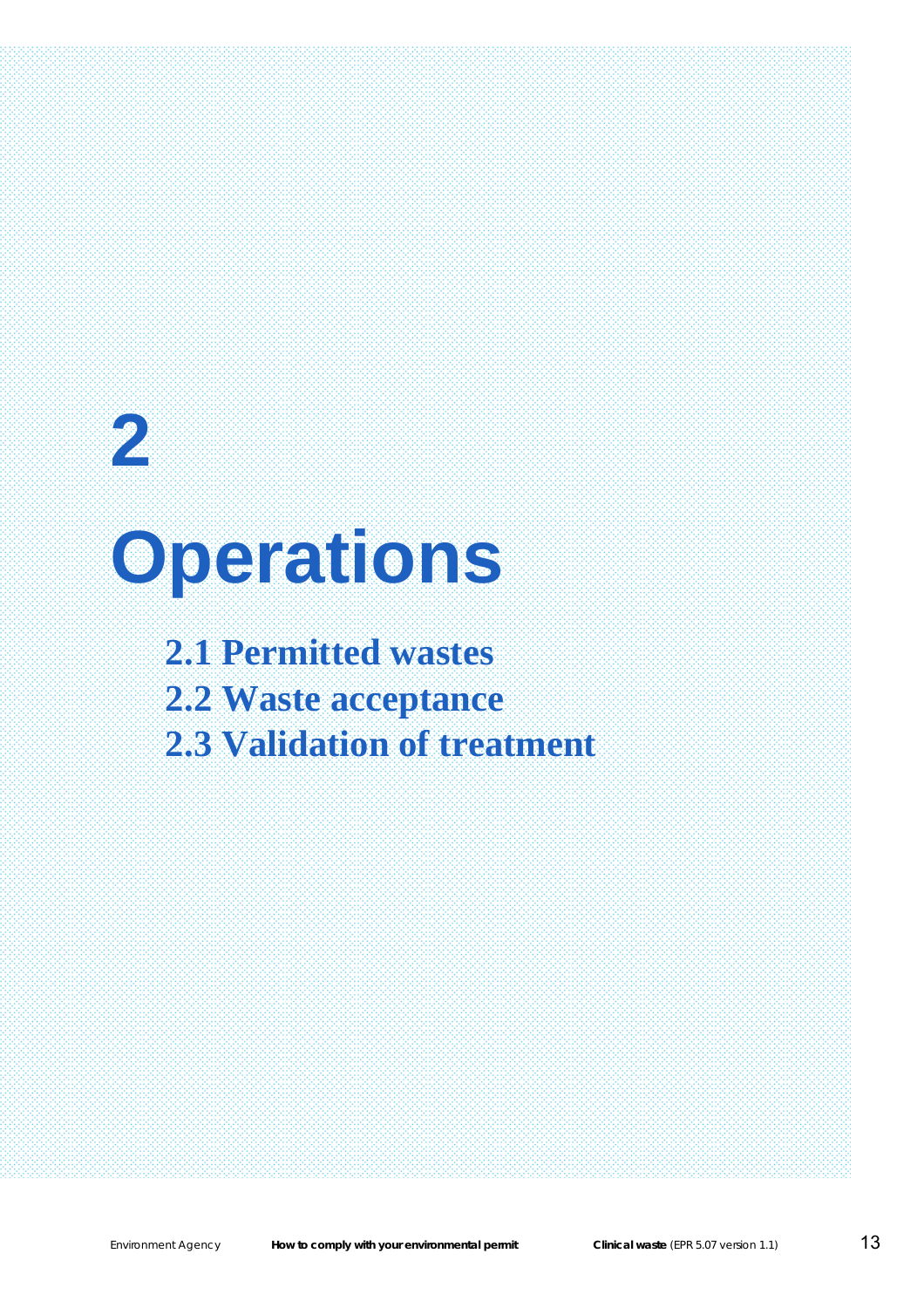# 2 Operations

2.1 Permitted wastes

2.2 Waste acceptance

2.3 Validation of treatment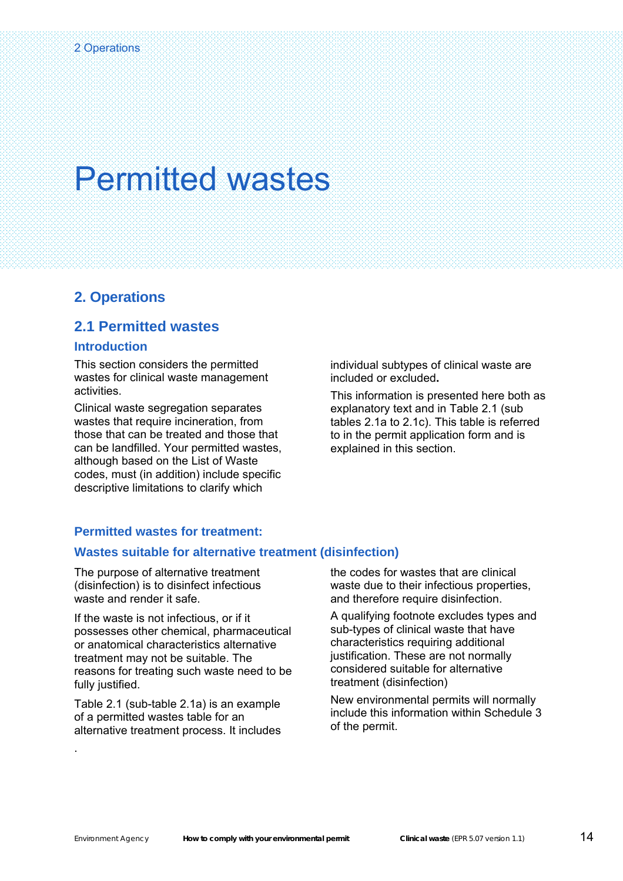# Permitted wastes

## 2. Operations

## 2.1 Permitted wastes

### Introduction

This section considers the permitted wastes for clinical waste management activities.

Clinical waste segregation separates wastes that require incineration, from those that can be treated and those that can be landfilled. Your permitted wastes, although based on the List of Waste codes, must (in addition) include specific descriptive limitations to clarify which individual subtypes of clinical waste are included or excluded**.**

This information is presented here both as explanatory text and in Table 2.1 (sub tables 2.1a to 2.1c). This table is referred to in the permit application form and is explained in this section.

### Permitted wastes for treatment:

### Wastes suitable for alternative treatment (disinfection)

The purpose of alternative treatment (disinfection) is to disinfect infectious waste and render it safe.

If the waste is not infectious, or if it possesses other chemical, pharmaceutical or anatomical characteristics alternative treatment may not be suitable. The reasons for treating such waste need to be fully justified.

Table 2.1 (sub-table 2.1a) is an example of a permitted wastes table for an alternative treatment process. It includes the codes for wastes that are clinical waste due to their infectious properties, and therefore require disinfection.

A qualifying footnote excludes types and sub-types of clinical waste that have characteristics requiring additional justification. These are not normally considered suitable for alternative treatment (disinfection)

New environmental permits will normally include this information within Schedule 3 of the permit.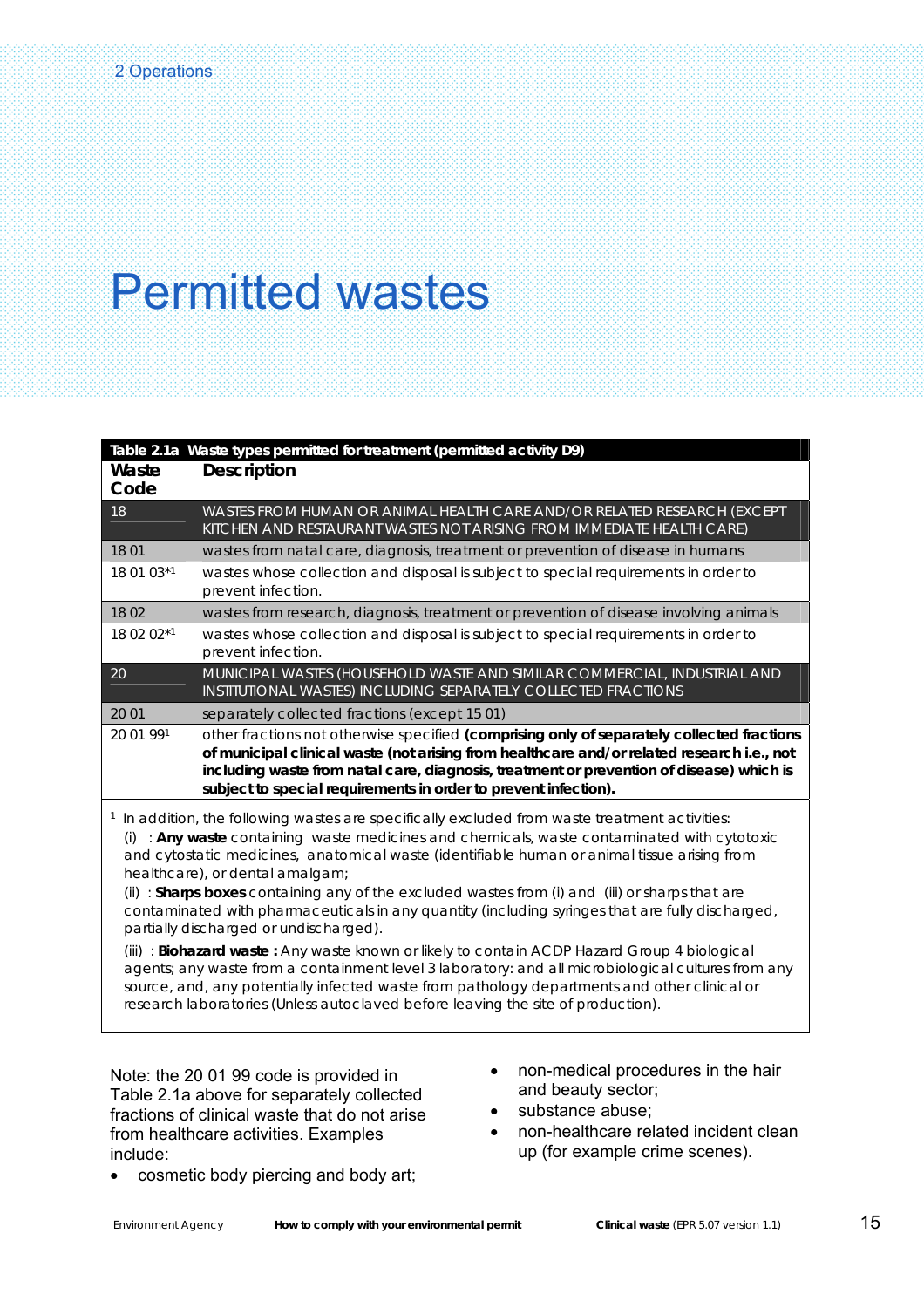# Permitted wastes

| Table 2.1a Waste types permitted for treatment (permitted activity D9) | |
|---|---|
| **Waste Code** | **Description** |
| 18 | WASTES FROM HUMAN OR ANIMAL HEALTH CARE AND/OR RELATED RESEARCH (EXCEPT KITCHEN AND RESTAURANT WASTES NOT ARISING FROM IMMEDIATE HEALTH CARE) |
| 18 01 | wastes from natal care, diagnosis, treatment or prevention of disease in humans |
| 18 01 03*[1] | wastes whose collection and disposal is subject to special requirements in order to prevent infection. |
| 18 02 | wastes from research, diagnosis, treatment or prevention of disease involving animals |
| 18 02 02*[1] | wastes whose collection and disposal is subject to special requirements in order to prevent infection. |
| 20 | MUNICIPAL WASTES (HOUSEHOLD WASTE AND SIMILAR COMMERCIAL, INDUSTRIAL AND INSTITUTIONAL WASTES) INCLUDING SEPARATELY COLLECTED FRACTIONS |
| 20 01 | separately collected fractions (except 15 01) |
| 20 01 99[1] | other fractions not otherwise specified **(comprising only of separately collected fractions of municipal clinical waste (not arising from healthcare and/or related research i.e., not including waste from natal care, diagnosis, treatment or prevention of disease) which is subject to special requirements in order to prevent infection).** |

[1] In addition, the following wastes are specifically excluded from waste treatment activities:

(i) : **Any waste** containing waste medicines and chemicals, waste contaminated with cytotoxic and cytostatic medicines, anatomical waste (identifiable human or animal tissue arising from healthcare), or dental amalgam;

(ii) : **Sharps boxes** containing any of the excluded wastes from (i) and (iii) or sharps that are contaminated with pharmaceuticals in any quantity (including syringes that are fully discharged, partially discharged or undischarged).

(iii) : **Biohazard waste :** Any waste known or likely to contain ACDP Hazard Group 4 biological agents; any waste from a containment level 3 laboratory: and all microbiological cultures from any source, and, any potentially infected waste from pathology departments and other clinical or research laboratories (Unless autoclaved before leaving the site of production).

Note: the 20 01 99 code is provided in Table 2.1a above for separately collected fractions of clinical waste that do not arise from healthcare activities. Examples include:

- cosmetic body piercing and body art;
- non-medical procedures in the hair and beauty sector;
- substance abuse;
- non-healthcare related incident clean up (for example crime scenes).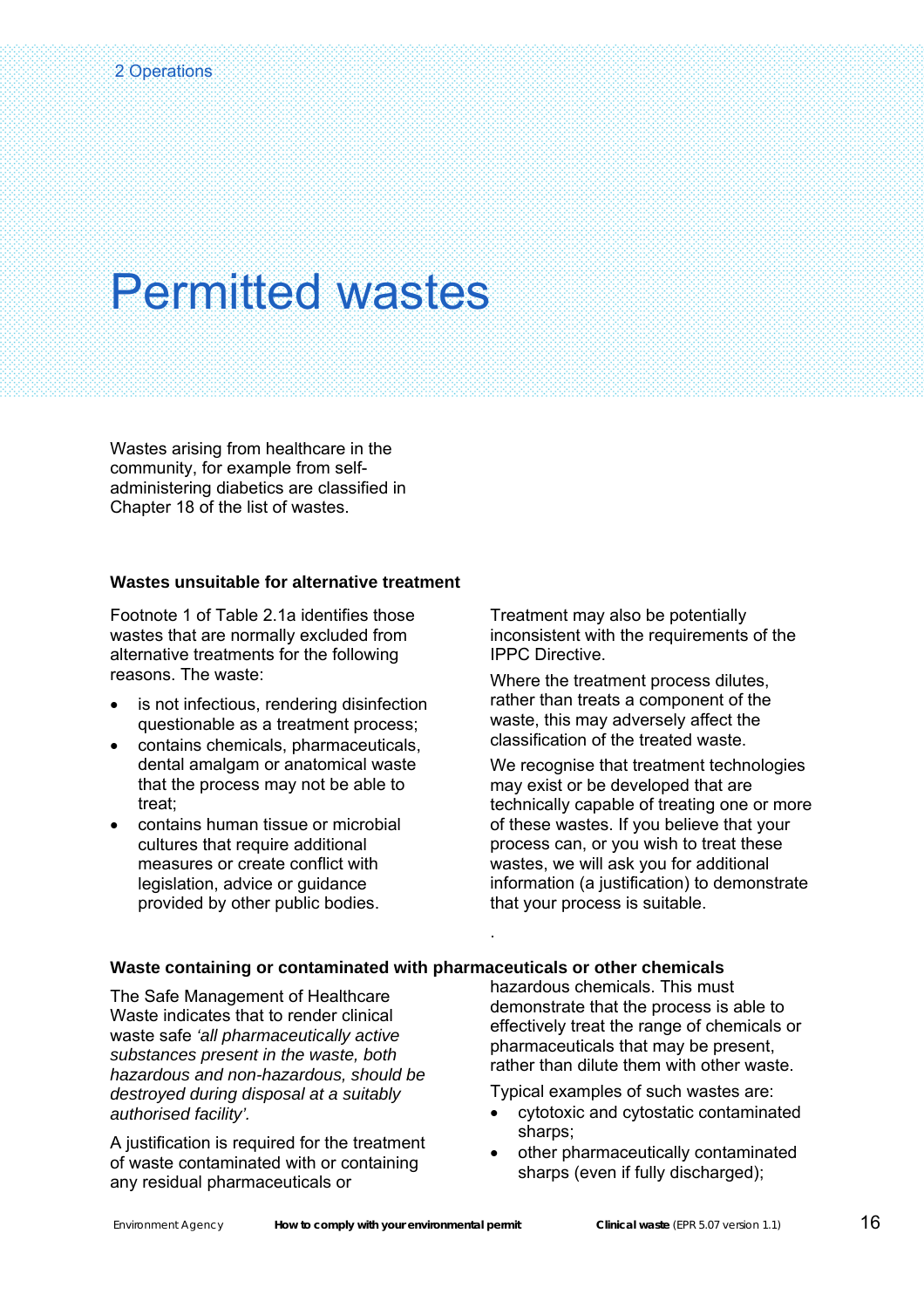# Permitted wastes

Wastes arising from healthcare in the community, for example from self-administering diabetics are classified in Chapter 18 of the list of wastes.

### Wastes unsuitable for alternative treatment

Footnote 1 of Table 2.1a identifies those wastes that are normally excluded from alternative treatments for the following reasons. The waste:

- is not infectious, rendering disinfection questionable as a treatment process;
- contains chemicals, pharmaceuticals, dental amalgam or anatomical waste that the process may not be able to treat;
- contains human tissue or microbial cultures that require additional measures or create conflict with legislation, advice or guidance provided by other public bodies.

Treatment may also be potentially inconsistent with the requirements of the IPPC Directive.

Where the treatment process dilutes, rather than treats a component of the waste, this may adversely affect the classification of the treated waste.

We recognise that treatment technologies may exist or be developed that are technically capable of treating one or more of these wastes. If you believe that your process can, or you wish to treat these wastes, we will ask you for additional information (a justification) to demonstrate that your process is suitable.

### Waste containing or contaminated with pharmaceuticals or other chemicals

The Safe Management of Healthcare Waste indicates that to render clinical waste safe *'all pharmaceutically active substances present in the waste, both hazardous and non-hazardous, should be destroyed during disposal at a suitably authorised facility'.*

A justification is required for the treatment of waste contaminated with or containing any residual pharmaceuticals or hazardous chemicals. This must demonstrate that the process is able to effectively treat the range of chemicals or pharmaceuticals that may be present, rather than dilute them with other waste.

Typical examples of such wastes are:

- cytotoxic and cytostatic contaminated sharps;
- other pharmaceutically contaminated sharps (even if fully discharged);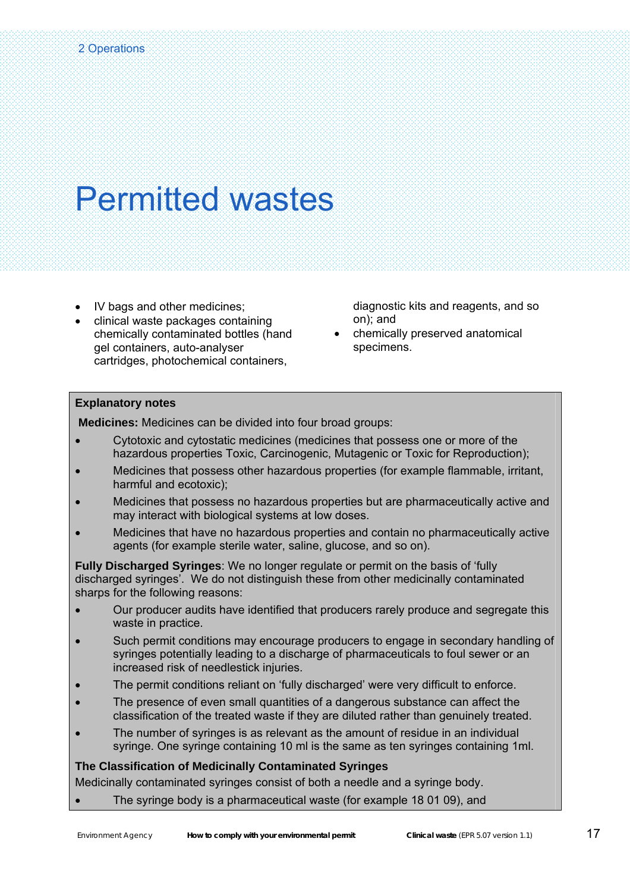# Permitted wastes

- IV bags and other medicines;
- clinical waste packages containing chemically contaminated bottles (hand gel containers, auto-analyser cartridges, photochemical containers, diagnostic kits and reagents, and so on); and
- chemically preserved anatomical specimens.

**Explanatory notes**

**Medicines:** Medicines can be divided into four broad groups:

- Cytotoxic and cytostatic medicines (medicines that possess one or more of the hazardous properties Toxic, Carcinogenic, Mutagenic or Toxic for Reproduction);
- Medicines that possess other hazardous properties (for example flammable, irritant, harmful and ecotoxic);
- Medicines that possess no hazardous properties but are pharmaceutically active and may interact with biological systems at low doses.
- Medicines that have no hazardous properties and contain no pharmaceutically active agents (for example sterile water, saline, glucose, and so on).

**Fully Discharged Syringes**: We no longer regulate or permit on the basis of 'fully discharged syringes'. We do not distinguish these from other medicinally contaminated sharps for the following reasons:

- Our producer audits have identified that producers rarely produce and segregate this waste in practice.
- Such permit conditions may encourage producers to engage in secondary handling of syringes potentially leading to a discharge of pharmaceuticals to foul sewer or an increased risk of needlestick injuries.
- The permit conditions reliant on 'fully discharged' were very difficult to enforce.
- The presence of even small quantities of a dangerous substance can affect the classification of the treated waste if they are diluted rather than genuinely treated.
- The number of syringes is as relevant as the amount of residue in an individual syringe. One syringe containing 10 ml is the same as ten syringes containing 1ml.

**The Classification of Medicinally Contaminated Syringes**

Medicinally contaminated syringes consist of both a needle and a syringe body.

- The syringe body is a pharmaceutical waste (for example 18 01 09), and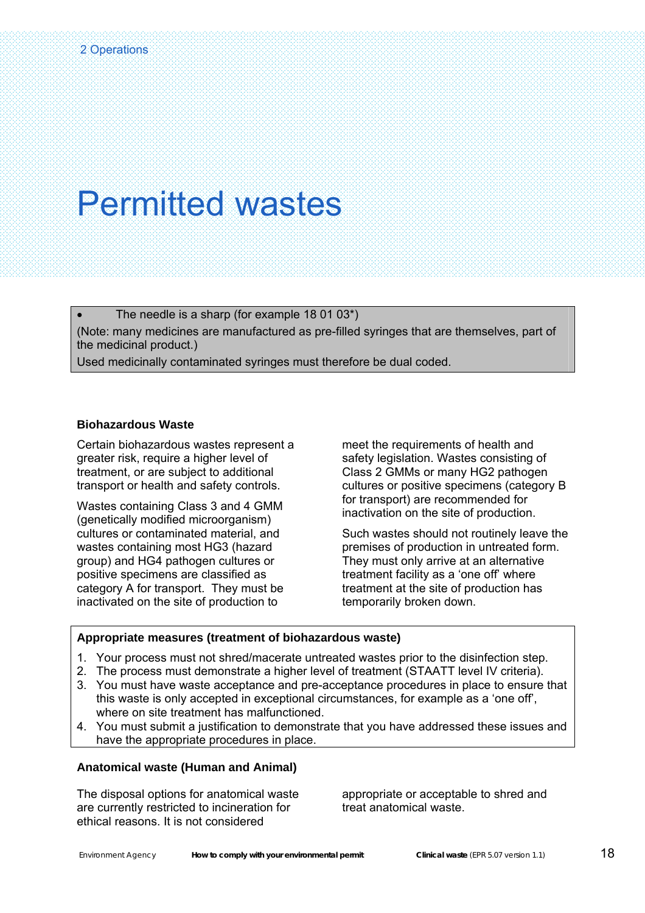# Permitted wastes

- The needle is a sharp (for example 18 01 03*)

(Note: many medicines are manufactured as pre-filled syringes that are themselves, part of the medicinal product.)

Used medicinally contaminated syringes must therefore be dual coded.

**Biohazardous Waste**

Certain biohazardous wastes represent a greater risk, require a higher level of treatment, or are subject to additional transport or health and safety controls.

Wastes containing Class 3 and 4 GMM (genetically modified microorganism) cultures or contaminated material, and wastes containing most HG3 (hazard group) and HG4 pathogen cultures or positive specimens are classified as category A for transport. They must be inactivated on the site of production to meet the requirements of health and safety legislation. Wastes consisting of Class 2 GMMs or many HG2 pathogen cultures or positive specimens (category B for transport) are recommended for inactivation on the site of production.

Such wastes should not routinely leave the premises of production in untreated form. They must only arrive at an alternative treatment facility as a 'one off' where treatment at the site of production has temporarily broken down.

**Appropriate measures (treatment of biohazardous waste)**

1. Your process must not shred/macerate untreated wastes prior to the disinfection step.
2. The process must demonstrate a higher level of treatment (STAATT level IV criteria).
3. You must have waste acceptance and pre-acceptance procedures in place to ensure that this waste is only accepted in exceptional circumstances, for example as a 'one off', where on site treatment has malfunctioned.
4. You must submit a justification to demonstrate that you have addressed these issues and have the appropriate procedures in place.

**Anatomical waste (Human and Animal)**

The disposal options for anatomical waste are currently restricted to incineration for ethical reasons. It is not considered appropriate or acceptable to shred and treat anatomical waste.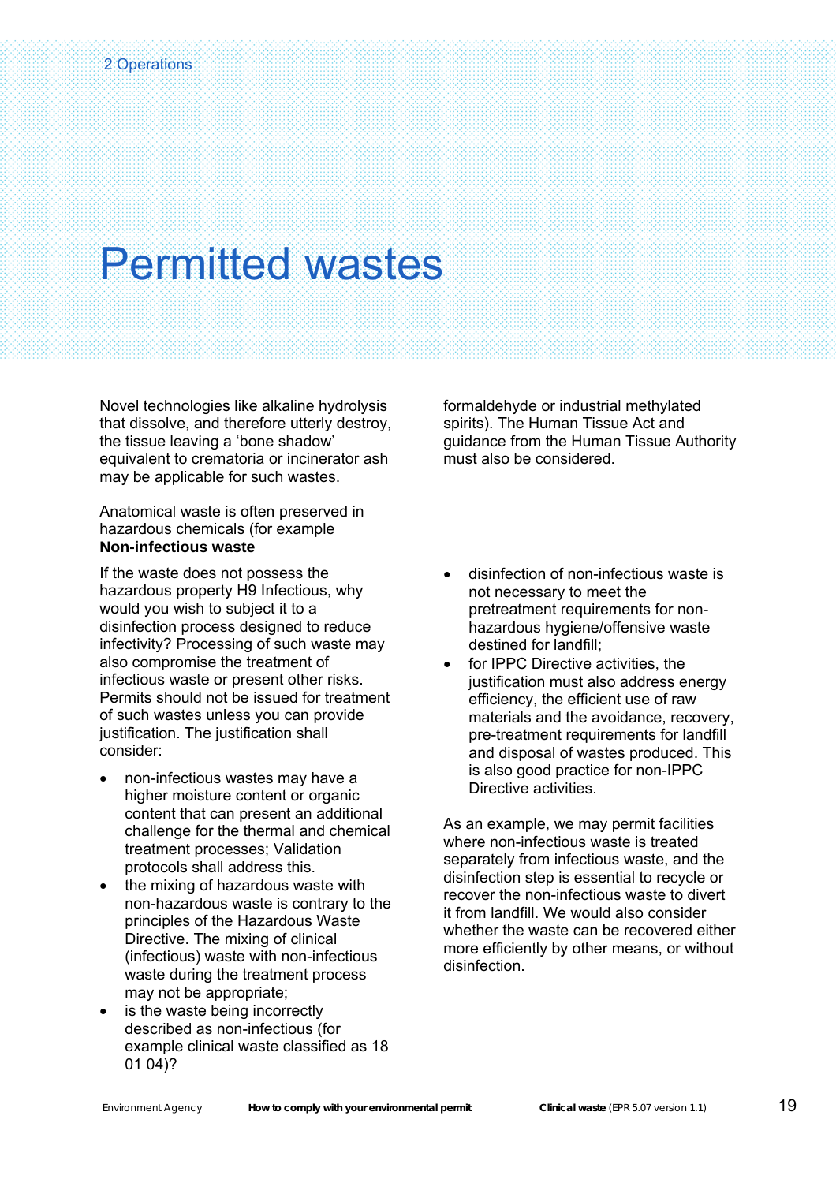# Permitted wastes

Novel technologies like alkaline hydrolysis that dissolve, and therefore utterly destroy, the tissue leaving a 'bone shadow' equivalent to crematoria or incinerator ash may be applicable for such wastes.

Anatomical waste is often preserved in hazardous chemicals (for example formaldehyde or industrial methylated spirits). The Human Tissue Act and guidance from the Human Tissue Authority must also be considered.

**Non-infectious waste**

If the waste does not possess the hazardous property H9 Infectious, why would you wish to subject it to a disinfection process designed to reduce infectivity? Processing of such waste may also compromise the treatment of infectious waste or present other risks. Permits should not be issued for treatment of such wastes unless you can provide justification. The justification shall consider:

- non-infectious wastes may have a higher moisture content or organic content that can present an additional challenge for the thermal and chemical treatment processes; Validation protocols shall address this.
- the mixing of hazardous waste with non-hazardous waste is contrary to the principles of the Hazardous Waste Directive. The mixing of clinical (infectious) waste with non-infectious waste during the treatment process may not be appropriate;
- is the waste being incorrectly described as non-infectious (for example clinical waste classified as 18 01 04)?
- disinfection of non-infectious waste is not necessary to meet the pretreatment requirements for non-hazardous hygiene/offensive waste destined for landfill;
- for IPPC Directive activities, the justification must also address energy efficiency, the efficient use of raw materials and the avoidance, recovery, pre-treatment requirements for landfill and disposal of wastes produced. This is also good practice for non-IPPC Directive activities.

As an example, we may permit facilities where non-infectious waste is treated separately from infectious waste, and the disinfection step is essential to recycle or recover the non-infectious waste to divert it from landfill. We would also consider whether the waste can be recovered either more efficiently by other means, or without disinfection.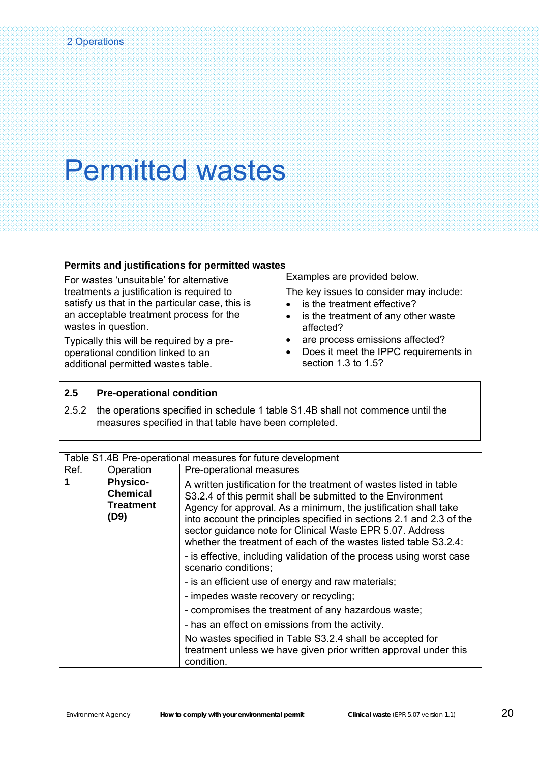# Permitted wastes

**Permits and justifications for permitted wastes**

For wastes 'unsuitable' for alternative treatments a justification is required to satisfy us that in the particular case, this is an acceptable treatment process for the wastes in question.

Typically this will be required by a pre-operational condition linked to an additional permitted wastes table.

Examples are provided below.

The key issues to consider may include:

- is the treatment effective?
- is the treatment of any other waste affected?
- are process emissions affected?
- Does it meet the IPPC requirements in section 1.3 to 1.5?

**2.5 Pre-operational condition**

2.5.2 the operations specified in schedule 1 table S1.4B shall not commence until the measures specified in that table have been completed.

| Table S1.4B Pre-operational measures for future development | | |
|---|---|---|
| Ref. | Operation | Pre-operational measures |
| **1** | **Physico-Chemical Treatment (D9)** | A written justification for the treatment of wastes listed in table S3.2.4 of this permit shall be submitted to the Environment Agency for approval. As a minimum, the justification shall take into account the principles specified in sections 2.1 and 2.3 of the sector guidance note for Clinical Waste EPR 5.07. Address whether the treatment of each of the wastes listed table S3.2.4:<br><br>- is effective, including validation of the process using worst case scenario conditions;<br><br>- is an efficient use of energy and raw materials;<br><br>- impedes waste recovery or recycling;<br><br>- compromises the treatment of any hazardous waste;<br><br>- has an effect on emissions from the activity.<br><br>No wastes specified in Table S3.2.4 shall be accepted for treatment unless we have given prior written approval under this condition. |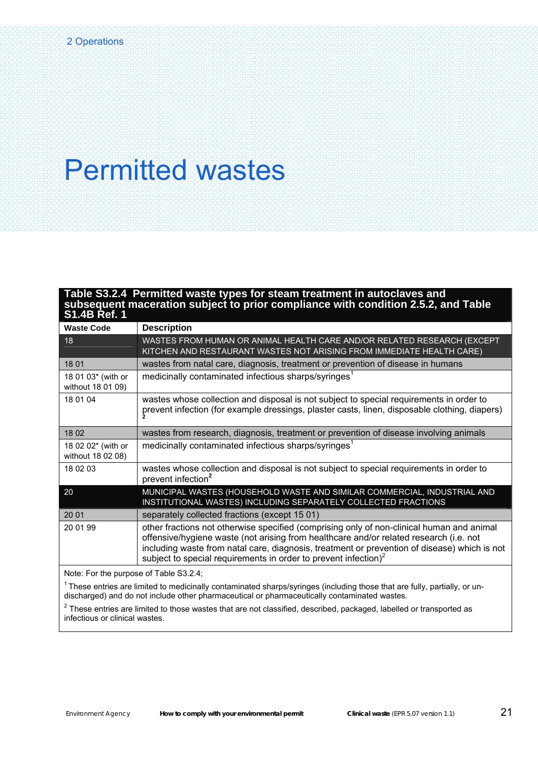# Permitted wastes

| Table S3.2.4 Permitted waste types for steam treatment in autoclaves and subsequent maceration subject to prior compliance with condition 2.5.2, and Table S1.4B Ref. 1 | |
|---|---|
| **Waste Code** | **Description** |
| 18 | WASTES FROM HUMAN OR ANIMAL HEALTH CARE AND/OR RELATED RESEARCH (EXCEPT KITCHEN AND RESTAURANT WASTES NOT ARISING FROM IMMEDIATE HEALTH CARE) |
| 18 01 | wastes from natal care, diagnosis, treatment or prevention of disease in humans |
| 18 01 03* (with or without 18 01 09) | medicinally contaminated infectious sharps/syringes[1] |
| 18 01 04 | wastes whose collection and disposal is not subject to special requirements in order to prevent infection (for example dressings, plaster casts, linen, disposable clothing, diapers)[2] |
| 18 02 | wastes from research, diagnosis, treatment or prevention of disease involving animals |
| 18 02 02* (with or without 18 02 08) | medicinally contaminated infectious sharps/syringes[1] |
| 18 02 03 | wastes whose collection and disposal is not subject to special requirements in order to prevent infection[2] |
| 20 | MUNICIPAL WASTES (HOUSEHOLD WASTE AND SIMILAR COMMERCIAL, INDUSTRIAL AND INSTITUTIONAL WASTES) INCLUDING SEPARATELY COLLECTED FRACTIONS |
| 20 01 | separately collected fractions (except 15 01) |
| 20 01 99 | other fractions not otherwise specified (comprising only of non-clinical human and animal offensive/hygiene waste (not arising from healthcare and/or related research (i.e. not including waste from natal care, diagnosis, treatment or prevention of disease) which is not subject to special requirements in order to prevent infection)[2] |

Note: For the purpose of Table S3.2.4;

[1] These entries are limited to medicinally contaminated sharps/syringes (including those that are fully, partially, or un-discharged) and do not include other pharmaceutical or pharmaceutically contaminated wastes.

[2] These entries are limited to those wastes that are not classified, described, packaged, labelled or transported as infectious or clinical wastes.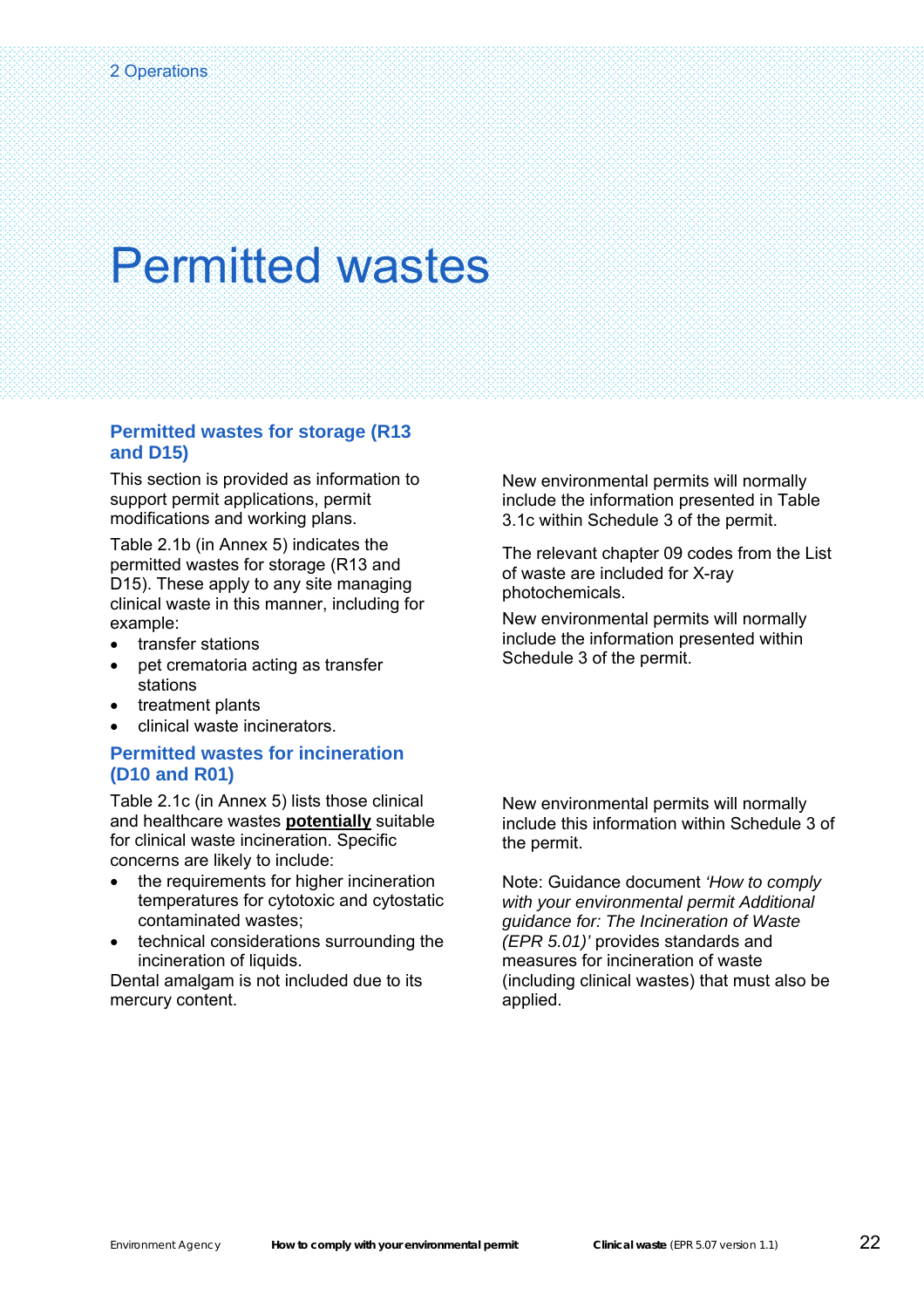# Permitted wastes

## Permitted wastes for storage (R13 and D15)

This section is provided as information to support permit applications, permit modifications and working plans.

Table 2.1b (in Annex 5) indicates the permitted wastes for storage (R13 and D15). These apply to any site managing clinical waste in this manner, including for example:

- transfer stations
- pet crematoria acting as transfer stations
- treatment plants
- clinical waste incinerators.

New environmental permits will normally include the information presented in Table 3.1c within Schedule 3 of the permit.

The relevant chapter 09 codes from the List of waste are included for X-ray photochemicals.

New environmental permits will normally include the information presented within Schedule 3 of the permit.

## Permitted wastes for incineration (D10 and R01)

Table 2.1c (in Annex 5) lists those clinical and healthcare wastes **potentially** suitable for clinical waste incineration. Specific concerns are likely to include:

- the requirements for higher incineration temperatures for cytotoxic and cytostatic contaminated wastes;
- technical considerations surrounding the incineration of liquids.

Dental amalgam is not included due to its mercury content.

New environmental permits will normally include this information within Schedule 3 of the permit.

Note: Guidance document *'How to comply with your environmental permit Additional guidance for: The Incineration of Waste (EPR 5.01)'* provides standards and measures for incineration of waste (including clinical wastes) that must also be applied.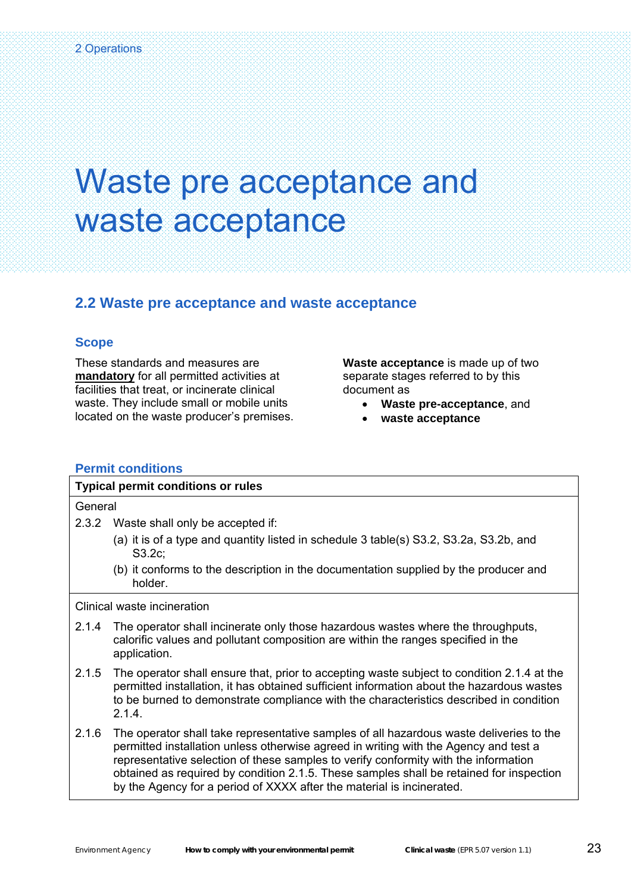# Waste pre acceptance and waste acceptance

## 2.2 Waste pre acceptance and waste acceptance

### Scope

These standards and measures are **mandatory** for all permitted activities at facilities that treat, or incinerate clinical waste. They include small or mobile units located on the waste producer's premises.

**Waste acceptance** is made up of two separate stages referred to by this document as

- **Waste pre-acceptance**, and
- **waste acceptance**

### Permit conditions

| Typical permit conditions or rules |
|---|
| General<br>2.3.2 Waste shall only be accepted if:<br>(a) it is of a type and quantity listed in schedule 3 table(s) S3.2, S3.2a, S3.2b, and S3.2c;<br>(b) it conforms to the description in the documentation supplied by the producer and holder. |
| Clinical waste incineration<br>2.1.4 The operator shall incinerate only those hazardous wastes where the throughputs, calorific values and pollutant composition are within the ranges specified in the application.<br>2.1.5 The operator shall ensure that, prior to accepting waste subject to condition 2.1.4 at the permitted installation, it has obtained sufficient information about the hazardous wastes to be burned to demonstrate compliance with the characteristics described in condition 2.1.4.<br>2.1.6 The operator shall take representative samples of all hazardous waste deliveries to the permitted installation unless otherwise agreed in writing with the Agency and test a representative selection of these samples to verify conformity with the information obtained as required by condition 2.1.5. These samples shall be retained for inspection by the Agency for a period of XXXX after the material is incinerated. |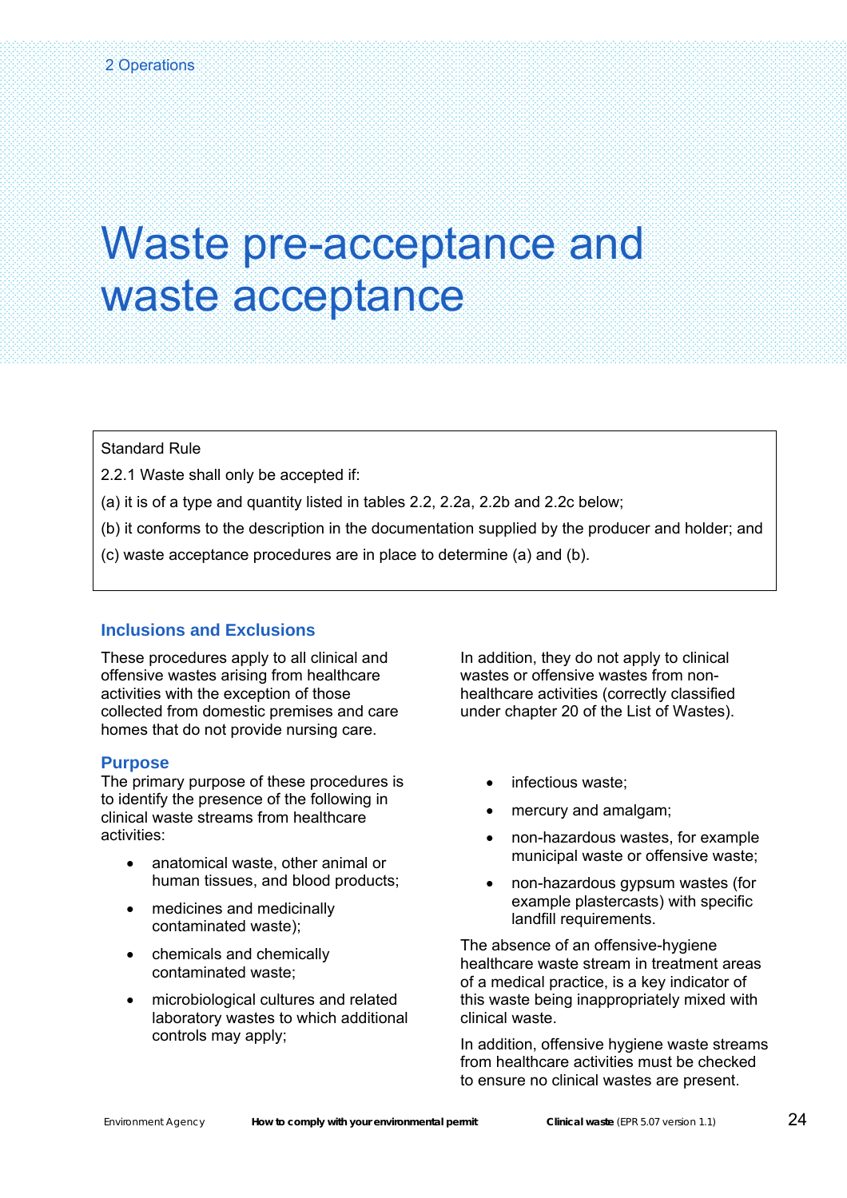# Waste pre-acceptance and waste acceptance

Standard Rule

2.2.1 Waste shall only be accepted if:

(a) it is of a type and quantity listed in tables 2.2, 2.2a, 2.2b and 2.2c below;

(b) it conforms to the description in the documentation supplied by the producer and holder; and

(c) waste acceptance procedures are in place to determine (a) and (b).

## Inclusions and Exclusions

These procedures apply to all clinical and offensive wastes arising from healthcare activities with the exception of those collected from domestic premises and care homes that do not provide nursing care.

In addition, they do not apply to clinical wastes or offensive wastes from non-healthcare activities (correctly classified under chapter 20 of the List of Wastes).

## Purpose

The primary purpose of these procedures is to identify the presence of the following in clinical waste streams from healthcare activities:

- anatomical waste, other animal or human tissues, and blood products;
- medicines and medicinally contaminated waste);
- chemicals and chemically contaminated waste;
- microbiological cultures and related laboratory wastes to which additional controls may apply;
- infectious waste;
- mercury and amalgam;
- non-hazardous wastes, for example municipal waste or offensive waste;
- non-hazardous gypsum wastes (for example plastercasts) with specific landfill requirements.

The absence of an offensive-hygiene healthcare waste stream in treatment areas of a medical practice, is a key indicator of this waste being inappropriately mixed with clinical waste.

In addition, offensive hygiene waste streams from healthcare activities must be checked to ensure no clinical wastes are present.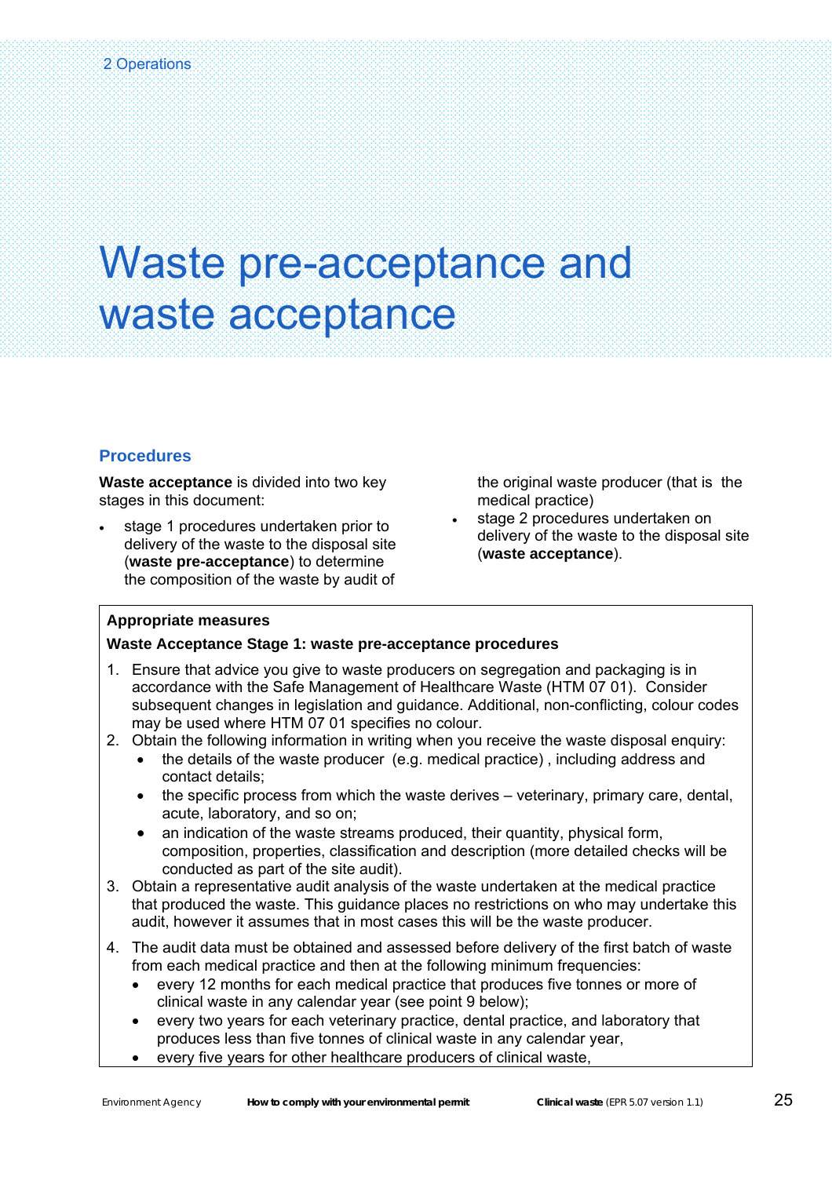# Waste pre-acceptance and waste acceptance

## Procedures

**Waste acceptance** is divided into two key stages in this document:

- stage 1 procedures undertaken prior to delivery of the waste to the disposal site (**waste pre-acceptance**) to determine the composition of the waste by audit of the original waste producer (that is the medical practice)
- stage 2 procedures undertaken on delivery of the waste to the disposal site (**waste acceptance**).

**Appropriate measures**

**Waste Acceptance Stage 1: waste pre-acceptance procedures**

1. Ensure that advice you give to waste producers on segregation and packaging is in accordance with the Safe Management of Healthcare Waste (HTM 07 01). Consider subsequent changes in legislation and guidance. Additional, non-conflicting, colour codes may be used where HTM 07 01 specifies no colour.
2. Obtain the following information in writing when you receive the waste disposal enquiry:
   - the details of the waste producer (e.g. medical practice) , including address and contact details;
   - the specific process from which the waste derives – veterinary, primary care, dental, acute, laboratory, and so on;
   - an indication of the waste streams produced, their quantity, physical form, composition, properties, classification and description (more detailed checks will be conducted as part of the site audit).
3. Obtain a representative audit analysis of the waste undertaken at the medical practice that produced the waste. This guidance places no restrictions on who may undertake this audit, however it assumes that in most cases this will be the waste producer.
4. The audit data must be obtained and assessed before delivery of the first batch of waste from each medical practice and then at the following minimum frequencies:
   - every 12 months for each medical practice that produces five tonnes or more of clinical waste in any calendar year (see point 9 below);
   - every two years for each veterinary practice, dental practice, and laboratory that produces less than five tonnes of clinical waste in any calendar year,
   - every five years for other healthcare producers of clinical waste,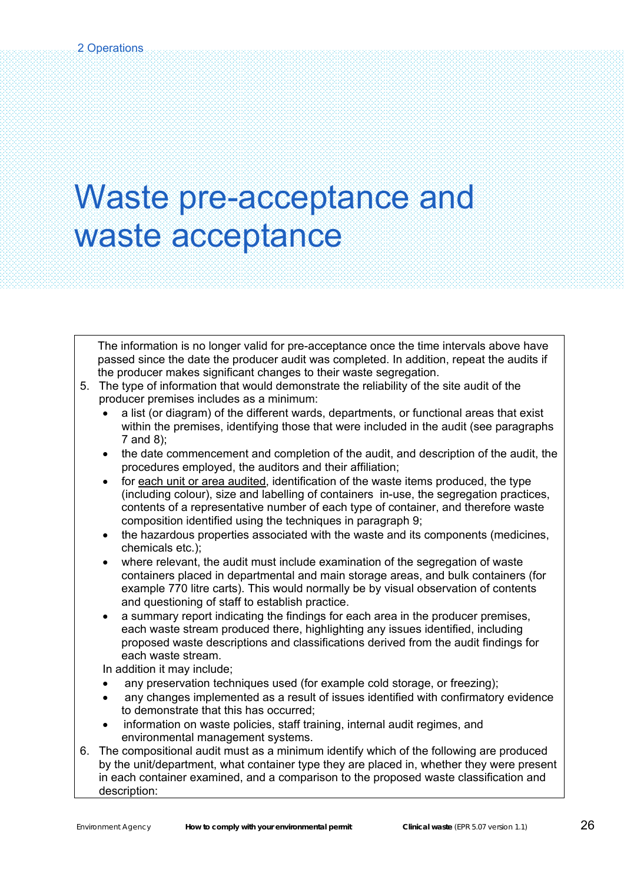# Waste pre-acceptance and waste acceptance

The information is no longer valid for pre-acceptance once the time intervals above have passed since the date the producer audit was completed. In addition, repeat the audits if the producer makes significant changes to their waste segregation.

5. The type of information that would demonstrate the reliability of the site audit of the producer premises includes as a minimum:
   - a list (or diagram) of the different wards, departments, or functional areas that exist within the premises, identifying those that were included in the audit (see paragraphs 7 and 8);
   - the date commencement and completion of the audit, and description of the audit, the procedures employed, the auditors and their affiliation;
   - for each unit or area audited, identification of the waste items produced, the type (including colour), size and labelling of containers in-use, the segregation practices, contents of a representative number of each type of container, and therefore waste composition identified using the techniques in paragraph 9;
   - the hazardous properties associated with the waste and its components (medicines, chemicals etc.);
   - where relevant, the audit must include examination of the segregation of waste containers placed in departmental and main storage areas, and bulk containers (for example 770 litre carts). This would normally be by visual observation of contents and questioning of staff to establish practice.
   - a summary report indicating the findings for each area in the producer premises, each waste stream produced there, highlighting any issues identified, including proposed waste descriptions and classifications derived from the audit findings for each waste stream.

   In addition it may include;
   - any preservation techniques used (for example cold storage, or freezing);
   - any changes implemented as a result of issues identified with confirmatory evidence to demonstrate that this has occurred;
   - information on waste policies, staff training, internal audit regimes, and environmental management systems.
6. The compositional audit must as a minimum identify which of the following are produced by the unit/department, what container type they are placed in, whether they were present in each container examined, and a comparison to the proposed waste classification and description: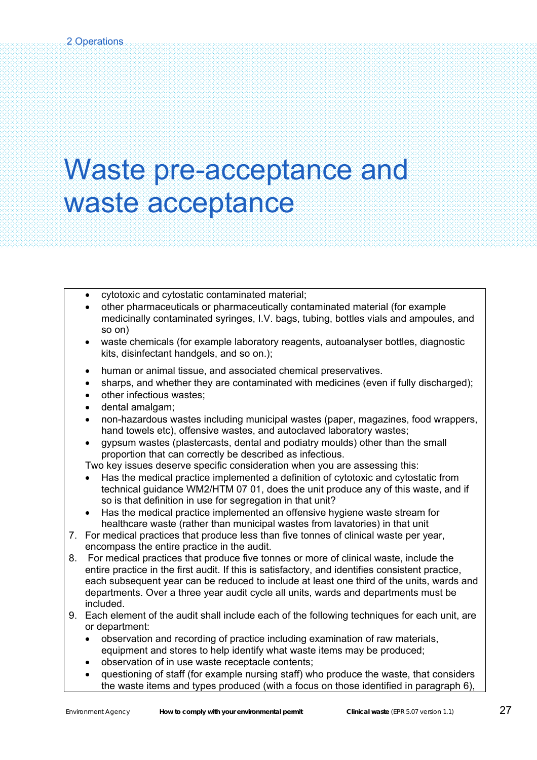# Waste pre-acceptance and waste acceptance

- cytotoxic and cytostatic contaminated material;
- other pharmaceuticals or pharmaceutically contaminated material (for example medicinally contaminated syringes, I.V. bags, tubing, bottles vials and ampoules, and so on)
- waste chemicals (for example laboratory reagents, autoanalyser bottles, diagnostic kits, disinfectant handgels, and so on.);
- human or animal tissue, and associated chemical preservatives.
- sharps, and whether they are contaminated with medicines (even if fully discharged);
- other infectious wastes;
- dental amalgam;
- non-hazardous wastes including municipal wastes (paper, magazines, food wrappers, hand towels etc), offensive wastes, and autoclaved laboratory wastes;
- gypsum wastes (plastercasts, dental and podiatry moulds) other than the small proportion that can correctly be described as infectious.

Two key issues deserve specific consideration when you are assessing this:

- Has the medical practice implemented a definition of cytotoxic and cytostatic from technical guidance WM2/HTM 07 01, does the unit produce any of this waste, and if so is that definition in use for segregation in that unit?
- Has the medical practice implemented an offensive hygiene waste stream for healthcare waste (rather than municipal wastes from lavatories) in that unit

7. For medical practices that produce less than five tonnes of clinical waste per year, encompass the entire practice in the audit.
8. For medical practices that produce five tonnes or more of clinical waste, include the entire practice in the first audit. If this is satisfactory, and identifies consistent practice, each subsequent year can be reduced to include at least one third of the units, wards and departments. Over a three year audit cycle all units, wards and departments must be included.
9. Each element of the audit shall include each of the following techniques for each unit, are or department:
   - observation and recording of practice including examination of raw materials, equipment and stores to help identify what waste items may be produced;
   - observation of in use waste receptacle contents;
   - questioning of staff (for example nursing staff) who produce the waste, that considers the waste items and types produced (with a focus on those identified in paragraph 6),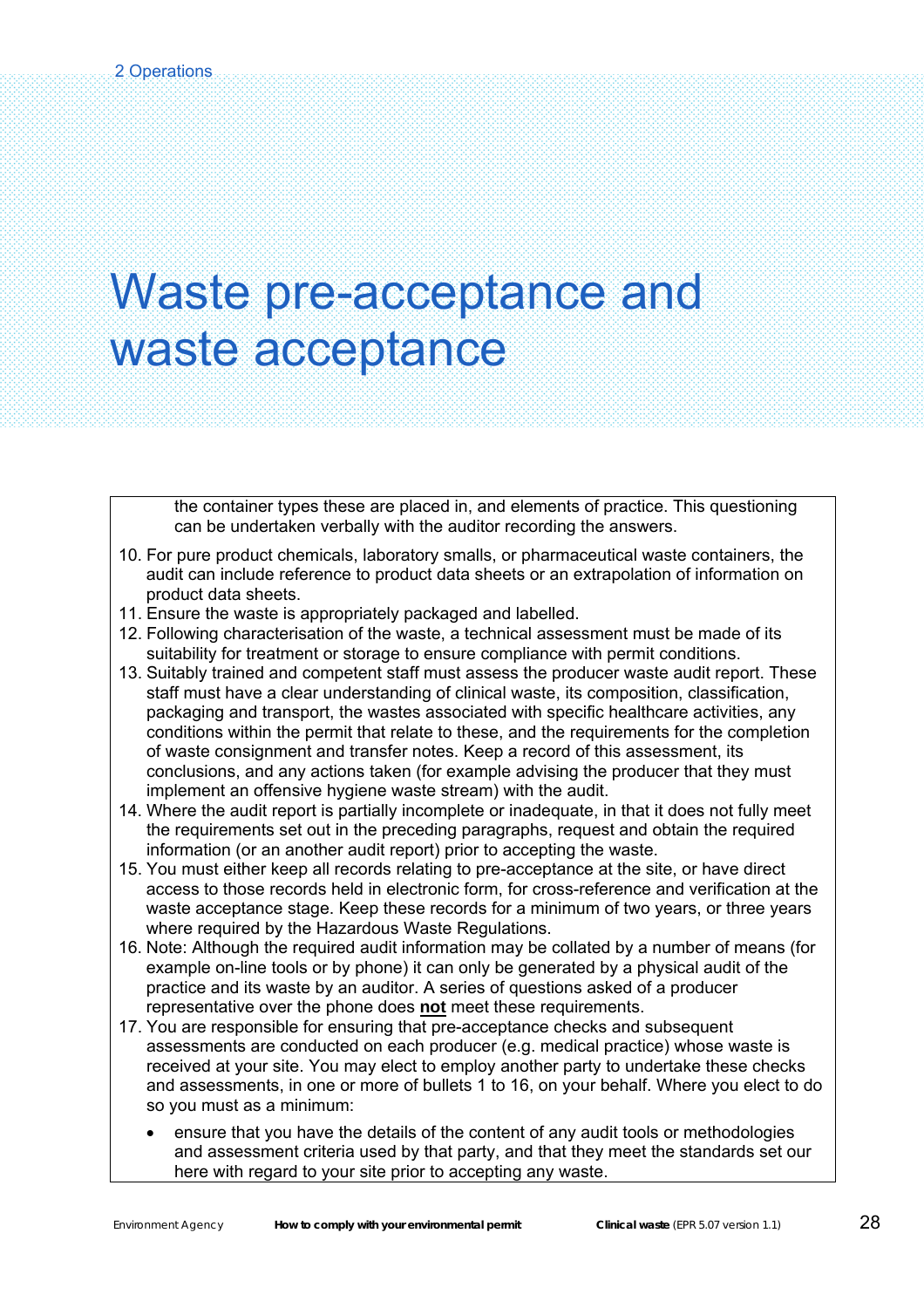# Waste pre-acceptance and waste acceptance

the container types these are placed in, and elements of practice. This questioning can be undertaken verbally with the auditor recording the answers.

10. For pure product chemicals, laboratory smalls, or pharmaceutical waste containers, the audit can include reference to product data sheets or an extrapolation of information on product data sheets.
11. Ensure the waste is appropriately packaged and labelled.
12. Following characterisation of the waste, a technical assessment must be made of its suitability for treatment or storage to ensure compliance with permit conditions.
13. Suitably trained and competent staff must assess the producer waste audit report. These staff must have a clear understanding of clinical waste, its composition, classification, packaging and transport, the wastes associated with specific healthcare activities, any conditions within the permit that relate to these, and the requirements for the completion of waste consignment and transfer notes. Keep a record of this assessment, its conclusions, and any actions taken (for example advising the producer that they must implement an offensive hygiene waste stream) with the audit.
14. Where the audit report is partially incomplete or inadequate, in that it does not fully meet the requirements set out in the preceding paragraphs, request and obtain the required information (or an another audit report) prior to accepting the waste.
15. You must either keep all records relating to pre-acceptance at the site, or have direct access to those records held in electronic form, for cross-reference and verification at the waste acceptance stage. Keep these records for a minimum of two years, or three years where required by the Hazardous Waste Regulations.
16. Note: Although the required audit information may be collated by a number of means (for example on-line tools or by phone) it can only be generated by a physical audit of the practice and its waste by an auditor. A series of questions asked of a producer representative over the phone does **not** meet these requirements.
17. You are responsible for ensuring that pre-acceptance checks and subsequent assessments are conducted on each producer (e.g. medical practice) whose waste is received at your site. You may elect to employ another party to undertake these checks and assessments, in one or more of bullets 1 to 16, on your behalf. Where you elect to do so you must as a minimum:
    - ensure that you have the details of the content of any audit tools or methodologies and assessment criteria used by that party, and that they meet the standards set our here with regard to your site prior to accepting any waste.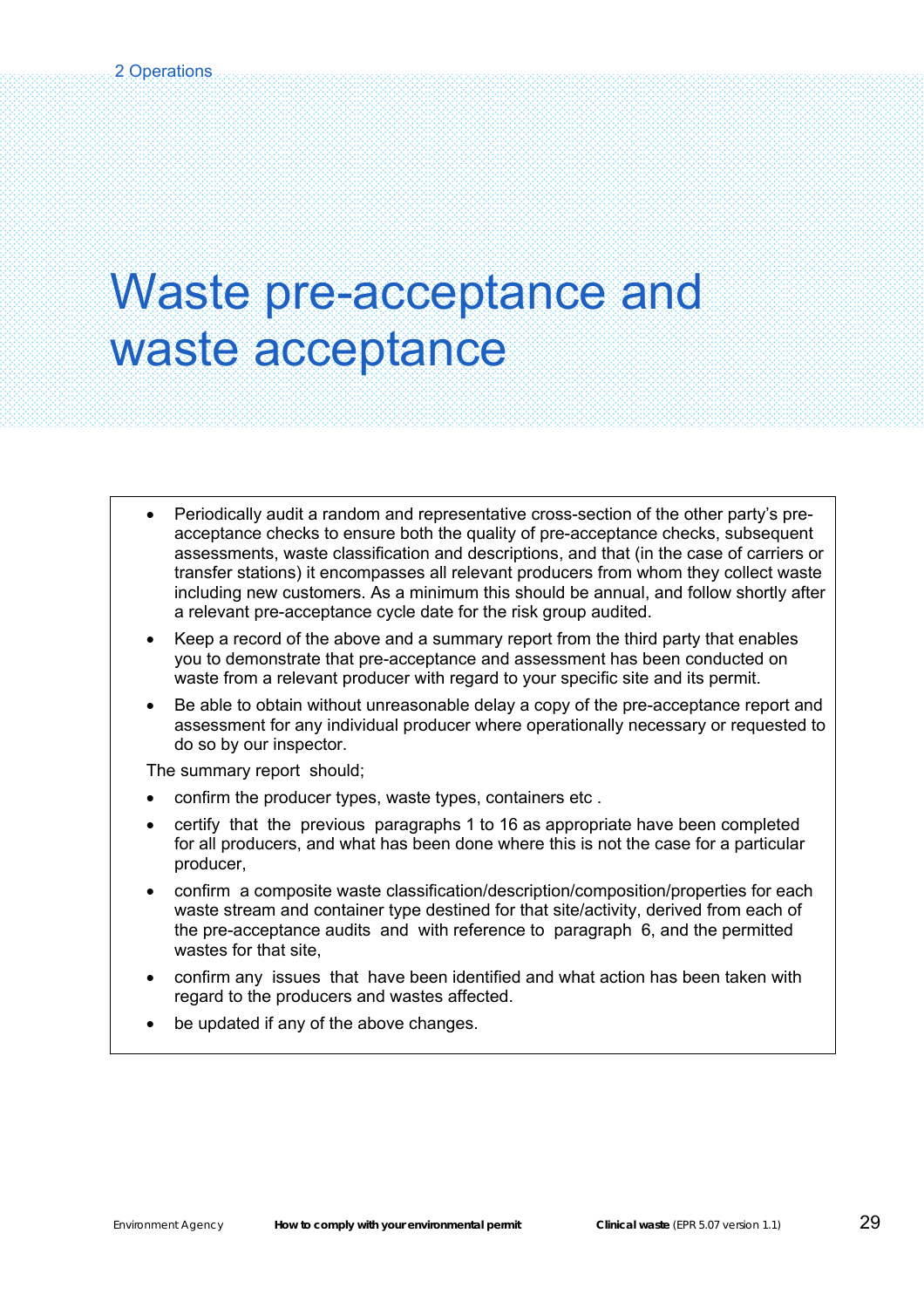# Waste pre-acceptance and waste acceptance

- Periodically audit a random and representative cross-section of the other party's pre-acceptance checks to ensure both the quality of pre-acceptance checks, subsequent assessments, waste classification and descriptions, and that (in the case of carriers or transfer stations) it encompasses all relevant producers from whom they collect waste including new customers. As a minimum this should be annual, and follow shortly after a relevant pre-acceptance cycle date for the risk group audited.
- Keep a record of the above and a summary report from the third party that enables you to demonstrate that pre-acceptance and assessment has been conducted on waste from a relevant producer with regard to your specific site and its permit.
- Be able to obtain without unreasonable delay a copy of the pre-acceptance report and assessment for any individual producer where operationally necessary or requested to do so by our inspector.

The summary report should;

- confirm the producer types, waste types, containers etc .
- certify that the previous paragraphs 1 to 16 as appropriate have been completed for all producers, and what has been done where this is not the case for a particular producer,
- confirm a composite waste classification/description/composition/properties for each waste stream and container type destined for that site/activity, derived from each of the pre-acceptance audits and with reference to paragraph 6, and the permitted wastes for that site,
- confirm any issues that have been identified and what action has been taken with regard to the producers and wastes affected.
- be updated if any of the above changes.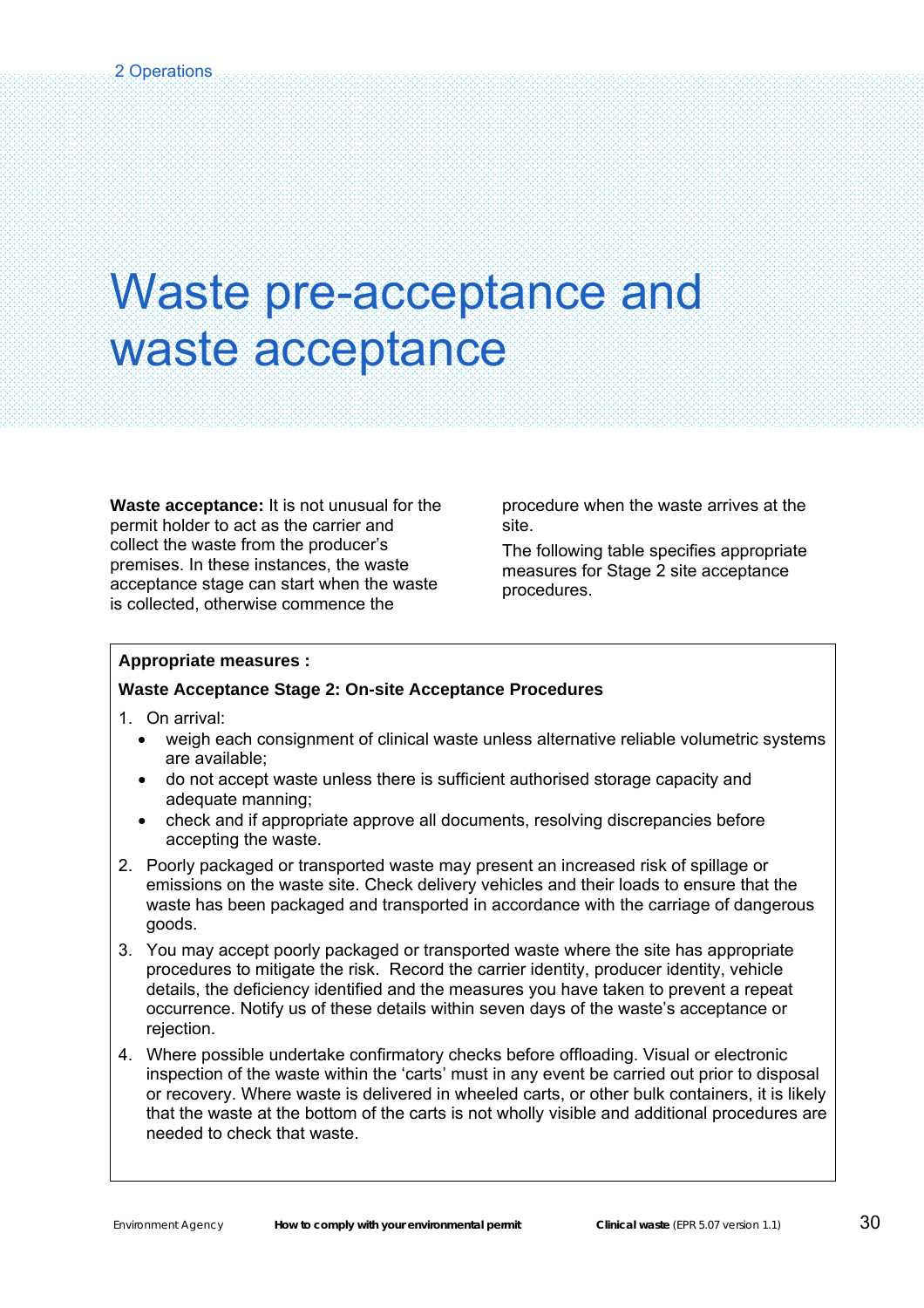# Waste pre-acceptance and waste acceptance

**Waste acceptance:** It is not unusual for the permit holder to act as the carrier and collect the waste from the producer's premises. In these instances, the waste acceptance stage can start when the waste is collected, otherwise commence the procedure when the waste arrives at the site.

The following table specifies appropriate measures for Stage 2 site acceptance procedures.

**Appropriate measures :**

**Waste Acceptance Stage 2: On-site Acceptance Procedures**

1. On arrival:
   - weigh each consignment of clinical waste unless alternative reliable volumetric systems are available;
   - do not accept waste unless there is sufficient authorised storage capacity and adequate manning;
   - check and if appropriate approve all documents, resolving discrepancies before accepting the waste.
2. Poorly packaged or transported waste may present an increased risk of spillage or emissions on the waste site. Check delivery vehicles and their loads to ensure that the waste has been packaged and transported in accordance with the carriage of dangerous goods.
3. You may accept poorly packaged or transported waste where the site has appropriate procedures to mitigate the risk. Record the carrier identity, producer identity, vehicle details, the deficiency identified and the measures you have taken to prevent a repeat occurrence. Notify us of these details within seven days of the waste's acceptance or rejection.
4. Where possible undertake confirmatory checks before offloading. Visual or electronic inspection of the waste within the 'carts' must in any event be carried out prior to disposal or recovery. Where waste is delivered in wheeled carts, or other bulk containers, it is likely that the waste at the bottom of the carts is not wholly visible and additional procedures are needed to check that waste.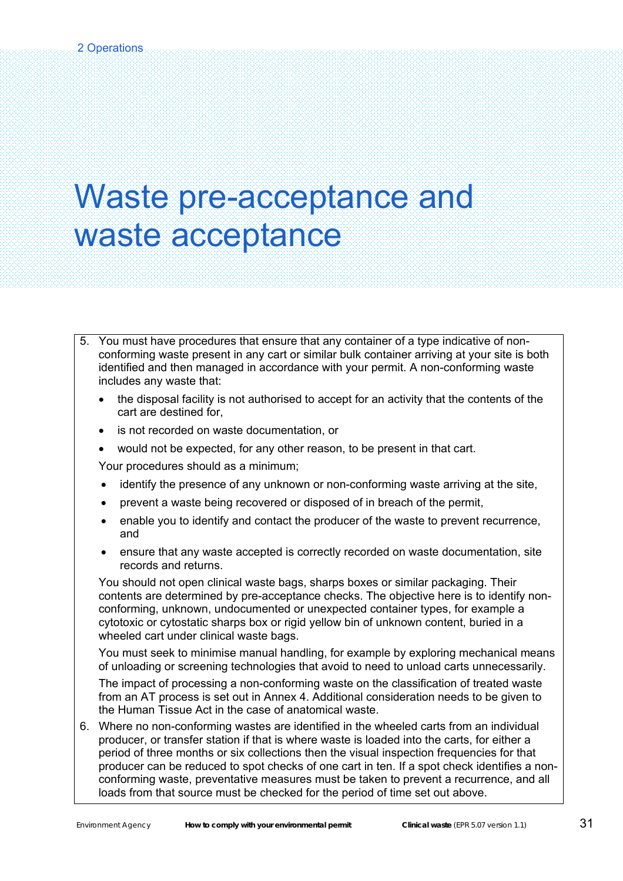# Waste pre-acceptance and waste acceptance

5. You must have procedures that ensure that any container of a type indicative of non-conforming waste present in any cart or similar bulk container arriving at your site is both identified and then managed in accordance with your permit. A non-conforming waste includes any waste that:

   - the disposal facility is not authorised to accept for an activity that the contents of the cart are destined for,
   - is not recorded on waste documentation, or
   - would not be expected, for any other reason, to be present in that cart.

   Your procedures should as a minimum;

   - identify the presence of any unknown or non-conforming waste arriving at the site,
   - prevent a waste being recovered or disposed of in breach of the permit,
   - enable you to identify and contact the producer of the waste to prevent recurrence, and
   - ensure that any waste accepted is correctly recorded on waste documentation, site records and returns.

   You should not open clinical waste bags, sharps boxes or similar packaging. Their contents are determined by pre-acceptance checks. The objective here is to identify non-conforming, unknown, undocumented or unexpected container types, for example a cytotoxic or cytostatic sharps box or rigid yellow bin of unknown content, buried in a wheeled cart under clinical waste bags.

   You must seek to minimise manual handling, for example by exploring mechanical means of unloading or screening technologies that avoid to need to unload carts unnecessarily.

   The impact of processing a non-conforming waste on the classification of treated waste from an AT process is set out in Annex 4. Additional consideration needs to be given to the Human Tissue Act in the case of anatomical waste.

6. Where no non-conforming wastes are identified in the wheeled carts from an individual producer, or transfer station if that is where waste is loaded into the carts, for either a period of three months or six collections then the visual inspection frequencies for that producer can be reduced to spot checks of one cart in ten. If a spot check identifies a non-conforming waste, preventative measures must be taken to prevent a recurrence, and all loads from that source must be checked for the period of time set out above.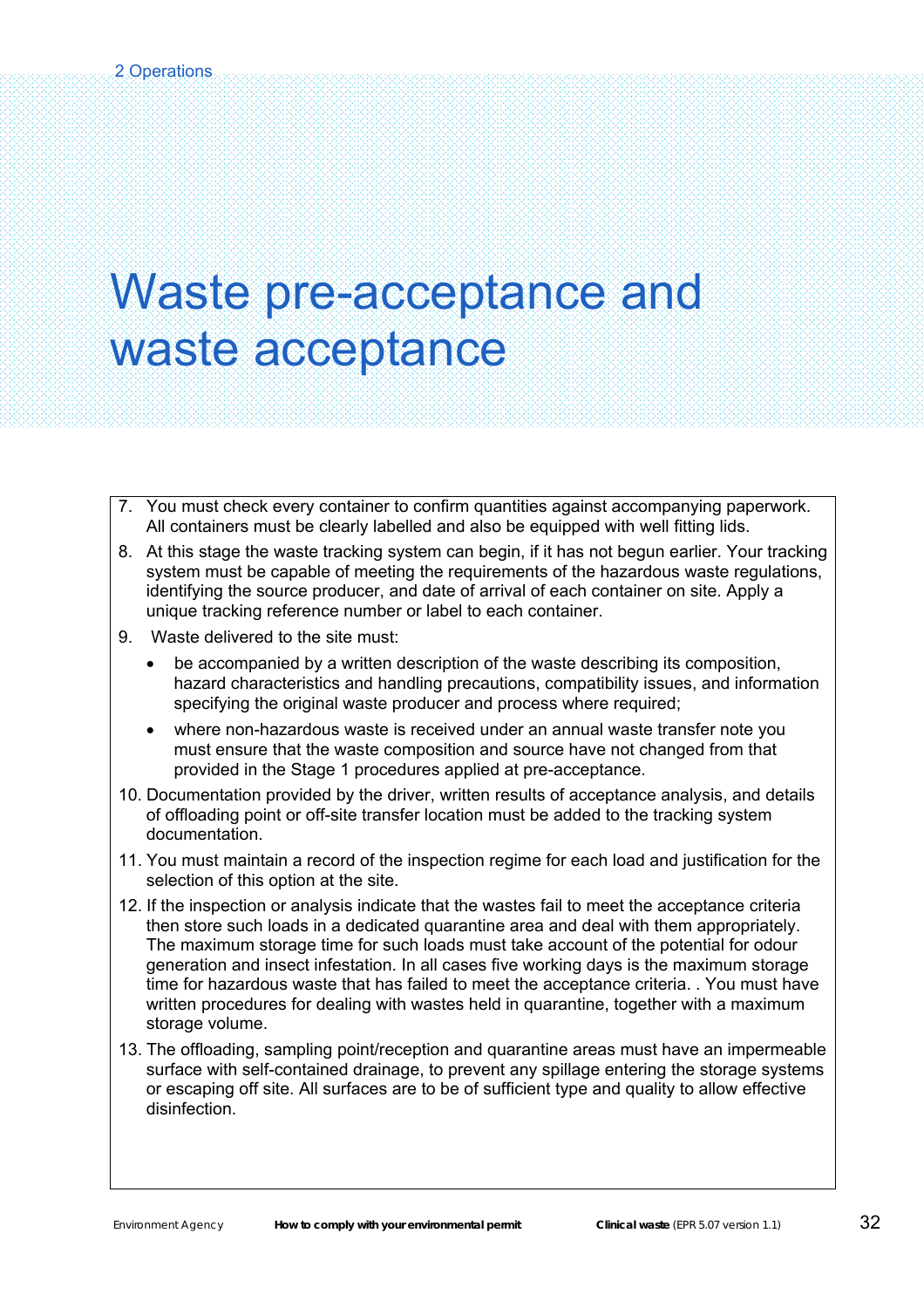# Waste pre-acceptance and waste acceptance

7. You must check every container to confirm quantities against accompanying paperwork. All containers must be clearly labelled and also be equipped with well fitting lids.
8. At this stage the waste tracking system can begin, if it has not begun earlier. Your tracking system must be capable of meeting the requirements of the hazardous waste regulations, identifying the source producer, and date of arrival of each container on site. Apply a unique tracking reference number or label to each container.
9. Waste delivered to the site must:
   - be accompanied by a written description of the waste describing its composition, hazard characteristics and handling precautions, compatibility issues, and information specifying the original waste producer and process where required;
   - where non-hazardous waste is received under an annual waste transfer note you must ensure that the waste composition and source have not changed from that provided in the Stage 1 procedures applied at pre-acceptance.
10. Documentation provided by the driver, written results of acceptance analysis, and details of offloading point or off-site transfer location must be added to the tracking system documentation.
11. You must maintain a record of the inspection regime for each load and justification for the selection of this option at the site.
12. If the inspection or analysis indicate that the wastes fail to meet the acceptance criteria then store such loads in a dedicated quarantine area and deal with them appropriately. The maximum storage time for such loads must take account of the potential for odour generation and insect infestation. In all cases five working days is the maximum storage time for hazardous waste that has failed to meet the acceptance criteria. . You must have written procedures for dealing with wastes held in quarantine, together with a maximum storage volume.
13. The offloading, sampling point/reception and quarantine areas must have an impermeable surface with self-contained drainage, to prevent any spillage entering the storage systems or escaping off site. All surfaces are to be of sufficient type and quality to allow effective disinfection.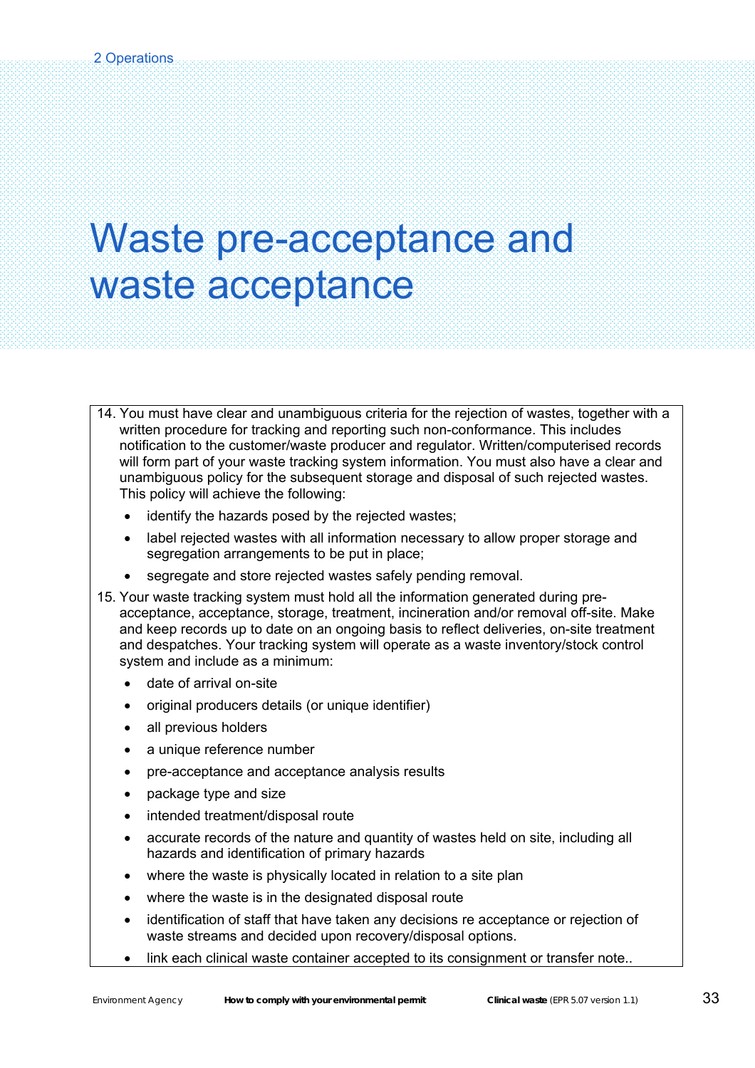# Waste pre-acceptance and waste acceptance

14. You must have clear and unambiguous criteria for the rejection of wastes, together with a written procedure for tracking and reporting such non-conformance. This includes notification to the customer/waste producer and regulator. Written/computerised records will form part of your waste tracking system information. You must also have a clear and unambiguous policy for the subsequent storage and disposal of such rejected wastes. This policy will achieve the following:
    - identify the hazards posed by the rejected wastes;
    - label rejected wastes with all information necessary to allow proper storage and segregation arrangements to be put in place;
    - segregate and store rejected wastes safely pending removal.
15. Your waste tracking system must hold all the information generated during pre-acceptance, acceptance, storage, treatment, incineration and/or removal off-site. Make and keep records up to date on an ongoing basis to reflect deliveries, on-site treatment and despatches. Your tracking system will operate as a waste inventory/stock control system and include as a minimum:
    - date of arrival on-site
    - original producers details (or unique identifier)
    - all previous holders
    - a unique reference number
    - pre-acceptance and acceptance analysis results
    - package type and size
    - intended treatment/disposal route
    - accurate records of the nature and quantity of wastes held on site, including all hazards and identification of primary hazards
    - where the waste is physically located in relation to a site plan
    - where the waste is in the designated disposal route
    - identification of staff that have taken any decisions re acceptance or rejection of waste streams and decided upon recovery/disposal options.
    - link each clinical waste container accepted to its consignment or transfer note..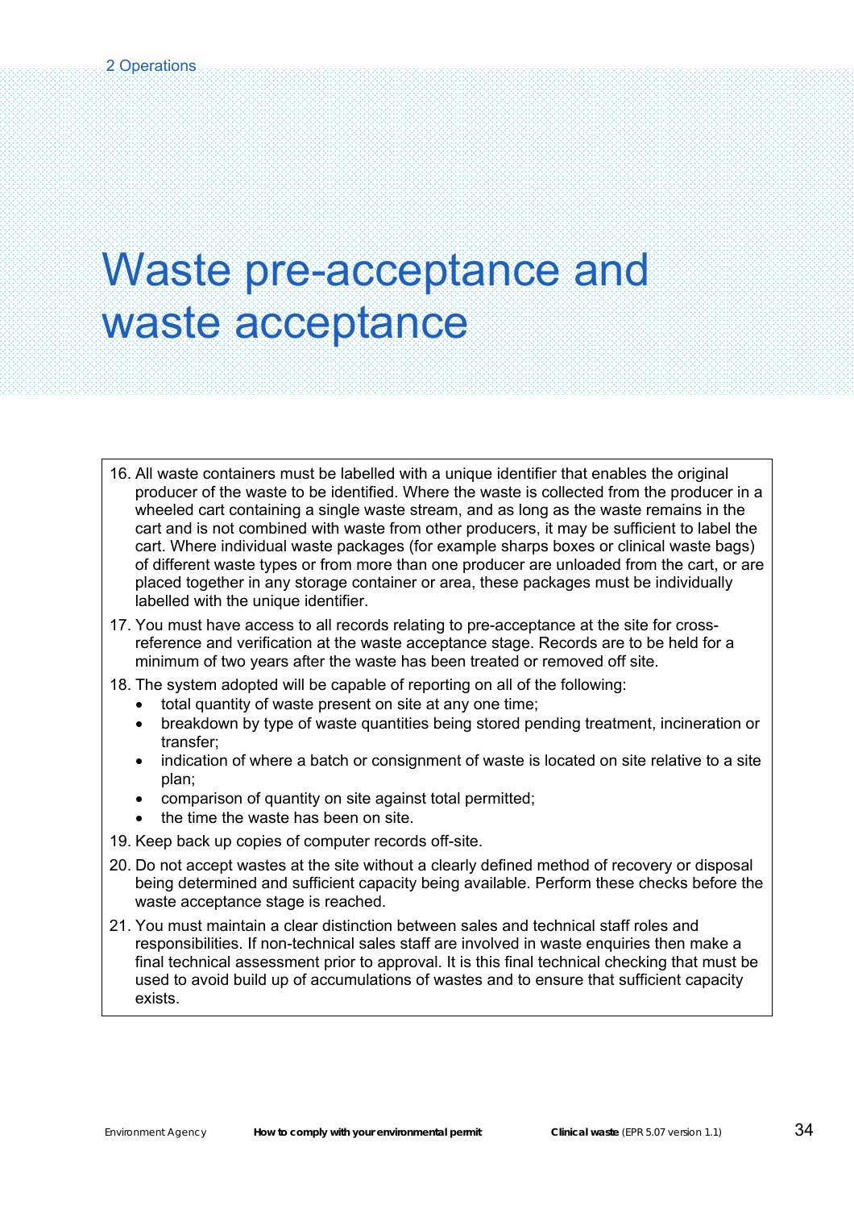# Waste pre-acceptance and waste acceptance

16. All waste containers must be labelled with a unique identifier that enables the original producer of the waste to be identified. Where the waste is collected from the producer in a wheeled cart containing a single waste stream, and as long as the waste remains in the cart and is not combined with waste from other producers, it may be sufficient to label the cart. Where individual waste packages (for example sharps boxes or clinical waste bags) of different waste types or from more than one producer are unloaded from the cart, or are placed together in any storage container or area, these packages must be individually labelled with the unique identifier.
17. You must have access to all records relating to pre-acceptance at the site for cross-reference and verification at the waste acceptance stage. Records are to be held for a minimum of two years after the waste has been treated or removed off site.
18. The system adopted will be capable of reporting on all of the following:
    - total quantity of waste present on site at any one time;
    - breakdown by type of waste quantities being stored pending treatment, incineration or transfer;
    - indication of where a batch or consignment of waste is located on site relative to a site plan;
    - comparison of quantity on site against total permitted;
    - the time the waste has been on site.
19. Keep back up copies of computer records off-site.
20. Do not accept wastes at the site without a clearly defined method of recovery or disposal being determined and sufficient capacity being available. Perform these checks before the waste acceptance stage is reached.
21. You must maintain a clear distinction between sales and technical staff roles and responsibilities. If non-technical sales staff are involved in waste enquiries then make a final technical assessment prior to approval. It is this final technical checking that must be used to avoid build up of accumulations of wastes and to ensure that sufficient capacity exists.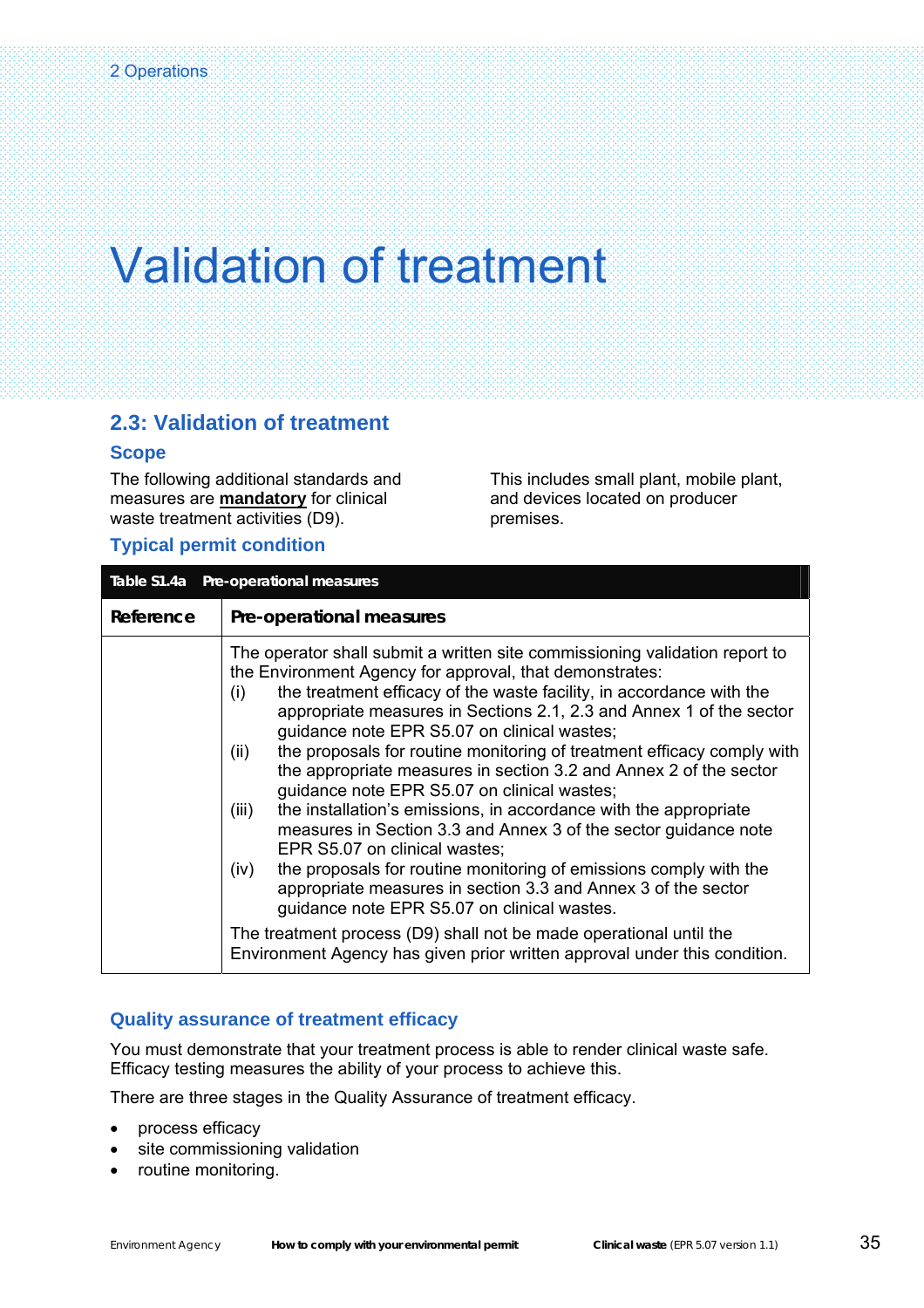# Validation of treatment

## 2.3: Validation of treatment

### Scope

The following additional standards and measures are **mandatory** for clinical waste treatment activities (D9).

This includes small plant, mobile plant, and devices located on producer premises.

### Typical permit condition

| Table S1.4a Pre-operational measures | |
|---|---|
| **Reference** | **Pre-operational measures** |
| | The operator shall submit a written site commissioning validation report to the Environment Agency for approval, that demonstrates:<br>(i) the treatment efficacy of the waste facility, in accordance with the appropriate measures in Sections 2.1, 2.3 and Annex 1 of the sector guidance note EPR S5.07 on clinical wastes;<br>(ii) the proposals for routine monitoring of treatment efficacy comply with the appropriate measures in section 3.2 and Annex 2 of the sector guidance note EPR S5.07 on clinical wastes;<br>(iii) the installation's emissions, in accordance with the appropriate measures in Section 3.3 and Annex 3 of the sector guidance note EPR S5.07 on clinical wastes;<br>(iv) the proposals for routine monitoring of emissions comply with the appropriate measures in section 3.3 and Annex 3 of the sector guidance note EPR S5.07 on clinical wastes.<br>The treatment process (D9) shall not be made operational until the Environment Agency has given prior written approval under this condition. |

### Quality assurance of treatment efficacy

You must demonstrate that your treatment process is able to render clinical waste safe. Efficacy testing measures the ability of your process to achieve this.

There are three stages in the Quality Assurance of treatment efficacy.

- process efficacy
- site commissioning validation
- routine monitoring.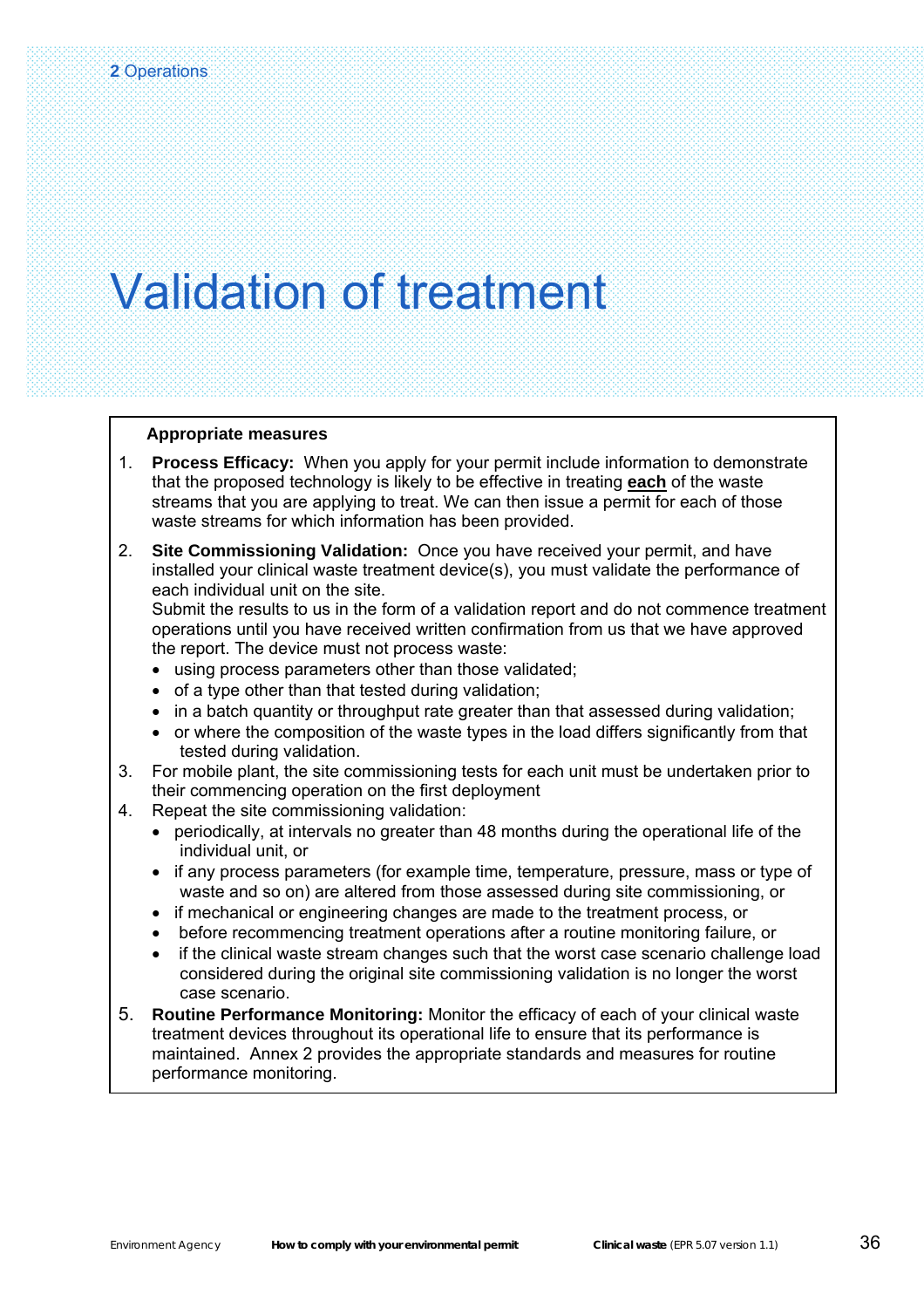2 Operations

# Validation of treatment

**Appropriate measures**

1. **Process Efficacy:** When you apply for your permit include information to demonstrate that the proposed technology is likely to be effective in treating **each** of the waste streams that you are applying to treat. We can then issue a permit for each of those waste streams for which information has been provided.
2. **Site Commissioning Validation:** Once you have received your permit, and have installed your clinical waste treatment device(s), you must validate the performance of each individual unit on the site.
   Submit the results to us in the form of a validation report and do not commence treatment operations until you have received written confirmation from us that we have approved the report. The device must not process waste:
   - using process parameters other than those validated;
   - of a type other than that tested during validation;
   - in a batch quantity or throughput rate greater than that assessed during validation;
   - or where the composition of the waste types in the load differs significantly from that tested during validation.
3. For mobile plant, the site commissioning tests for each unit must be undertaken prior to their commencing operation on the first deployment
4. Repeat the site commissioning validation:
   - periodically, at intervals no greater than 48 months during the operational life of the individual unit, or
   - if any process parameters (for example time, temperature, pressure, mass or type of waste and so on) are altered from those assessed during site commissioning, or
   - if mechanical or engineering changes are made to the treatment process, or
   - before recommencing treatment operations after a routine monitoring failure, or
   - if the clinical waste stream changes such that the worst case scenario challenge load considered during the original site commissioning validation is no longer the worst case scenario.
5. **Routine Performance Monitoring:** Monitor the efficacy of each of your clinical waste treatment devices throughout its operational life to ensure that its performance is maintained. Annex 2 provides the appropriate standards and measures for routine performance monitoring.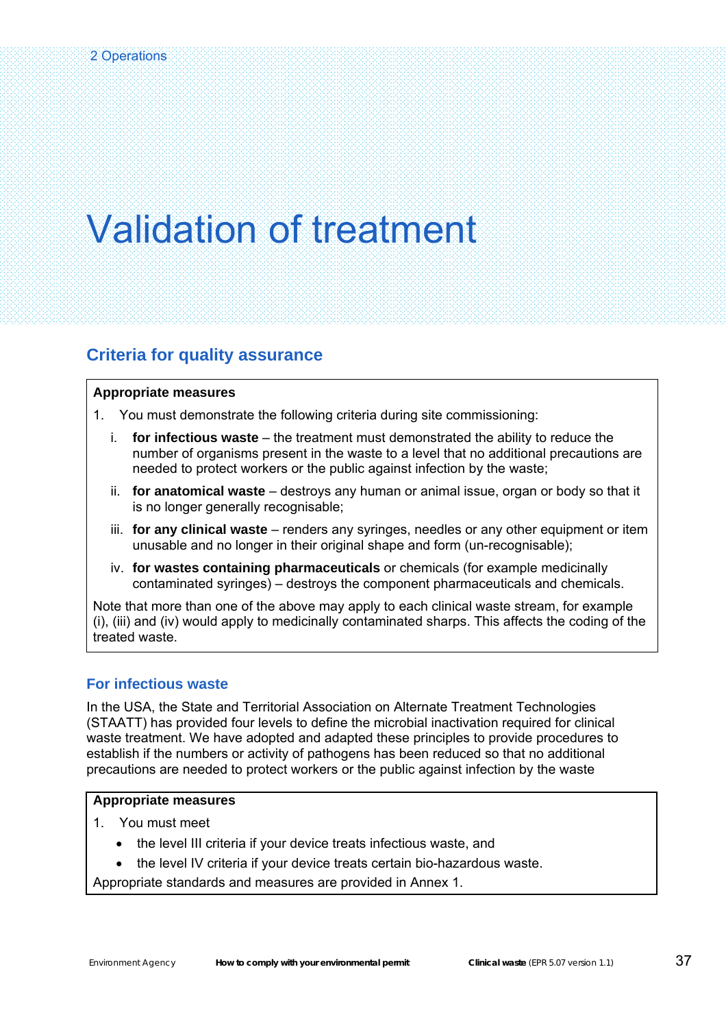# Validation of treatment

## Criteria for quality assurance

**Appropriate measures**

1. You must demonstrate the following criteria during site commissioning:
   - i. **for infectious waste** – the treatment must demonstrated the ability to reduce the number of organisms present in the waste to a level that no additional precautions are needed to protect workers or the public against infection by the waste;
   - ii. **for anatomical waste** – destroys any human or animal issue, organ or body so that it is no longer generally recognisable;
   - iii. **for any clinical waste** – renders any syringes, needles or any other equipment or item unusable and no longer in their original shape and form (un-recognisable);
   - iv. **for wastes containing pharmaceuticals** or chemicals (for example medicinally contaminated syringes) – destroys the component pharmaceuticals and chemicals.

Note that more than one of the above may apply to each clinical waste stream, for example (i), (iii) and (iv) would apply to medicinally contaminated sharps. This affects the coding of the treated waste.

### For infectious waste

In the USA, the State and Territorial Association on Alternate Treatment Technologies (STAATT) has provided four levels to define the microbial inactivation required for clinical waste treatment. We have adopted and adapted these principles to provide procedures to establish if the numbers or activity of pathogens has been reduced so that no additional precautions are needed to protect workers or the public against infection by the waste

**Appropriate measures**

1. You must meet
   - the level III criteria if your device treats infectious waste, and
   - the level IV criteria if your device treats certain bio-hazardous waste.

Appropriate standards and measures are provided in Annex 1.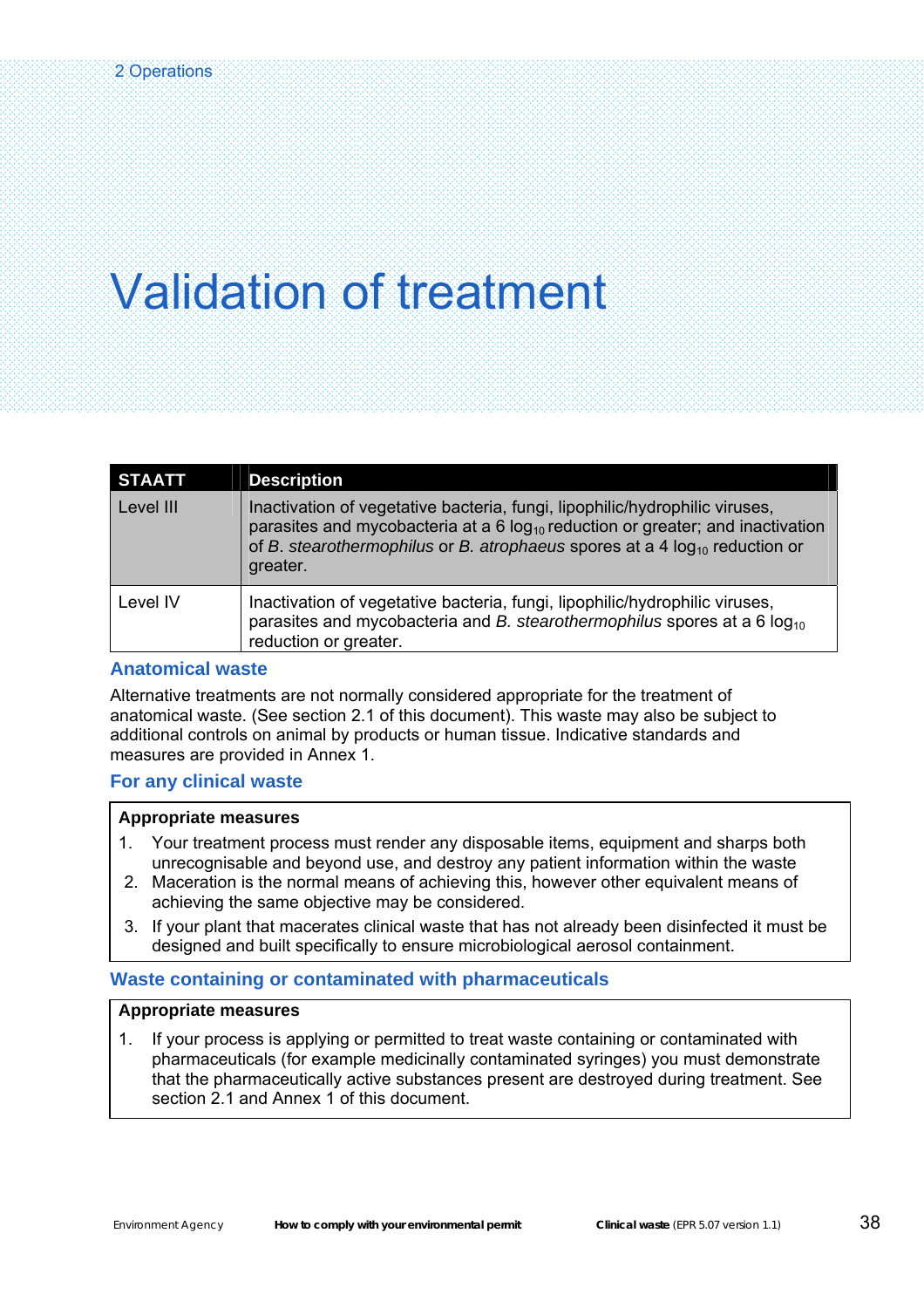# Validation of treatment

| STAATT | Description |
|---|---|
| Level III | Inactivation of vegetative bacteria, fungi, lipophilic/hydrophilic viruses, parasites and mycobacteria at a 6 $log_{10}$ reduction or greater; and inactivation of *B. stearothermophilus* or *B. atrophaeus* spores at a 4 $log_{10}$ reduction or greater. |
| Level IV | Inactivation of vegetative bacteria, fungi, lipophilic/hydrophilic viruses, parasites and mycobacteria and *B. stearothermophilus* spores at a 6 $log_{10}$ reduction or greater. |

### Anatomical waste

Alternative treatments are not normally considered appropriate for the treatment of anatomical waste. (See section 2.1 of this document). This waste may also be subject to additional controls on animal by products or human tissue. Indicative standards and measures are provided in Annex 1.

### For any clinical waste

**Appropriate measures**

1. Your treatment process must render any disposable items, equipment and sharps both unrecognisable and beyond use, and destroy any patient information within the waste
2. Maceration is the normal means of achieving this, however other equivalent means of achieving the same objective may be considered.
3. If your plant that macerates clinical waste that has not already been disinfected it must be designed and built specifically to ensure microbiological aerosol containment.

### Waste containing or contaminated with pharmaceuticals

**Appropriate measures**

1. If your process is applying or permitted to treat waste containing or contaminated with pharmaceuticals (for example medicinally contaminated syringes) you must demonstrate that the pharmaceutically active substances present are destroyed during treatment. See section 2.1 and Annex 1 of this document.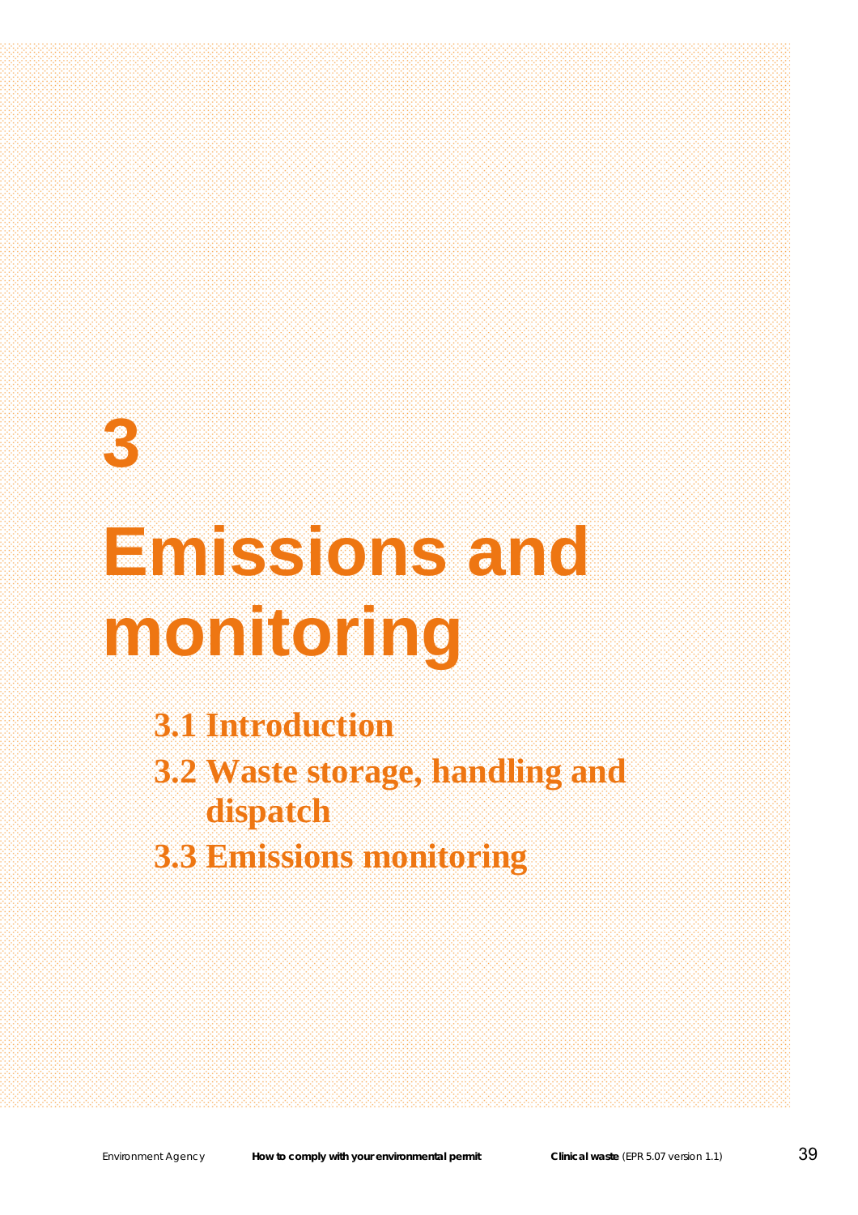# 3

# Emissions and monitoring

- 3.1 Introduction
- 3.2 Waste storage, handling and dispatch
- 3.3 Emissions monitoring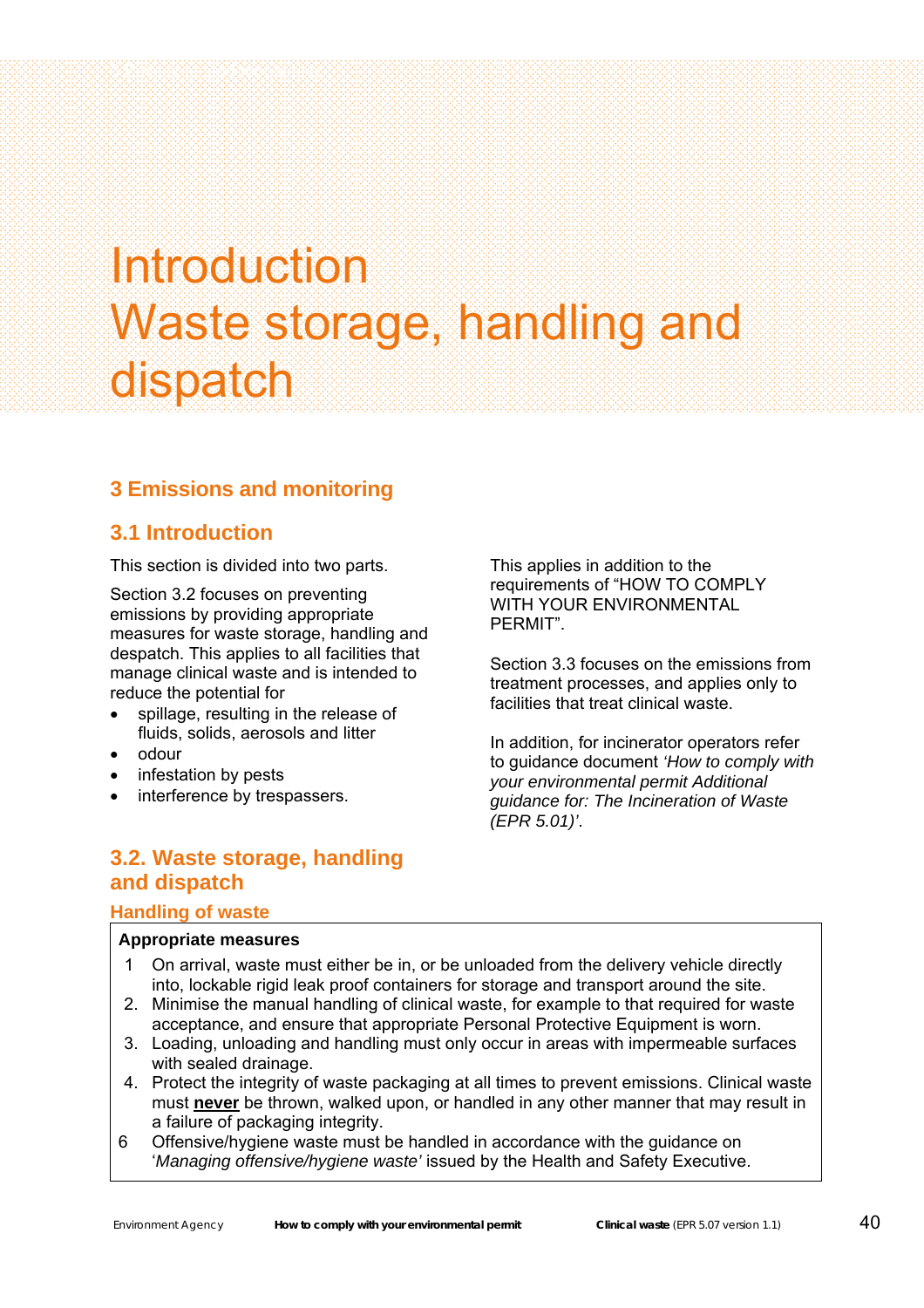# Introduction
# Waste storage, handling and dispatch

## 3 Emissions and monitoring

### 3.1 Introduction

This section is divided into two parts.

Section 3.2 focuses on preventing emissions by providing appropriate measures for waste storage, handling and despatch. This applies to all facilities that manage clinical waste and is intended to reduce the potential for

- spillage, resulting in the release of fluids, solids, aerosols and litter
- odour
- infestation by pests
- interference by trespassers.

This applies in addition to the requirements of "HOW TO COMPLY WITH YOUR ENVIRONMENTAL PERMIT".

Section 3.3 focuses on the emissions from treatment processes, and applies only to facilities that treat clinical waste.

In addition, for incinerator operators refer to guidance document *'How to comply with your environmental permit Additional guidance for: The Incineration of Waste (EPR 5.01)'*.

### 3.2. Waste storage, handling and dispatch

#### Handling of waste

**Appropriate measures**

1 On arrival, waste must either be in, or be unloaded from the delivery vehicle directly into, lockable rigid leak proof containers for storage and transport around the site.

2. Minimise the manual handling of clinical waste, for example to that required for waste acceptance, and ensure that appropriate Personal Protective Equipment is worn.

3. Loading, unloading and handling must only occur in areas with impermeable surfaces with sealed drainage.

4. Protect the integrity of waste packaging at all times to prevent emissions. Clinical waste must **never** be thrown, walked upon, or handled in any other manner that may result in a failure of packaging integrity.

6 Offensive/hygiene waste must be handled in accordance with the guidance on '*Managing offensive/hygiene waste'* issued by the Health and Safety Executive.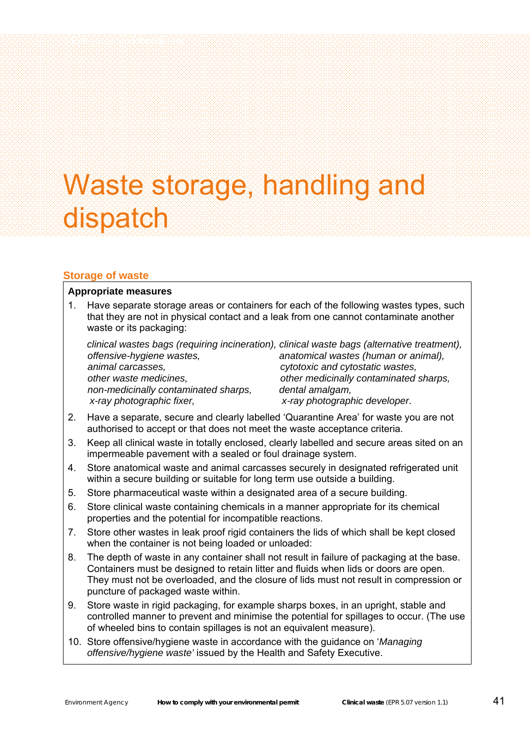# Waste storage, handling and dispatch

## Storage of waste

**Appropriate measures**

1. Have separate storage areas or containers for each of the following wastes types, such that they are not in physical contact and a leak from one cannot contaminate another waste or its packaging:

   *clinical wastes bags (requiring incineration), clinical waste bags (alternative treatment), offensive-hygiene wastes, anatomical wastes (human or animal), animal carcasses, cytotoxic and cytostatic wastes, other waste medicines, other medicinally contaminated sharps, non-medicinally contaminated sharps, dental amalgam, x-ray photographic fixer, x-ray photographic developer*.

2. Have a separate, secure and clearly labelled 'Quarantine Area' for waste you are not authorised to accept or that does not meet the waste acceptance criteria.
3. Keep all clinical waste in totally enclosed, clearly labelled and secure areas sited on an impermeable pavement with a sealed or foul drainage system.
4. Store anatomical waste and animal carcasses securely in designated refrigerated unit within a secure building or suitable for long term use outside a building.
5. Store pharmaceutical waste within a designated area of a secure building.
6. Store clinical waste containing chemicals in a manner appropriate for its chemical properties and the potential for incompatible reactions.
7. Store other wastes in leak proof rigid containers the lids of which shall be kept closed when the container is not being loaded or unloaded:
8. The depth of waste in any container shall not result in failure of packaging at the base. Containers must be designed to retain litter and fluids when lids or doors are open. They must not be overloaded, and the closure of lids must not result in compression or puncture of packaged waste within.
9. Store waste in rigid packaging, for example sharps boxes, in an upright, stable and controlled manner to prevent and minimise the potential for spillages to occur. (The use of wheeled bins to contain spillages is not an equivalent measure).
10. Store offensive/hygiene waste in accordance with the guidance on '*Managing offensive/hygiene waste'* issued by the Health and Safety Executive.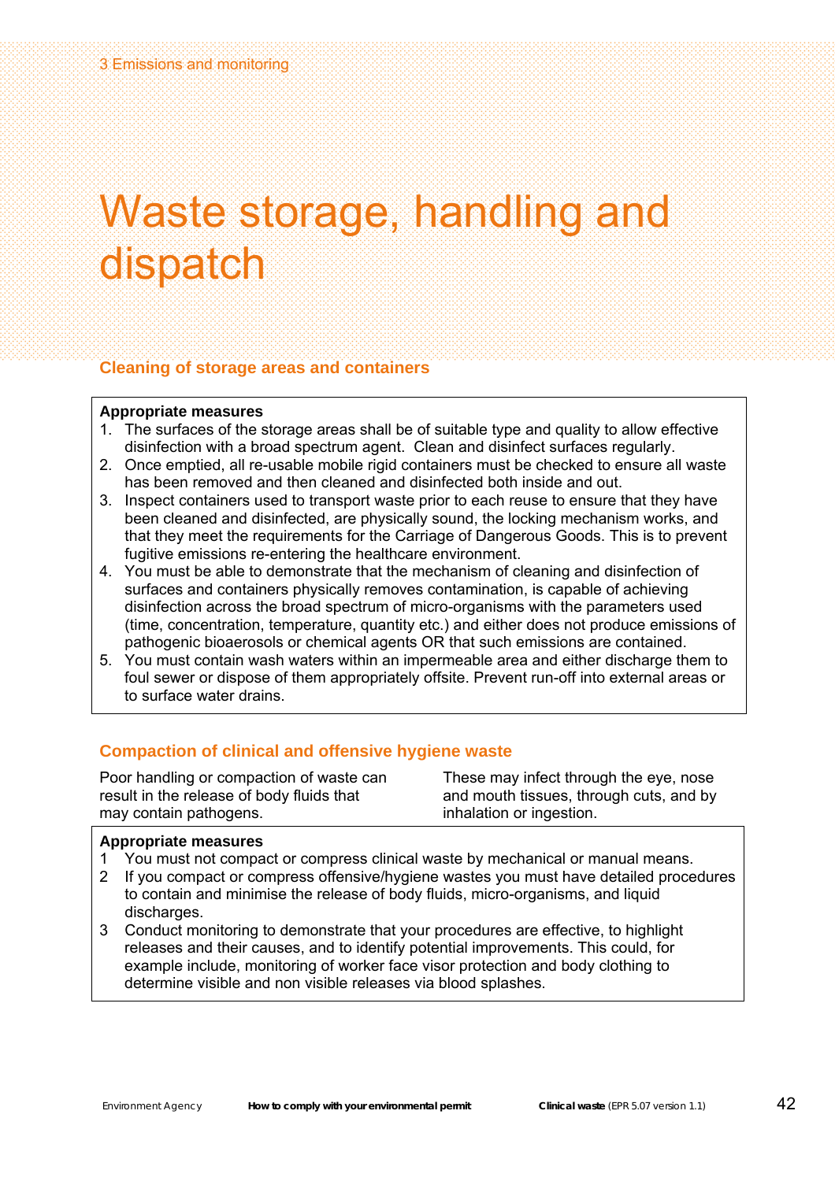# Waste storage, handling and dispatch

## Cleaning of storage areas and containers

**Appropriate measures**

1. The surfaces of the storage areas shall be of suitable type and quality to allow effective disinfection with a broad spectrum agent. Clean and disinfect surfaces regularly.
2. Once emptied, all re-usable mobile rigid containers must be checked to ensure all waste has been removed and then cleaned and disinfected both inside and out.
3. Inspect containers used to transport waste prior to each reuse to ensure that they have been cleaned and disinfected, are physically sound, the locking mechanism works, and that they meet the requirements for the Carriage of Dangerous Goods. This is to prevent fugitive emissions re-entering the healthcare environment.
4. You must be able to demonstrate that the mechanism of cleaning and disinfection of surfaces and containers physically removes contamination, is capable of achieving disinfection across the broad spectrum of micro-organisms with the parameters used (time, concentration, temperature, quantity etc.) and either does not produce emissions of pathogenic bioaerosols or chemical agents OR that such emissions are contained.
5. You must contain wash waters within an impermeable area and either discharge them to foul sewer or dispose of them appropriately offsite. Prevent run-off into external areas or to surface water drains.

## Compaction of clinical and offensive hygiene waste

Poor handling or compaction of waste can result in the release of body fluids that may contain pathogens. These may infect through the eye, nose and mouth tissues, through cuts, and by inhalation or ingestion.

**Appropriate measures**

1. You must not compact or compress clinical waste by mechanical or manual means.
2. If you compact or compress offensive/hygiene wastes you must have detailed procedures to contain and minimise the release of body fluids, micro-organisms, and liquid discharges.
3. Conduct monitoring to demonstrate that your procedures are effective, to highlight releases and their causes, and to identify potential improvements. This could, for example include, monitoring of worker face visor protection and body clothing to determine visible and non visible releases via blood splashes.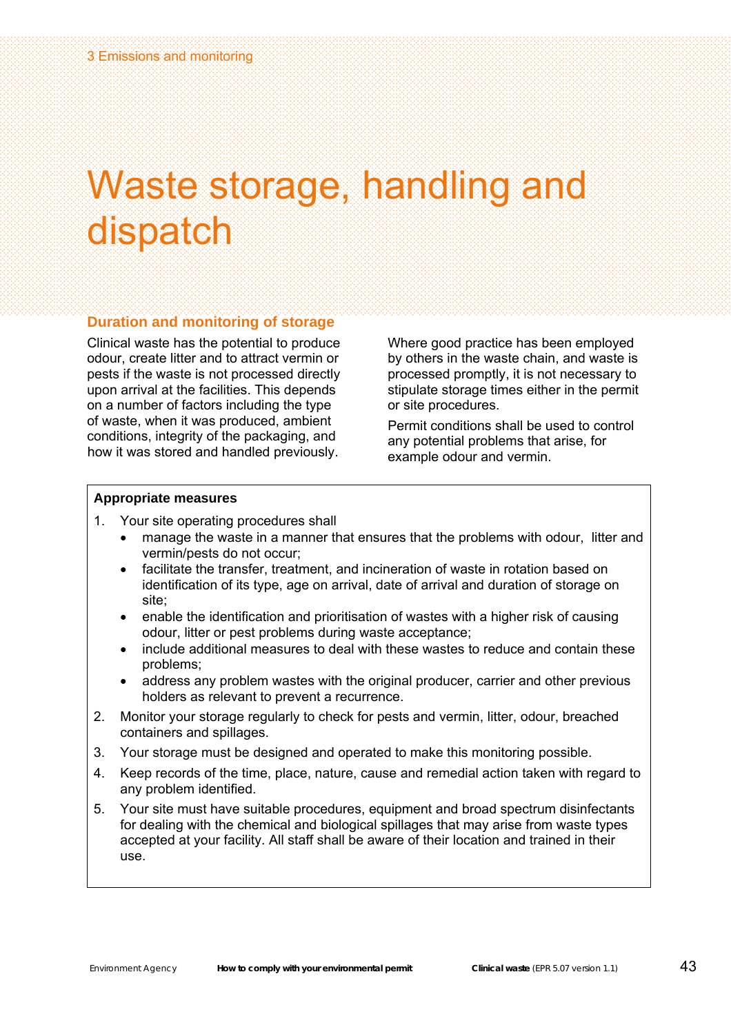# Waste storage, handling and dispatch

## Duration and monitoring of storage

Clinical waste has the potential to produce odour, create litter and to attract vermin or pests if the waste is not processed directly upon arrival at the facilities. This depends on a number of factors including the type of waste, when it was produced, ambient conditions, integrity of the packaging, and how it was stored and handled previously.

Where good practice has been employed by others in the waste chain, and waste is processed promptly, it is not necessary to stipulate storage times either in the permit or site procedures.

Permit conditions shall be used to control any potential problems that arise, for example odour and vermin.

**Appropriate measures**

1. Your site operating procedures shall
   - manage the waste in a manner that ensures that the problems with odour, litter and vermin/pests do not occur;
   - facilitate the transfer, treatment, and incineration of waste in rotation based on identification of its type, age on arrival, date of arrival and duration of storage on site;
   - enable the identification and prioritisation of wastes with a higher risk of causing odour, litter or pest problems during waste acceptance;
   - include additional measures to deal with these wastes to reduce and contain these problems;
   - address any problem wastes with the original producer, carrier and other previous holders as relevant to prevent a recurrence.
2. Monitor your storage regularly to check for pests and vermin, litter, odour, breached containers and spillages.
3. Your storage must be designed and operated to make this monitoring possible.
4. Keep records of the time, place, nature, cause and remedial action taken with regard to any problem identified.
5. Your site must have suitable procedures, equipment and broad spectrum disinfectants for dealing with the chemical and biological spillages that may arise from waste types accepted at your facility. All staff shall be aware of their location and trained in their use.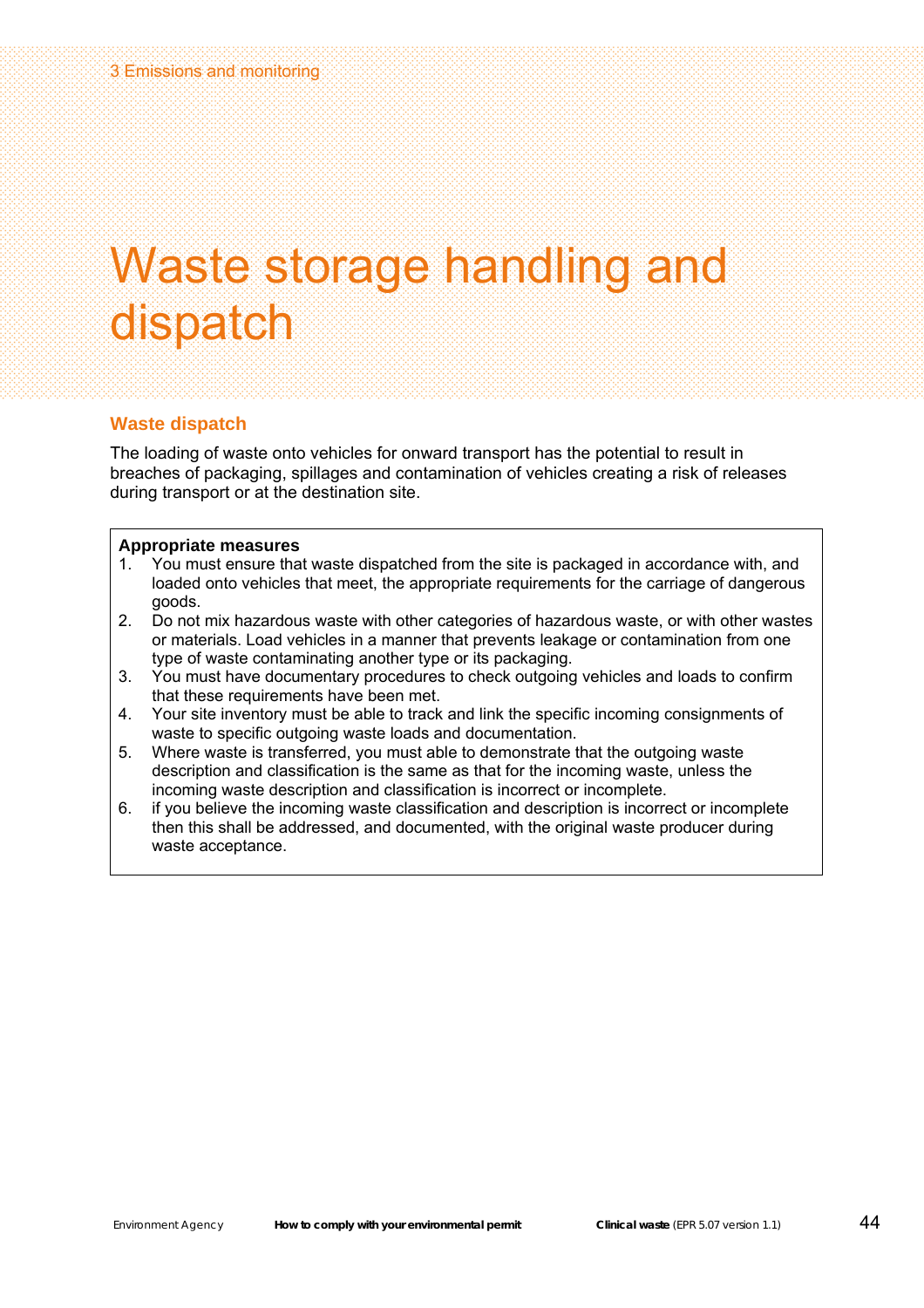# Waste storage handling and dispatch

## Waste dispatch

The loading of waste onto vehicles for onward transport has the potential to result in breaches of packaging, spillages and contamination of vehicles creating a risk of releases during transport or at the destination site.

**Appropriate measures**

1. You must ensure that waste dispatched from the site is packaged in accordance with, and loaded onto vehicles that meet, the appropriate requirements for the carriage of dangerous goods.
2. Do not mix hazardous waste with other categories of hazardous waste, or with other wastes or materials. Load vehicles in a manner that prevents leakage or contamination from one type of waste contaminating another type or its packaging.
3. You must have documentary procedures to check outgoing vehicles and loads to confirm that these requirements have been met.
4. Your site inventory must be able to track and link the specific incoming consignments of waste to specific outgoing waste loads and documentation.
5. Where waste is transferred, you must able to demonstrate that the outgoing waste description and classification is the same as that for the incoming waste, unless the incoming waste description and classification is incorrect or incomplete.
6. if you believe the incoming waste classification and description is incorrect or incomplete then this shall be addressed, and documented, with the original waste producer during waste acceptance.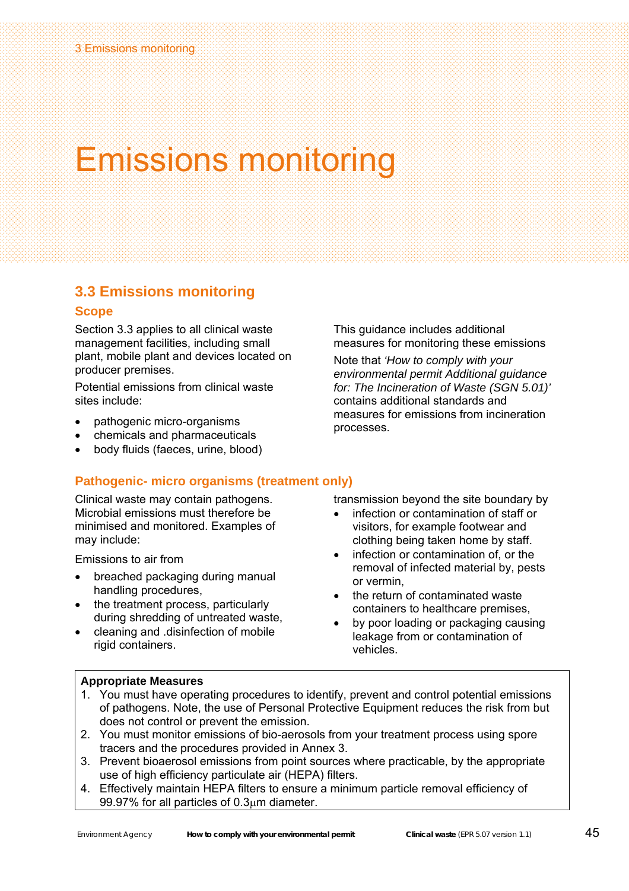# Emissions monitoring

## 3.3 Emissions monitoring

### Scope

Section 3.3 applies to all clinical waste management facilities, including small plant, mobile plant and devices located on producer premises.

Potential emissions from clinical waste sites include:

- pathogenic micro-organisms
- chemicals and pharmaceuticals
- body fluids (faeces, urine, blood)

This guidance includes additional measures for monitoring these emissions

Note that *'How to comply with your environmental permit Additional guidance for: The Incineration of Waste (SGN 5.01)'* contains additional standards and measures for emissions from incineration processes.

### Pathogenic- micro organisms (treatment only)

Clinical waste may contain pathogens. Microbial emissions must therefore be minimised and monitored. Examples of may include:

Emissions to air from

- breached packaging during manual handling procedures,
- the treatment process, particularly during shredding of untreated waste,
- cleaning and .disinfection of mobile rigid containers.

transmission beyond the site boundary by

- infection or contamination of staff or visitors, for example footwear and clothing being taken home by staff.
- infection or contamination of, or the removal of infected material by, pests or vermin,
- the return of contaminated waste containers to healthcare premises,
- by poor loading or packaging causing leakage from or contamination of vehicles.

**Appropriate Measures**

1. You must have operating procedures to identify, prevent and control potential emissions of pathogens. Note, the use of Personal Protective Equipment reduces the risk from but does not control or prevent the emission.
2. You must monitor emissions of bio-aerosols from your treatment process using spore tracers and the procedures provided in Annex 3.
3. Prevent bioaerosol emissions from point sources where practicable, by the appropriate use of high efficiency particulate air (HEPA) filters.
4. Effectively maintain HEPA filters to ensure a minimum particle removal efficiency of 99.97% for all particles of 0.3µm diameter.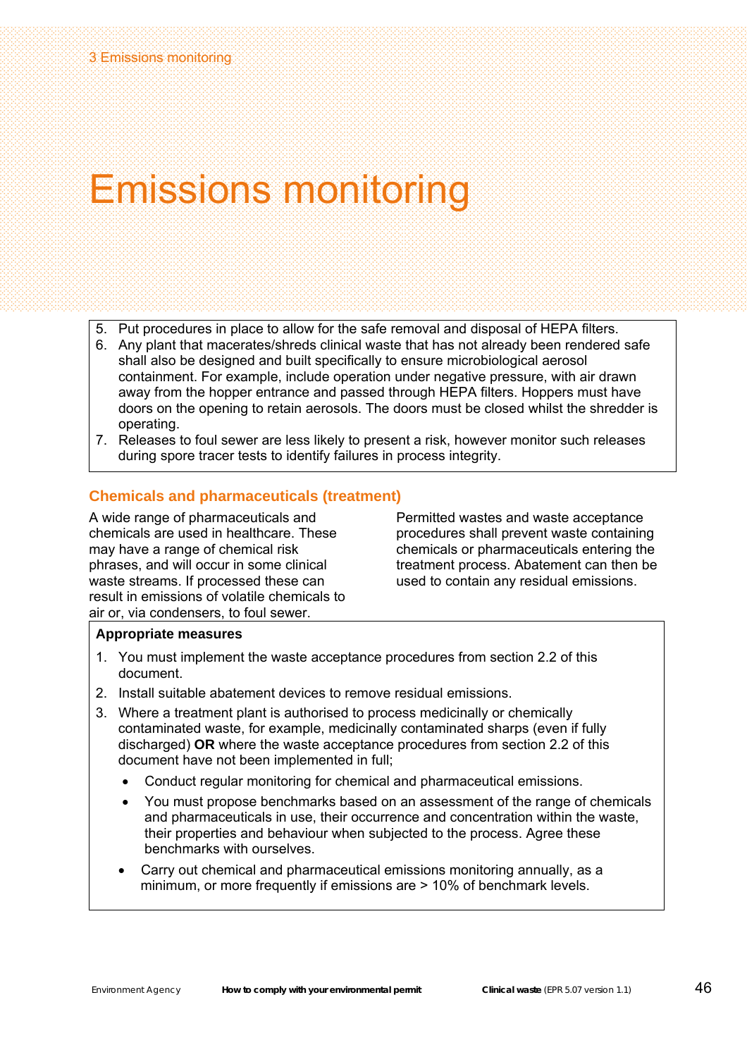# Emissions monitoring

5. Put procedures in place to allow for the safe removal and disposal of HEPA filters.
6. Any plant that macerates/shreds clinical waste that has not already been rendered safe shall also be designed and built specifically to ensure microbiological aerosol containment. For example, include operation under negative pressure, with air drawn away from the hopper entrance and passed through HEPA filters. Hoppers must have doors on the opening to retain aerosols. The doors must be closed whilst the shredder is operating.
7. Releases to foul sewer are less likely to present a risk, however monitor such releases during spore tracer tests to identify failures in process integrity.

## Chemicals and pharmaceuticals (treatment)

A wide range of pharmaceuticals and chemicals are used in healthcare. These may have a range of chemical risk phrases, and will occur in some clinical waste streams. If processed these can result in emissions of volatile chemicals to air or, via condensers, to foul sewer.

Permitted wastes and waste acceptance procedures shall prevent waste containing chemicals or pharmaceuticals entering the treatment process. Abatement can then be used to contain any residual emissions.

**Appropriate measures**

1. You must implement the waste acceptance procedures from section 2.2 of this document.
2. Install suitable abatement devices to remove residual emissions.
3. Where a treatment plant is authorised to process medicinally or chemically contaminated waste, for example, medicinally contaminated sharps (even if fully discharged) **OR** where the waste acceptance procedures from section 2.2 of this document have not been implemented in full;
   - Conduct regular monitoring for chemical and pharmaceutical emissions.
   - You must propose benchmarks based on an assessment of the range of chemicals and pharmaceuticals in use, their occurrence and concentration within the waste, their properties and behaviour when subjected to the process. Agree these benchmarks with ourselves.
   - Carry out chemical and pharmaceutical emissions monitoring annually, as a minimum, or more frequently if emissions are > 10% of benchmark levels.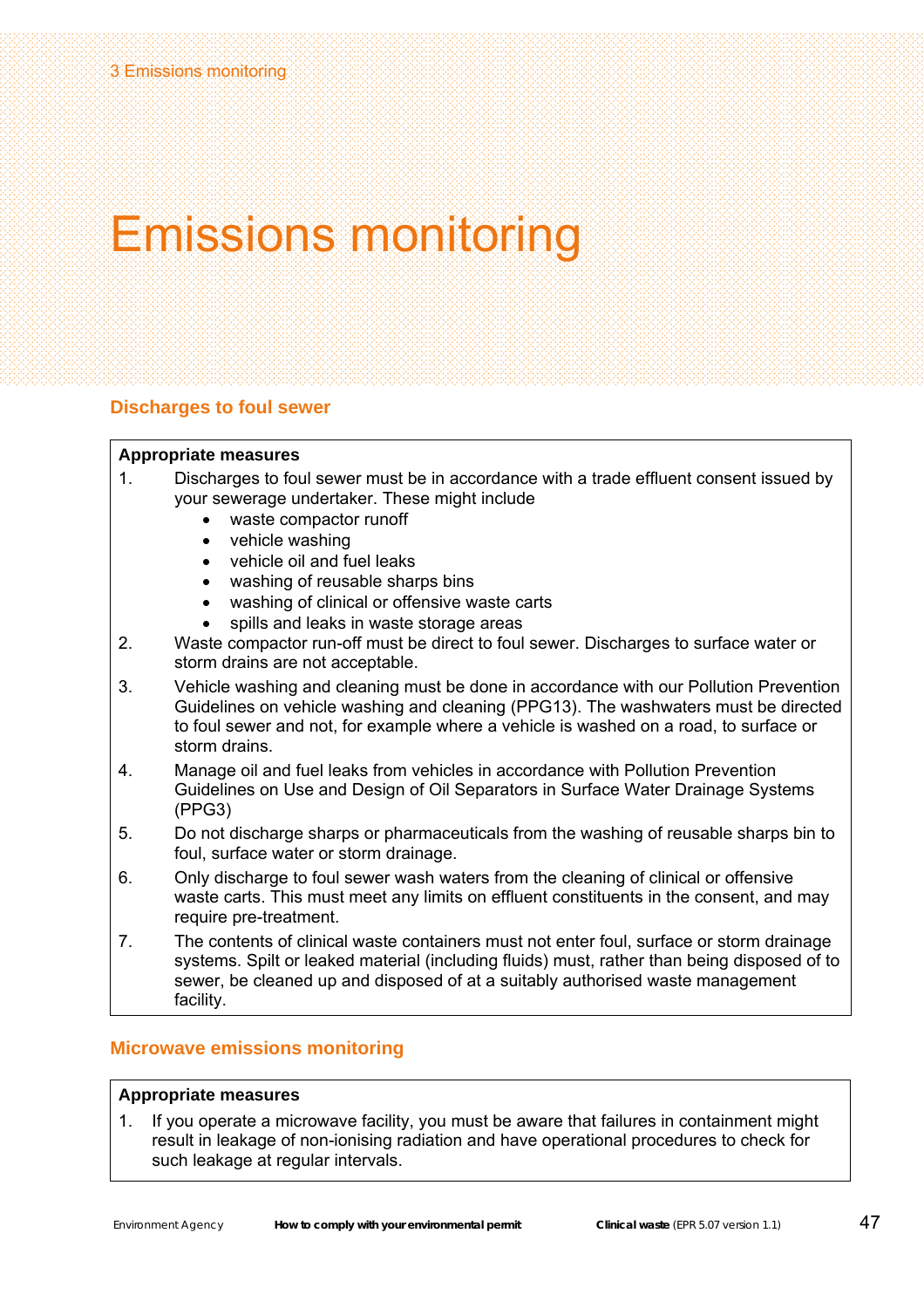# Emissions monitoring

## Discharges to foul sewer

**Appropriate measures**

1. Discharges to foul sewer must be in accordance with a trade effluent consent issued by your sewerage undertaker. These might include
   - waste compactor runoff
   - vehicle washing
   - vehicle oil and fuel leaks
   - washing of reusable sharps bins
   - washing of clinical or offensive waste carts
   - spills and leaks in waste storage areas
2. Waste compactor run-off must be direct to foul sewer. Discharges to surface water or storm drains are not acceptable.
3. Vehicle washing and cleaning must be done in accordance with our Pollution Prevention Guidelines on vehicle washing and cleaning (PPG13). The washwaters must be directed to foul sewer and not, for example where a vehicle is washed on a road, to surface or storm drains.
4. Manage oil and fuel leaks from vehicles in accordance with Pollution Prevention Guidelines on Use and Design of Oil Separators in Surface Water Drainage Systems (PPG3)
5. Do not discharge sharps or pharmaceuticals from the washing of reusable sharps bin to foul, surface water or storm drainage.
6. Only discharge to foul sewer wash waters from the cleaning of clinical or offensive waste carts. This must meet any limits on effluent constituents in the consent, and may require pre-treatment.
7. The contents of clinical waste containers must not enter foul, surface or storm drainage systems. Spilt or leaked material (including fluids) must, rather than being disposed of to sewer, be cleaned up and disposed of at a suitably authorised waste management facility.

## Microwave emissions monitoring

**Appropriate measures**

1. If you operate a microwave facility, you must be aware that failures in containment might result in leakage of non-ionising radiation and have operational procedures to check for such leakage at regular intervals.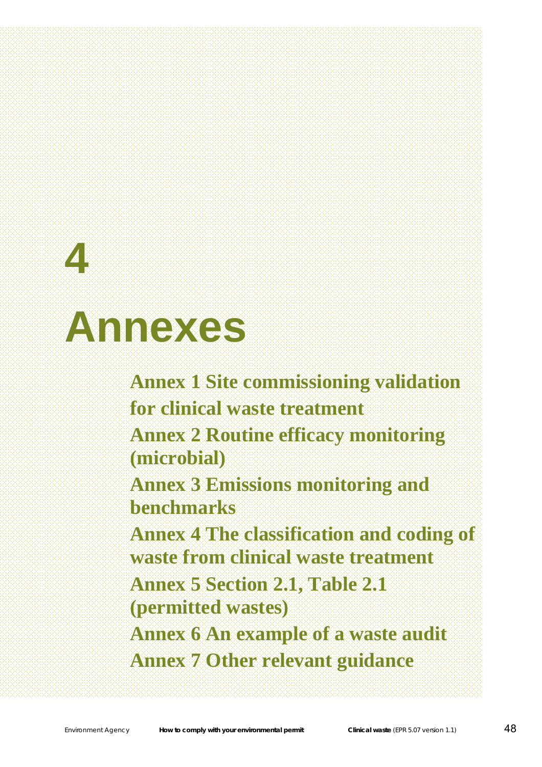# 4

# Annexes

**Annex 1 Site commissioning validation for clinical waste treatment**

**Annex 2 Routine efficacy monitoring (microbial)**

**Annex 3 Emissions monitoring and benchmarks**

**Annex 4 The classification and coding of waste from clinical waste treatment**

**Annex 5 Section 2.1, Table 2.1 (permitted wastes)**

**Annex 6 An example of a waste audit**

**Annex 7 Other relevant guidance**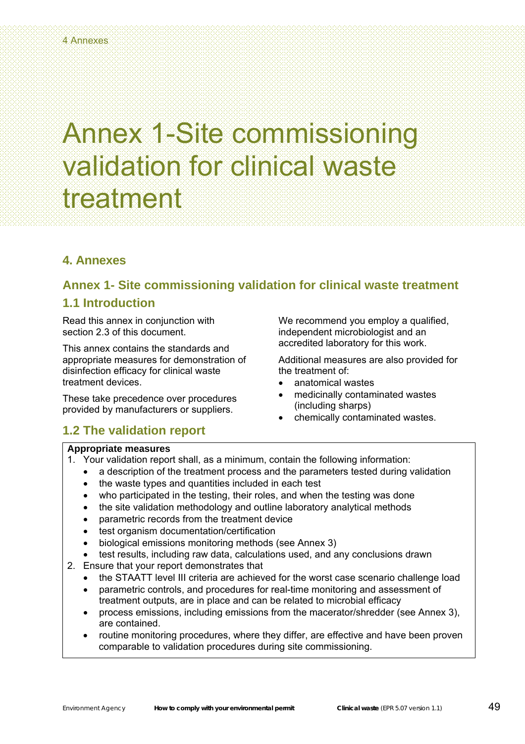# Annex 1-Site commissioning validation for clinical waste treatment

## 4. Annexes

## Annex 1- Site commissioning validation for clinical waste treatment

### 1.1 Introduction

Read this annex in conjunction with section 2.3 of this document.

This annex contains the standards and appropriate measures for demonstration of disinfection efficacy for clinical waste treatment devices.

These take precedence over procedures provided by manufacturers or suppliers.

We recommend you employ a qualified, independent microbiologist and an accredited laboratory for this work.

Additional measures are also provided for the treatment of:

- anatomical wastes
- medicinally contaminated wastes (including sharps)
- chemically contaminated wastes.

### 1.2 The validation report

**Appropriate measures**

1. Your validation report shall, as a minimum, contain the following information:
   - a description of the treatment process and the parameters tested during validation
   - the waste types and quantities included in each test
   - who participated in the testing, their roles, and when the testing was done
   - the site validation methodology and outline laboratory analytical methods
   - parametric records from the treatment device
   - test organism documentation/certification
   - biological emissions monitoring methods (see Annex 3)
   - test results, including raw data, calculations used, and any conclusions drawn
2. Ensure that your report demonstrates that
   - the STAATT level III criteria are achieved for the worst case scenario challenge load
   - parametric controls, and procedures for real-time monitoring and assessment of treatment outputs, are in place and can be related to microbial efficacy
   - process emissions, including emissions from the macerator/shredder (see Annex 3), are contained.
   - routine monitoring procedures, where they differ, are effective and have been proven comparable to validation procedures during site commissioning.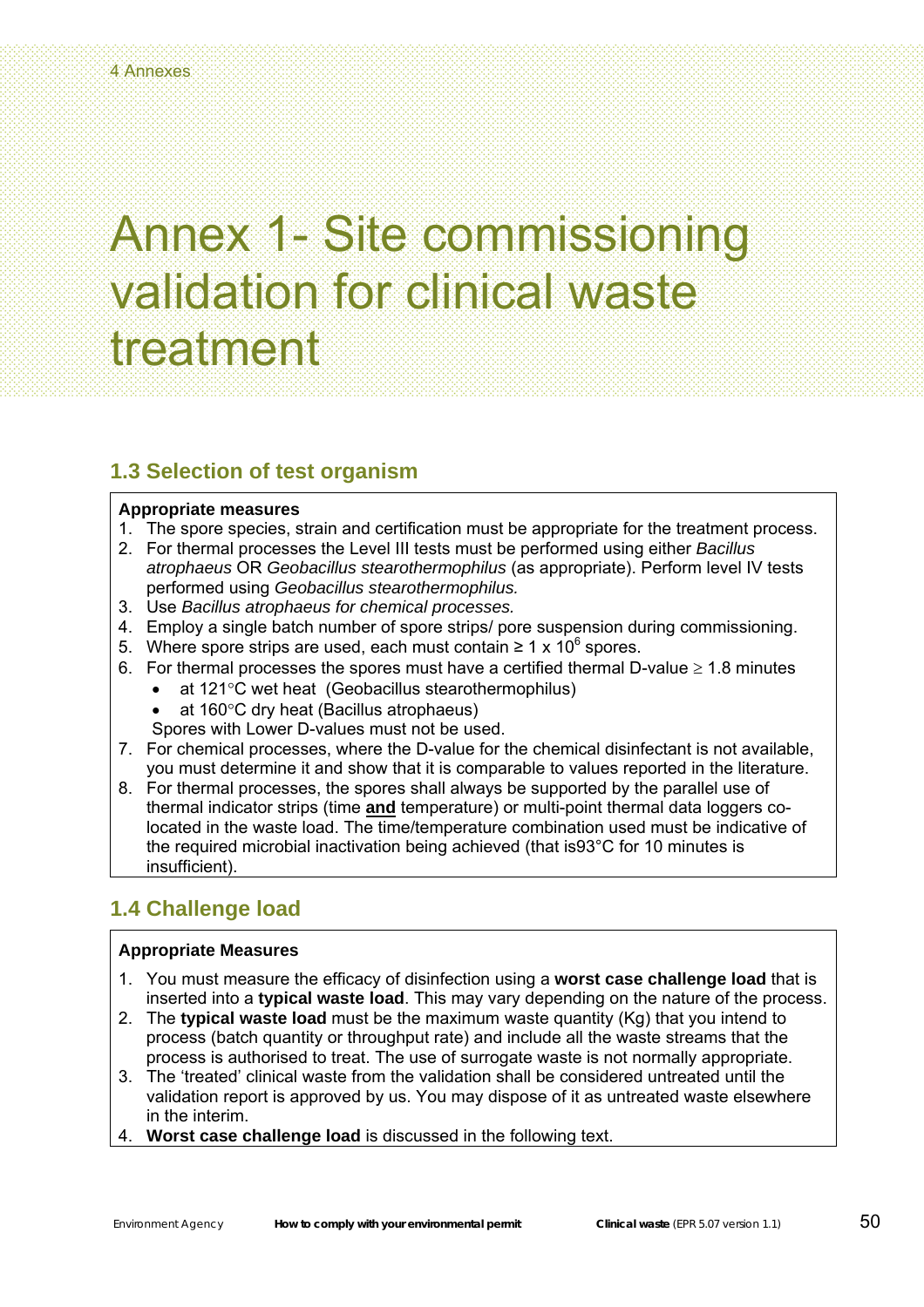# Annex 1- Site commissioning validation for clinical waste treatment

## 1.3 Selection of test organism

**Appropriate measures**

1. The spore species, strain and certification must be appropriate for the treatment process.
2. For thermal processes the Level III tests must be performed using either *Bacillus atrophaeus* OR *Geobacillus stearothermophilus* (as appropriate). Perform level IV tests performed using *Geobacillus stearothermophilus.*
3. Use *Bacillus atrophaeus for chemical processes.*
4. Employ a single batch number of spore strips/ pore suspension during commissioning.
5. Where spore strips are used, each must contain ≥ 1 x $10^6$ spores.
6. For thermal processes the spores must have a certified thermal D-value ≥ 1.8 minutes
   - at 121°C wet heat (Geobacillus stearothermophilus)
   - at 160°C dry heat (Bacillus atrophaeus)

   Spores with Lower D-values must not be used.
7. For chemical processes, where the D-value for the chemical disinfectant is not available, you must determine it and show that it is comparable to values reported in the literature.
8. For thermal processes, the spores shall always be supported by the parallel use of thermal indicator strips (time **and** temperature) or multi-point thermal data loggers co-located in the waste load. The time/temperature combination used must be indicative of the required microbial inactivation being achieved (that is93°C for 10 minutes is insufficient).

## 1.4 Challenge load

**Appropriate Measures**

1. You must measure the efficacy of disinfection using a **worst case challenge load** that is inserted into a **typical waste load**. This may vary depending on the nature of the process.
2. The **typical waste load** must be the maximum waste quantity (Kg) that you intend to process (batch quantity or throughput rate) and include all the waste streams that the process is authorised to treat. The use of surrogate waste is not normally appropriate.
3. The 'treated' clinical waste from the validation shall be considered untreated until the validation report is approved by us. You may dispose of it as untreated waste elsewhere in the interim.
4. **Worst case challenge load** is discussed in the following text.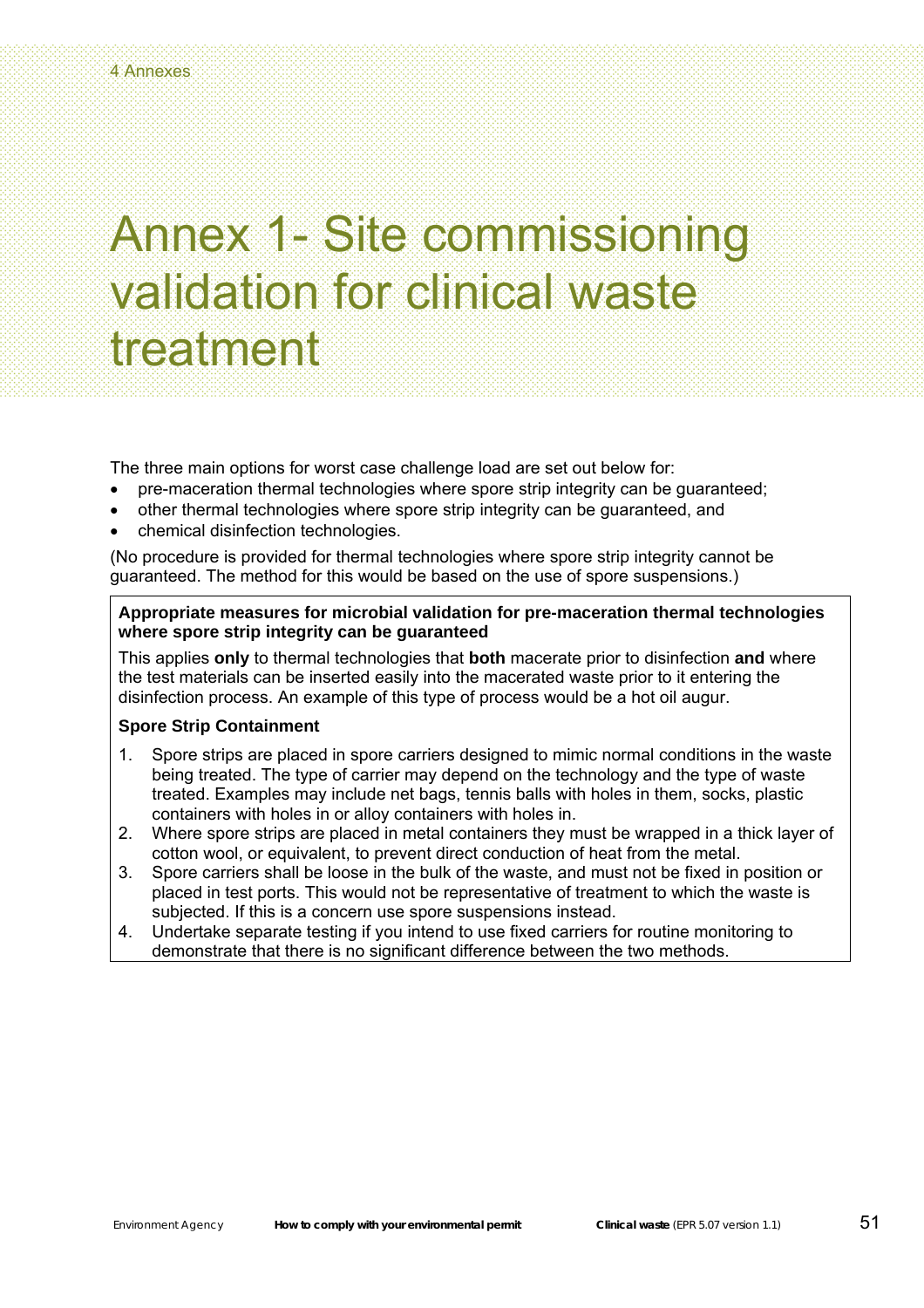# Annex 1- Site commissioning validation for clinical waste treatment

The three main options for worst case challenge load are set out below for:

- pre-maceration thermal technologies where spore strip integrity can be guaranteed;
- other thermal technologies where spore strip integrity can be guaranteed, and
- chemical disinfection technologies.

(No procedure is provided for thermal technologies where spore strip integrity cannot be guaranteed. The method for this would be based on the use of spore suspensions.)

**Appropriate measures for microbial validation for pre-maceration thermal technologies where spore strip integrity can be guaranteed**

This applies **only** to thermal technologies that **both** macerate prior to disinfection **and** where the test materials can be inserted easily into the macerated waste prior to it entering the disinfection process. An example of this type of process would be a hot oil augur.

**Spore Strip Containment**

1. Spore strips are placed in spore carriers designed to mimic normal conditions in the waste being treated. The type of carrier may depend on the technology and the type of waste treated. Examples may include net bags, tennis balls with holes in them, socks, plastic containers with holes in or alloy containers with holes in.
2. Where spore strips are placed in metal containers they must be wrapped in a thick layer of cotton wool, or equivalent, to prevent direct conduction of heat from the metal.
3. Spore carriers shall be loose in the bulk of the waste, and must not be fixed in position or placed in test ports. This would not be representative of treatment to which the waste is subjected. If this is a concern use spore suspensions instead.
4. Undertake separate testing if you intend to use fixed carriers for routine monitoring to demonstrate that there is no significant difference between the two methods.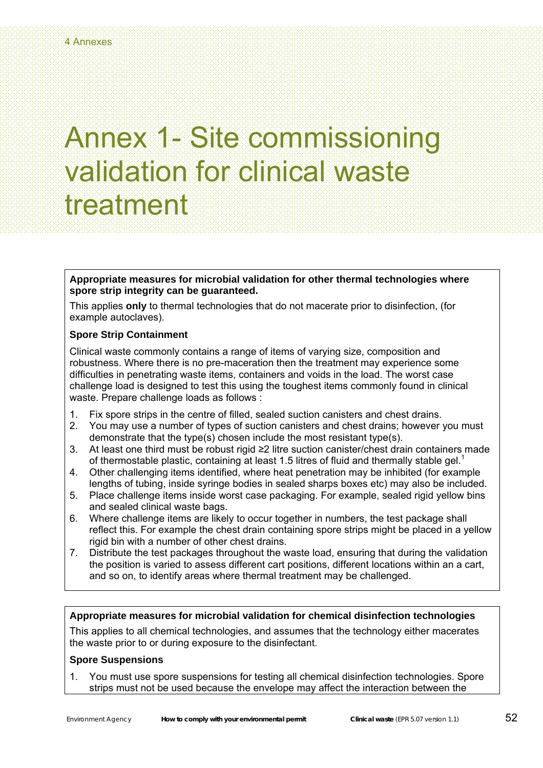# Annex 1- Site commissioning validation for clinical waste treatment

**Appropriate measures for microbial validation for other thermal technologies where spore strip integrity can be guaranteed.**

This applies **only** to thermal technologies that do not macerate prior to disinfection, (for example autoclaves).

**Spore Strip Containment**

Clinical waste commonly contains a range of items of varying size, composition and robustness. Where there is no pre-maceration then the treatment may experience some difficulties in penetrating waste items, containers and voids in the load. The worst case challenge load is designed to test this using the toughest items commonly found in clinical waste. Prepare challenge loads as follows :

1. Fix spore strips in the centre of filled, sealed suction canisters and chest drains.
2. You may use a number of types of suction canisters and chest drains; however you must demonstrate that the type(s) chosen include the most resistant type(s).
3. At least one third must be robust rigid ≥2 litre suction canister/chest drain containers made of thermostable plastic, containing at least 1.5 litres of fluid and thermally stable gel.[1]
4. Other challenging items identified, where heat penetration may be inhibited (for example lengths of tubing, inside syringe bodies in sealed sharps boxes etc) may also be included.
5. Place challenge items inside worst case packaging. For example, sealed rigid yellow bins and sealed clinical waste bags.
6. Where challenge items are likely to occur together in numbers, the test package shall reflect this. For example the chest drain containing spore strips might be placed in a yellow rigid bin with a number of other chest drains.
7. Distribute the test packages throughout the waste load, ensuring that during the validation the position is varied to assess different cart positions, different locations within an a cart, and so on, to identify areas where thermal treatment may be challenged.

**Appropriate measures for microbial validation for chemical disinfection technologies**

This applies to all chemical technologies, and assumes that the technology either macerates the waste prior to or during exposure to the disinfectant.

**Spore Suspensions**

1. You must use spore suspensions for testing all chemical disinfection technologies. Spore strips must not be used because the envelope may affect the interaction between the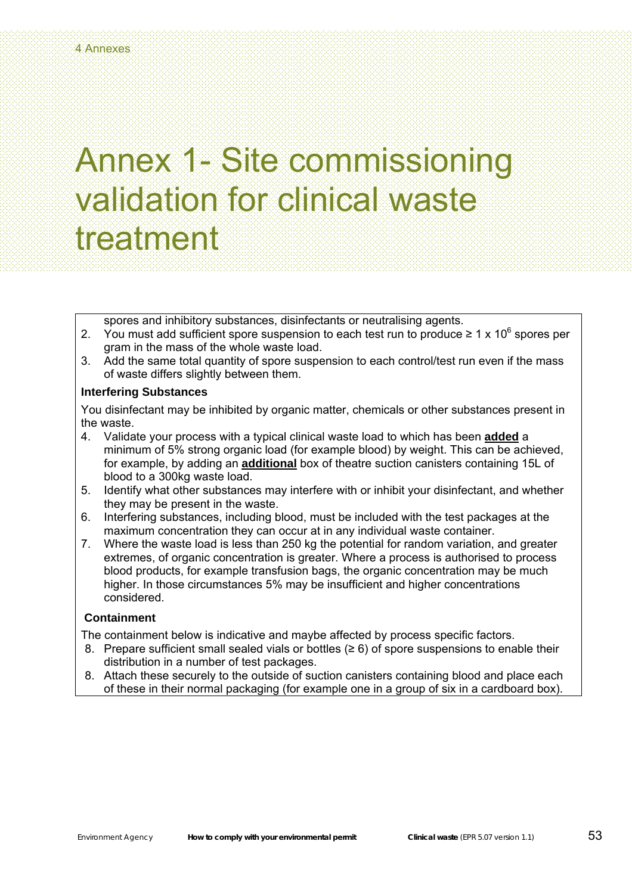# Annex 1- Site commissioning validation for clinical waste treatment

spores and inhibitory substances, disinfectants or neutralising agents.

2. You must add sufficient spore suspension to each test run to produce ≥ 1 x $10^6$ spores per gram in the mass of the whole waste load.
3. Add the same total quantity of spore suspension to each control/test run even if the mass of waste differs slightly between them.

**Interfering Substances**

You disinfectant may be inhibited by organic matter, chemicals or other substances present in the waste.

4. Validate your process with a typical clinical waste load to which has been **added** a minimum of 5% strong organic load (for example blood) by weight. This can be achieved, for example, by adding an **additional** box of theatre suction canisters containing 15L of blood to a 300kg waste load.
5. Identify what other substances may interfere with or inhibit your disinfectant, and whether they may be present in the waste.
6. Interfering substances, including blood, must be included with the test packages at the maximum concentration they can occur at in any individual waste container.
7. Where the waste load is less than 250 kg the potential for random variation, and greater extremes, of organic concentration is greater. Where a process is authorised to process blood products, for example transfusion bags, the organic concentration may be much higher. In those circumstances 5% may be insufficient and higher concentrations considered.

**Containment**

The containment below is indicative and maybe affected by process specific factors.

8. Prepare sufficient small sealed vials or bottles (≥ 6) of spore suspensions to enable their distribution in a number of test packages.
8. Attach these securely to the outside of suction canisters containing blood and place each of these in their normal packaging (for example one in a group of six in a cardboard box).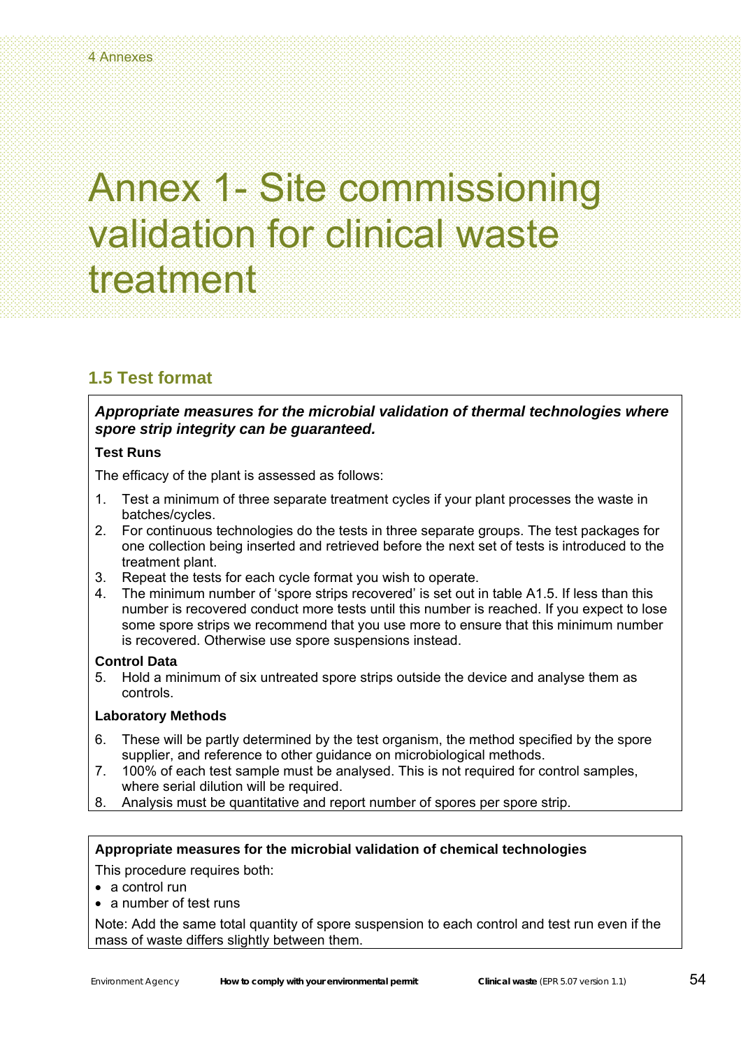# Annex 1- Site commissioning validation for clinical waste treatment

## 1.5 Test format

***Appropriate measures for the microbial validation of thermal technologies where spore strip integrity can be guaranteed.***

**Test Runs**

The efficacy of the plant is assessed as follows:

1. Test a minimum of three separate treatment cycles if your plant processes the waste in batches/cycles.
2. For continuous technologies do the tests in three separate groups. The test packages for one collection being inserted and retrieved before the next set of tests is introduced to the treatment plant.
3. Repeat the tests for each cycle format you wish to operate.
4. The minimum number of 'spore strips recovered' is set out in table A1.5. If less than this number is recovered conduct more tests until this number is reached. If you expect to lose some spore strips we recommend that you use more to ensure that this minimum number is recovered. Otherwise use spore suspensions instead.

**Control Data**

5. Hold a minimum of six untreated spore strips outside the device and analyse them as controls.

**Laboratory Methods**

6. These will be partly determined by the test organism, the method specified by the spore supplier, and reference to other guidance on microbiological methods.
7. 100% of each test sample must be analysed. This is not required for control samples, where serial dilution will be required.
8. Analysis must be quantitative and report number of spores per spore strip.

**Appropriate measures for the microbial validation of chemical technologies**

This procedure requires both:

- a control run
- a number of test runs

Note: Add the same total quantity of spore suspension to each control and test run even if the mass of waste differs slightly between them.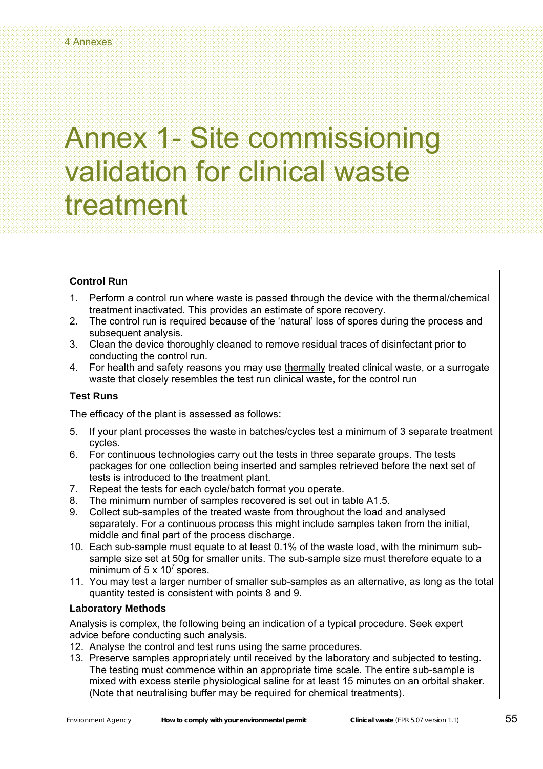# Annex 1- Site commissioning validation for clinical waste treatment

**Control Run**

1. Perform a control run where waste is passed through the device with the thermal/chemical treatment inactivated. This provides an estimate of spore recovery.
2. The control run is required because of the 'natural' loss of spores during the process and subsequent analysis.
3. Clean the device thoroughly cleaned to remove residual traces of disinfectant prior to conducting the control run.
4. For health and safety reasons you may use thermally treated clinical waste, or a surrogate waste that closely resembles the test run clinical waste, for the control run

**Test Runs**

The efficacy of the plant is assessed as follows:

5. If your plant processes the waste in batches/cycles test a minimum of 3 separate treatment cycles.
6. For continuous technologies carry out the tests in three separate groups. The tests packages for one collection being inserted and samples retrieved before the next set of tests is introduced to the treatment plant.
7. Repeat the tests for each cycle/batch format you operate.
8. The minimum number of samples recovered is set out in table A1.5.
9. Collect sub-samples of the treated waste from throughout the load and analysed separately. For a continuous process this might include samples taken from the initial, middle and final part of the process discharge.
10. Each sub-sample must equate to at least 0.1% of the waste load, with the minimum sub-sample size set at 50g for smaller units. The sub-sample size must therefore equate to a minimum of $5 \times 10^7$ spores.
11. You may test a larger number of smaller sub-samples as an alternative, as long as the total quantity tested is consistent with points 8 and 9.

**Laboratory Methods**

Analysis is complex, the following being an indication of a typical procedure. Seek expert advice before conducting such analysis.

12. Analyse the control and test runs using the same procedures.
13. Preserve samples appropriately until received by the laboratory and subjected to testing. The testing must commence within an appropriate time scale. The entire sub-sample is mixed with excess sterile physiological saline for at least 15 minutes on an orbital shaker. (Note that neutralising buffer may be required for chemical treatments).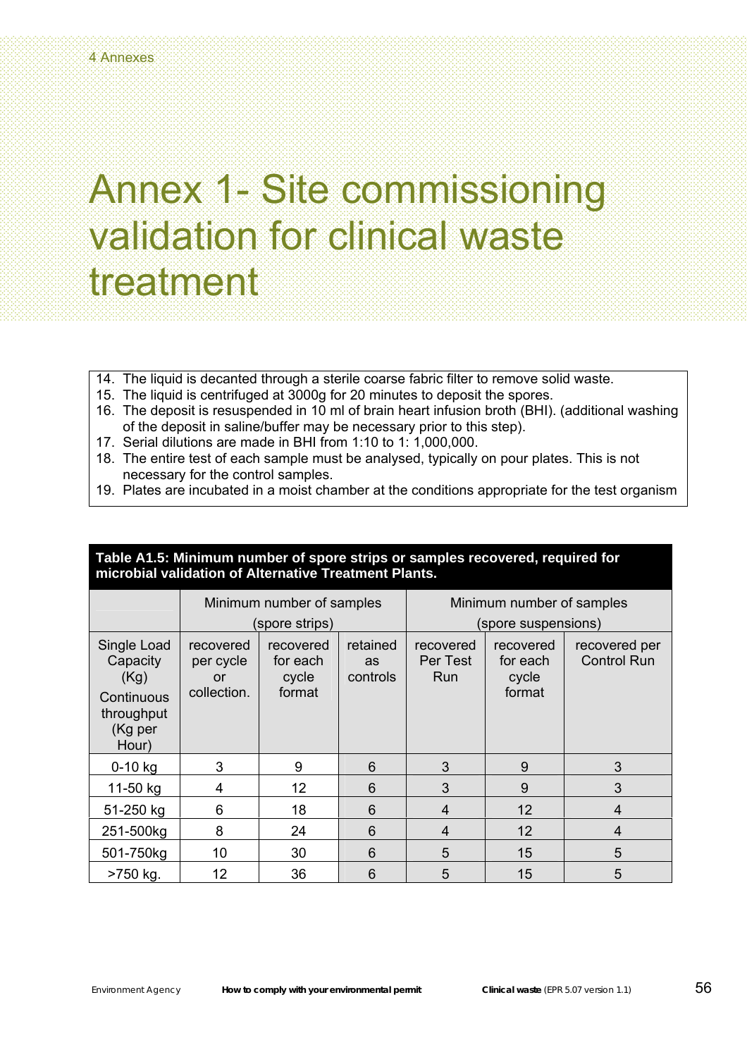# Annex 1- Site commissioning validation for clinical waste treatment

14. The liquid is decanted through a sterile coarse fabric filter to remove solid waste.
15. The liquid is centrifuged at 3000g for 20 minutes to deposit the spores.
16. The deposit is resuspended in 10 ml of brain heart infusion broth (BHI). (additional washing of the deposit in saline/buffer may be necessary prior to this step).
17. Serial dilutions are made in BHI from 1:10 to 1: 1,000,000.
18. The entire test of each sample must be analysed, typically on pour plates. This is not necessary for the control samples.
19. Plates are incubated in a moist chamber at the conditions appropriate for the test organism

**Table A1.5: Minimum number of spore strips or samples recovered, required for microbial validation of Alternative Treatment Plants.**

| | Minimum number of samples (spore strips) | | | Minimum number of samples (spore suspensions) | | |
|---|---|---|---|---|---|---|
| Single Load Capacity (Kg) Continuous throughput (Kg per Hour) | recovered per cycle or collection. | recovered for each cycle format | retained as controls | recovered Per Test Run | recovered for each cycle format | recovered per Control Run |
| 0-10 kg | 3 | 9 | 6 | 3 | 9 | 3 |
| 11-50 kg | 4 | 12 | 6 | 3 | 9 | 3 |
| 51-250 kg | 6 | 18 | 6 | 4 | 12 | 4 |
| 251-500kg | 8 | 24 | 6 | 4 | 12 | 4 |
| 501-750kg | 10 | 30 | 6 | 5 | 15 | 5 |
| >750 kg. | 12 | 36 | 6 | 5 | 15 | 5 |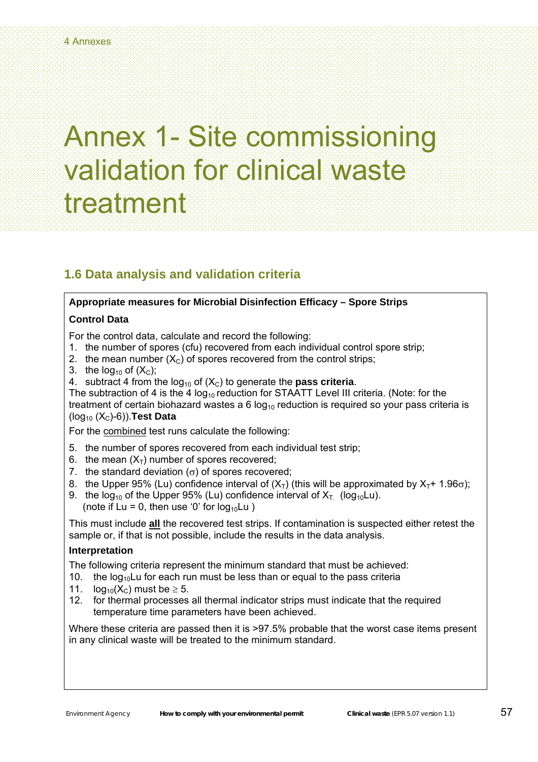# Annex 1- Site commissioning validation for clinical waste treatment

## 1.6 Data analysis and validation criteria

**Appropriate measures for Microbial Disinfection Efficacy – Spore Strips**

**Control Data**

For the control data, calculate and record the following:

1. the number of spores (cfu) recovered from each individual control spore strip;
2. the mean number ($X_C$) of spores recovered from the control strips;
3. the $\log_{10}$ of ($X_C$);
4. subtract 4 from the $\log_{10}$ of ($X_C$) to generate the **pass criteria**.

The subtraction of 4 is the 4 $\log_{10}$ reduction for STAATT Level III criteria. (Note: for the treatment of certain biohazard wastes a 6 $\log_{10}$ reduction is required so your pass criteria is ($\log_{10}$ ($X_C$)-6)).

**Test Data**

For the combined test runs calculate the following:

5. the number of spores recovered from each individual test strip;
6. the mean ($X_T$) number of spores recovered;
7. the standard deviation ($\sigma$) of spores recovered;
8. the Upper 95% (Lu) confidence interval of ($X_T$) (this will be approximated by $X_T$+ 1.96$\sigma$);
9. the $\log_{10}$ of the Upper 95% (Lu) confidence interval of $X_T$. ($\log_{10}$Lu).
   (note if Lu = 0, then use '0' for $\log_{10}$Lu )

This must include **all** the recovered test strips. If contamination is suspected either retest the sample or, if that is not possible, include the results in the data analysis.

**Interpretation**

The following criteria represent the minimum standard that must be achieved:

10. the $\log_{10}$Lu for each run must be less than or equal to the pass criteria
11. $\log_{10}(X_C)$ must be $\geq$ 5.
12. for thermal processes all thermal indicator strips must indicate that the required temperature time parameters have been achieved.

Where these criteria are passed then it is >97.5% probable that the worst case items present in any clinical waste will be treated to the minimum standard.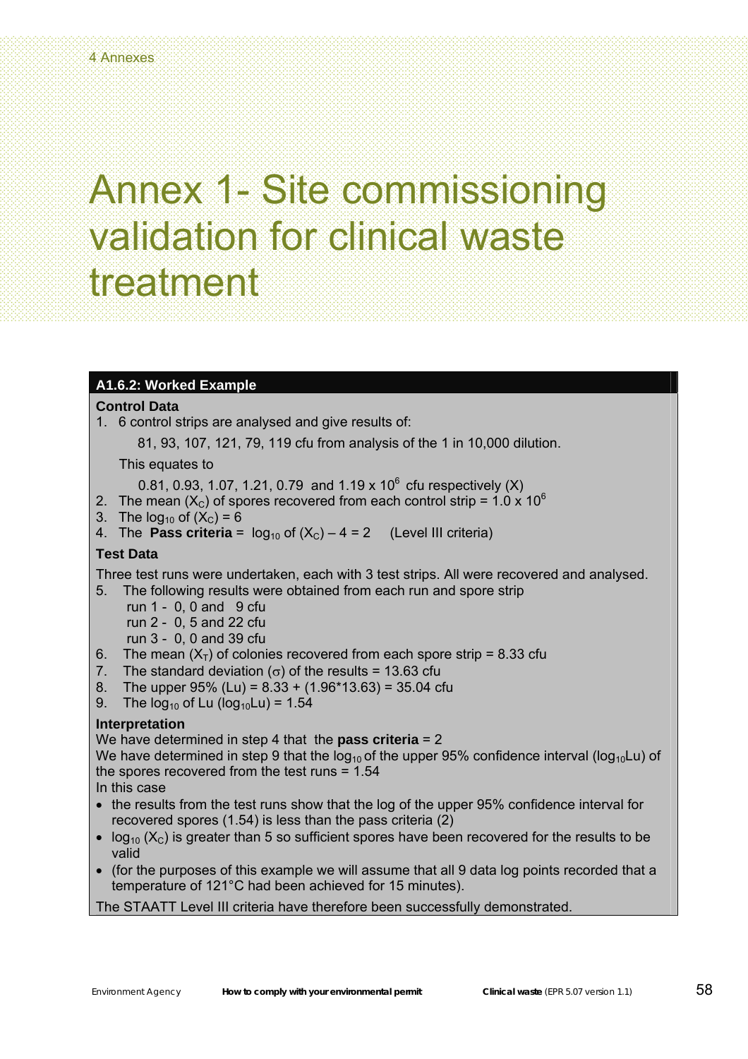# Annex 1- Site commissioning validation for clinical waste treatment

### A1.6.2: Worked Example

**Control Data**

1. 6 control strips are analysed and give results of:

   81, 93, 107, 121, 79, 119 cfu from analysis of the 1 in 10,000 dilution.

   This equates to

   0.81, 0.93, 1.07, 1.21, 0.79 and 1.19 x $10^6$ cfu respectively (X)
2. The mean ($X_C$) of spores recovered from each control strip = 1.0 x $10^6$
3. The $\log_{10}$ of ($X_C$) = 6
4. The **Pass criteria** = $\log_{10}$ of ($X_C$) – 4 = 2 (Level III criteria)

**Test Data**

Three test runs were undertaken, each with 3 test strips. All were recovered and analysed.

5. The following results were obtained from each run and spore strip
   run 1 - 0, 0 and 9 cfu
   run 2 - 0, 5 and 22 cfu
   run 3 - 0, 0 and 39 cfu
6. The mean ($X_T$) of colonies recovered from each spore strip = 8.33 cfu
7. The standard deviation ($\sigma$) of the results = 13.63 cfu
8. The upper 95% (Lu) = 8.33 + (1.96*13.63) = 35.04 cfu
9. The $\log_{10}$ of Lu ($\log_{10}$Lu) = 1.54

**Interpretation**

We have determined in step 4 that the **pass criteria** = 2

We have determined in step 9 that the $\log_{10}$ of the upper 95% confidence interval ($\log_{10}$Lu) of the spores recovered from the test runs = 1.54

In this case

- the results from the test runs show that the log of the upper 95% confidence interval for recovered spores (1.54) is less than the pass criteria (2)
- $\log_{10}$ ($X_C$) is greater than 5 so sufficient spores have been recovered for the results to be valid
- (for the purposes of this example we will assume that all 9 data log points recorded that a temperature of 121°C had been achieved for 15 minutes).

The STAATT Level III criteria have therefore been successfully demonstrated.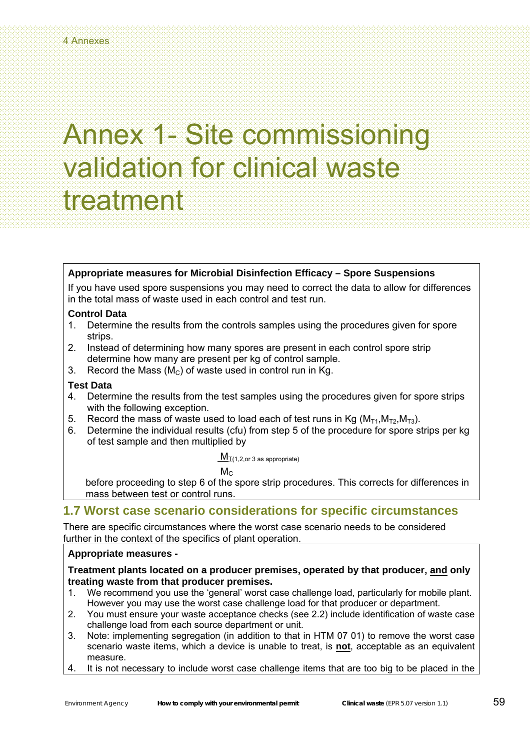# Annex 1- Site commissioning validation for clinical waste treatment

**Appropriate measures for Microbial Disinfection Efficacy – Spore Suspensions**

If you have used spore suspensions you may need to correct the data to allow for differences in the total mass of waste used in each control and test run.

**Control Data**

1. Determine the results from the controls samples using the procedures given for spore strips.
2. Instead of determining how many spores are present in each control spore strip determine how many are present per kg of control sample.
3. Record the Mass ($M_C$) of waste used in control run in Kg.

**Test Data**

4. Determine the results from the test samples using the procedures given for spore strips with the following exception.
5. Record the mass of waste used to load each of test runs in Kg ($M_{T1}$,$M_{T2}$,$M_{T3}$).
6. Determine the individual results (cfu) from step 5 of the procedure for spore strips per kg of test sample and then multiplied by

$$\frac{M_{T(1,2,\text{or } 3 \text{ as appropriate})}}{M_C}$$

before proceeding to step 6 of the spore strip procedures. This corrects for differences in mass between test or control runs.

## 1.7 Worst case scenario considerations for specific circumstances

There are specific circumstances where the worst case scenario needs to be considered further in the context of the specifics of plant operation.

**Appropriate measures -**

**Treatment plants located on a producer premises, operated by that producer, <u>and</u> only treating waste from that producer premises.**

1. We recommend you use the 'general' worst case challenge load, particularly for mobile plant. However you may use the worst case challenge load for that producer or department.
2. You must ensure your waste acceptance checks (see 2.2) include identification of waste case challenge load from each source department or unit.
3. Note: implementing segregation (in addition to that in HTM 07 01) to remove the worst case scenario waste items, which a device is unable to treat, is **<u>not</u>**, acceptable as an equivalent measure.
4. It is not necessary to include worst case challenge items that are too big to be placed in the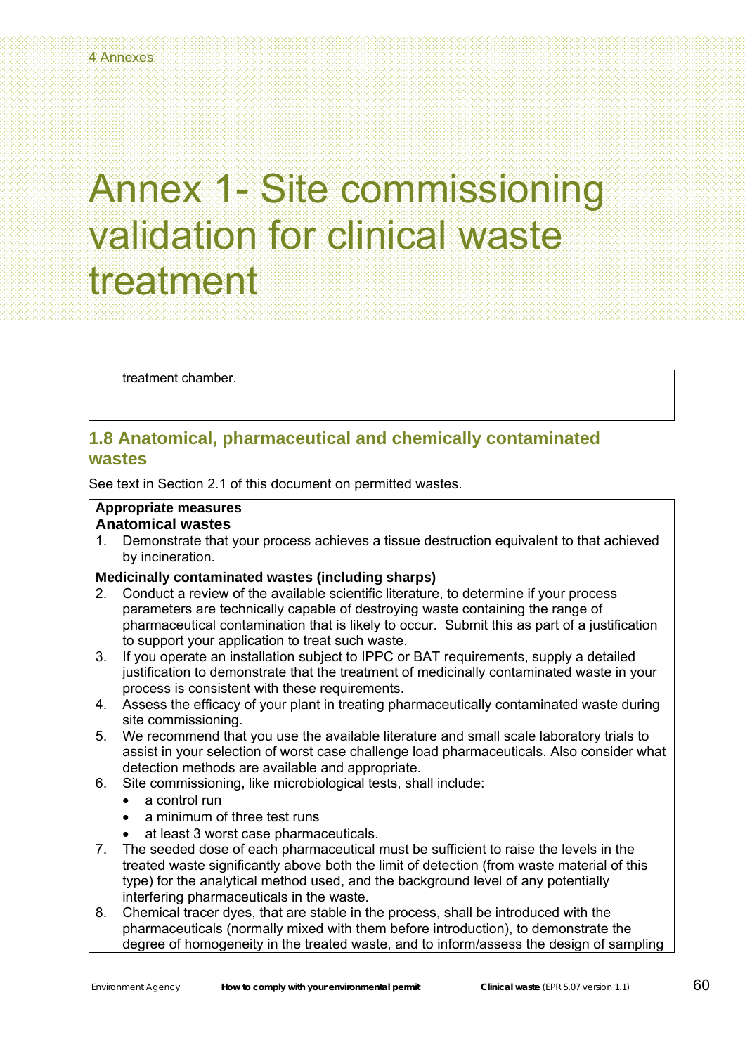# Annex 1- Site commissioning validation for clinical waste treatment

treatment chamber.

## 1.8 Anatomical, pharmaceutical and chemically contaminated wastes

See text in Section 2.1 of this document on permitted wastes.

**Appropriate measures**

**Anatomical wastes**

1. Demonstrate that your process achieves a tissue destruction equivalent to that achieved by incineration.

**Medicinally contaminated wastes (including sharps)**

2. Conduct a review of the available scientific literature, to determine if your process parameters are technically capable of destroying waste containing the range of pharmaceutical contamination that is likely to occur. Submit this as part of a justification to support your application to treat such waste.
3. If you operate an installation subject to IPPC or BAT requirements, supply a detailed justification to demonstrate that the treatment of medicinally contaminated waste in your process is consistent with these requirements.
4. Assess the efficacy of your plant in treating pharmaceutically contaminated waste during site commissioning.
5. We recommend that you use the available literature and small scale laboratory trials to assist in your selection of worst case challenge load pharmaceuticals. Also consider what detection methods are available and appropriate.
6. Site commissioning, like microbiological tests, shall include:
   - a control run
   - a minimum of three test runs
   - at least 3 worst case pharmaceuticals.
7. The seeded dose of each pharmaceutical must be sufficient to raise the levels in the treated waste significantly above both the limit of detection (from waste material of this type) for the analytical method used, and the background level of any potentially interfering pharmaceuticals in the waste.
8. Chemical tracer dyes, that are stable in the process, shall be introduced with the pharmaceuticals (normally mixed with them before introduction), to demonstrate the degree of homogeneity in the treated waste, and to inform/assess the design of sampling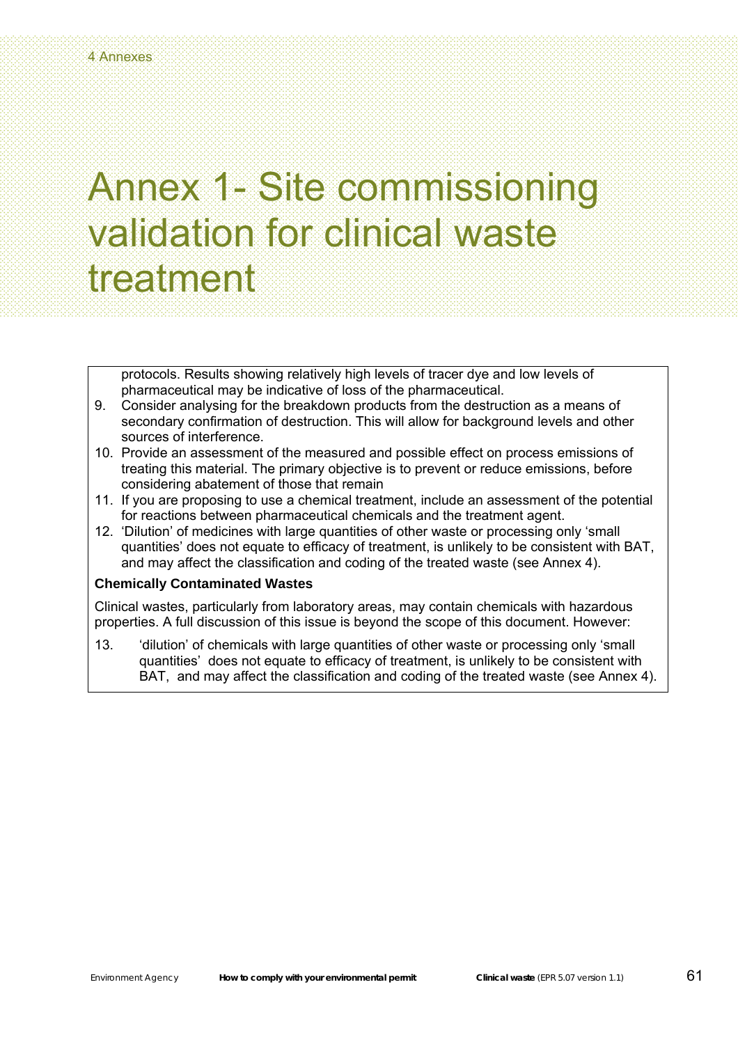# Annex 1- Site commissioning validation for clinical waste treatment

protocols. Results showing relatively high levels of tracer dye and low levels of pharmaceutical may be indicative of loss of the pharmaceutical.

9. Consider analysing for the breakdown products from the destruction as a means of secondary confirmation of destruction. This will allow for background levels and other sources of interference.
10. Provide an assessment of the measured and possible effect on process emissions of treating this material. The primary objective is to prevent or reduce emissions, before considering abatement of those that remain
11. If you are proposing to use a chemical treatment, include an assessment of the potential for reactions between pharmaceutical chemicals and the treatment agent.
12. 'Dilution' of medicines with large quantities of other waste or processing only 'small quantities' does not equate to efficacy of treatment, is unlikely to be consistent with BAT, and may affect the classification and coding of the treated waste (see Annex 4).

**Chemically Contaminated Wastes**

Clinical wastes, particularly from laboratory areas, may contain chemicals with hazardous properties. A full discussion of this issue is beyond the scope of this document. However:

13. 'dilution' of chemicals with large quantities of other waste or processing only 'small quantities' does not equate to efficacy of treatment, is unlikely to be consistent with BAT, and may affect the classification and coding of the treated waste (see Annex 4).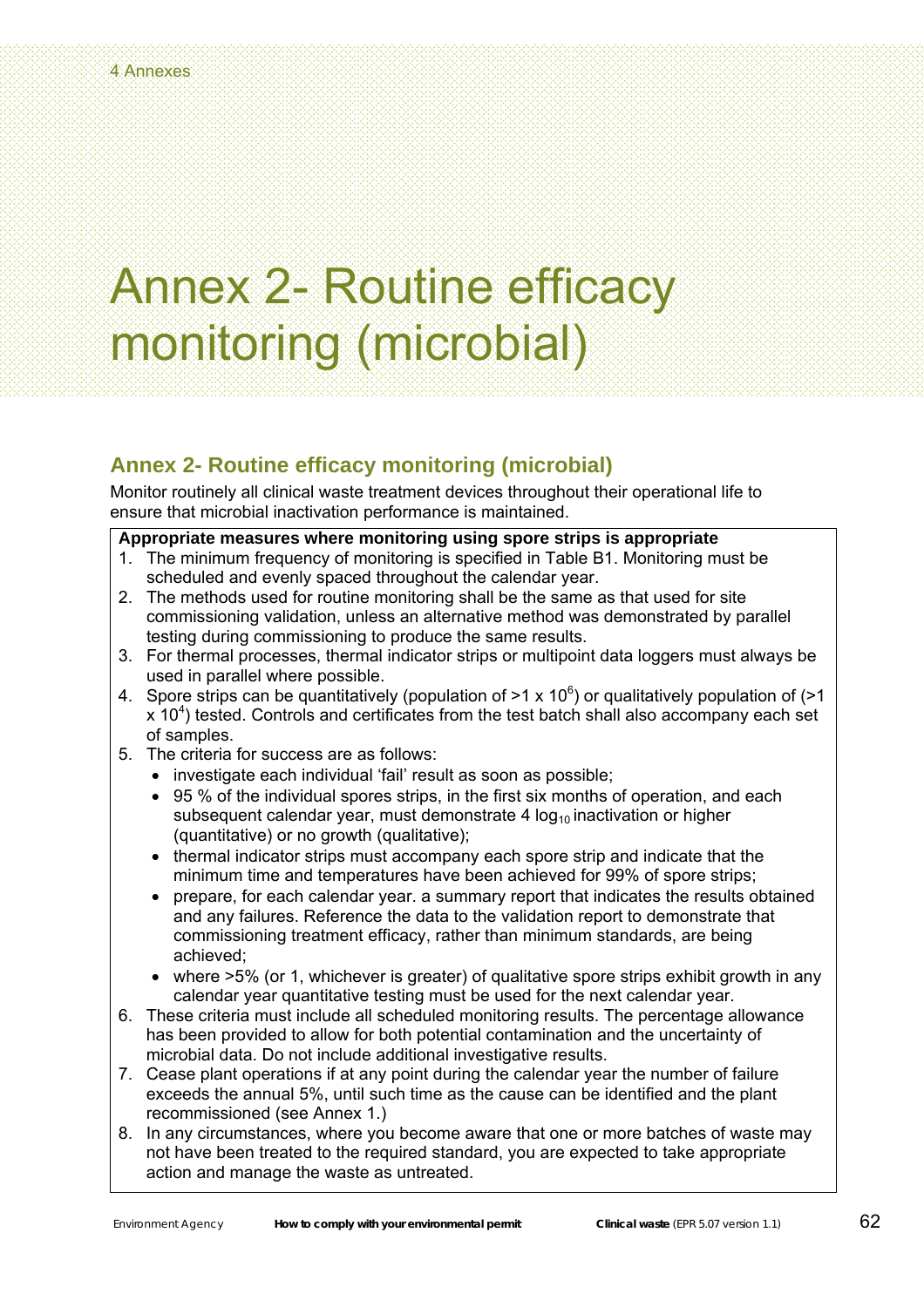# Annex 2- Routine efficacy monitoring (microbial)

## Annex 2- Routine efficacy monitoring (microbial)

Monitor routinely all clinical waste treatment devices throughout their operational life to ensure that microbial inactivation performance is maintained.

**Appropriate measures where monitoring using spore strips is appropriate**

1. The minimum frequency of monitoring is specified in Table B1. Monitoring must be scheduled and evenly spaced throughout the calendar year.
2. The methods used for routine monitoring shall be the same as that used for site commissioning validation, unless an alternative method was demonstrated by parallel testing during commissioning to produce the same results.
3. For thermal processes, thermal indicator strips or multipoint data loggers must always be used in parallel where possible.
4. Spore strips can be quantitatively (population of $>1 \times 10^6$) or qualitatively population of ($>1 \times 10^4$) tested. Controls and certificates from the test batch shall also accompany each set of samples.
5. The criteria for success are as follows:
   - investigate each individual 'fail' result as soon as possible;
   - 95 % of the individual spores strips, in the first six months of operation, and each subsequent calendar year, must demonstrate 4 $\log_{10}$ inactivation or higher (quantitative) or no growth (qualitative);
   - thermal indicator strips must accompany each spore strip and indicate that the minimum time and temperatures have been achieved for 99% of spore strips;
   - prepare, for each calendar year. a summary report that indicates the results obtained and any failures. Reference the data to the validation report to demonstrate that commissioning treatment efficacy, rather than minimum standards, are being achieved;
   - where >5% (or 1, whichever is greater) of qualitative spore strips exhibit growth in any calendar year quantitative testing must be used for the next calendar year.
6. These criteria must include all scheduled monitoring results. The percentage allowance has been provided to allow for both potential contamination and the uncertainty of microbial data. Do not include additional investigative results.
7. Cease plant operations if at any point during the calendar year the number of failure exceeds the annual 5%, until such time as the cause can be identified and the plant recommissioned (see Annex 1.)
8. In any circumstances, where you become aware that one or more batches of waste may not have been treated to the required standard, you are expected to take appropriate action and manage the waste as untreated.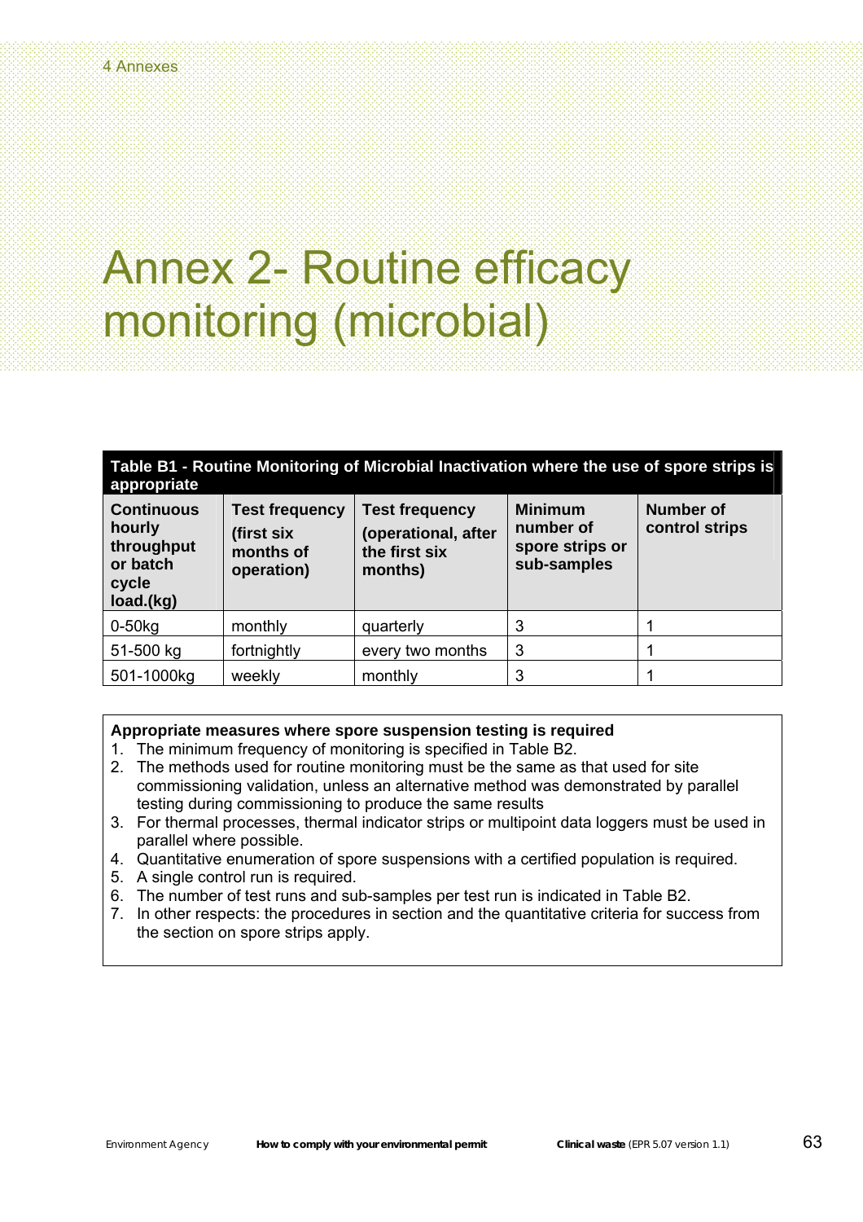# Annex 2- Routine efficacy monitoring (microbial)

**Table B1 - Routine Monitoring of Microbial Inactivation where the use of spore strips is appropriate**

| Continuous hourly throughput or batch cycle load.(kg) | Test frequency (first six months of operation) | Test frequency (operational, after the first six months) | Minimum number of spore strips or sub-samples | Number of control strips |
|---|---|---|---|---|
| 0-50kg | monthly | quarterly | 3 | 1 |
| 51-500 kg | fortnightly | every two months | 3 | 1 |
| 501-1000kg | weekly | monthly | 3 | 1 |

**Appropriate measures where spore suspension testing is required**

1. The minimum frequency of monitoring is specified in Table B2.
2. The methods used for routine monitoring must be the same as that used for site commissioning validation, unless an alternative method was demonstrated by parallel testing during commissioning to produce the same results
3. For thermal processes, thermal indicator strips or multipoint data loggers must be used in parallel where possible.
4. Quantitative enumeration of spore suspensions with a certified population is required.
5. A single control run is required.
6. The number of test runs and sub-samples per test run is indicated in Table B2.
7. In other respects: the procedures in section and the quantitative criteria for success from the section on spore strips apply.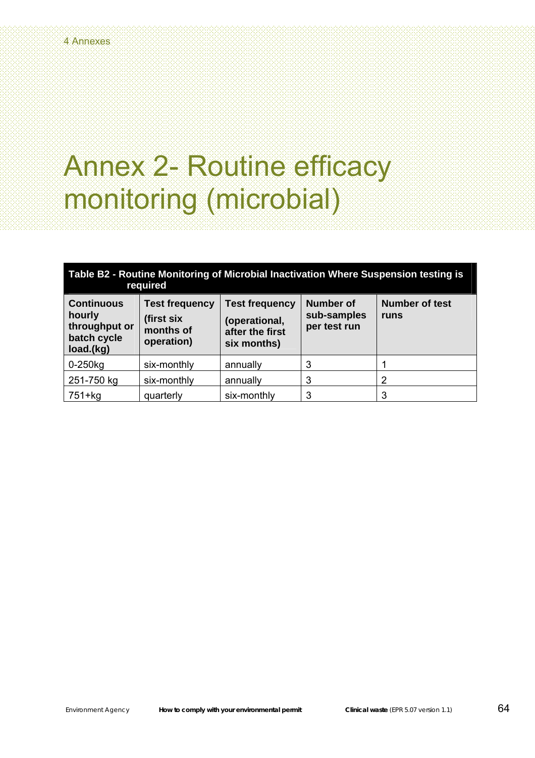# Annex 2- Routine efficacy monitoring (microbial)

**Table B2 - Routine Monitoring of Microbial Inactivation Where Suspension testing is required**

| Continuous hourly throughput or batch cycle load.(kg) | Test frequency (first six months of operation) | Test frequency (operational, after the first six months) | Number of sub-samples per test run | Number of test runs |
|---|---|---|---|---|
| 0-250kg | six-monthly | annually | 3 | 1 |
| 251-750 kg | six-monthly | annually | 3 | 2 |
| 751+kg | quarterly | six-monthly | 3 | 3 |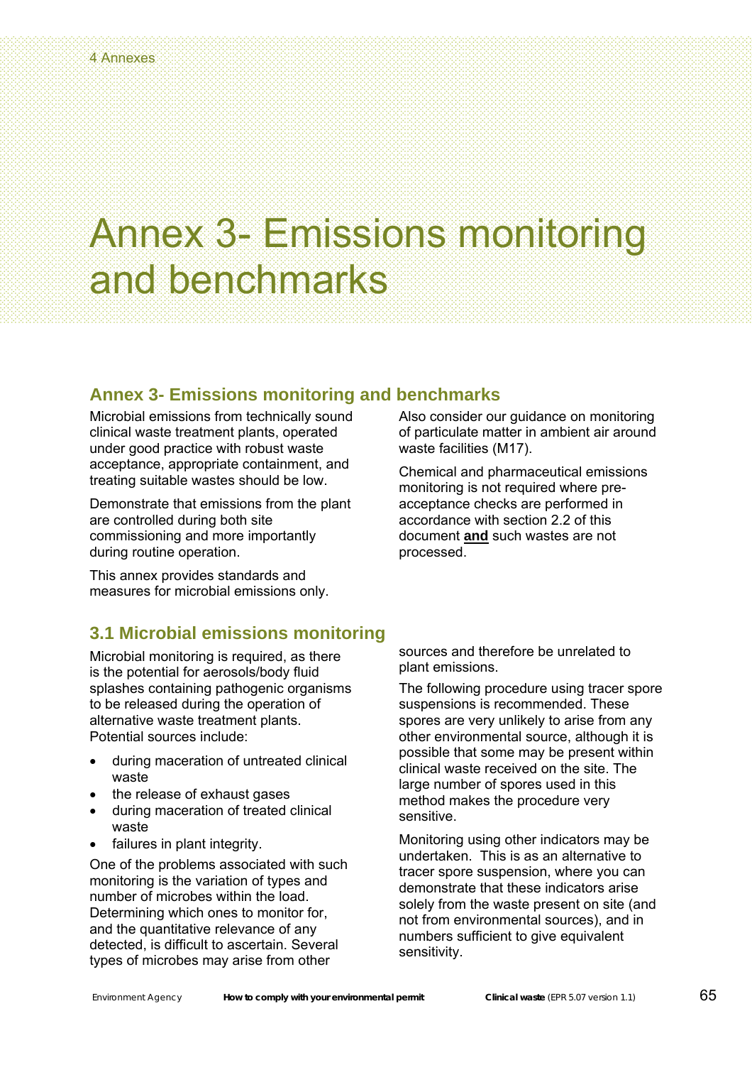# Annex 3- Emissions monitoring and benchmarks

## Annex 3- Emissions monitoring and benchmarks

Microbial emissions from technically sound clinical waste treatment plants, operated under good practice with robust waste acceptance, appropriate containment, and treating suitable wastes should be low.

Demonstrate that emissions from the plant are controlled during both site commissioning and more importantly during routine operation.

This annex provides standards and measures for microbial emissions only.

Also consider our guidance on monitoring of particulate matter in ambient air around waste facilities (M17).

Chemical and pharmaceutical emissions monitoring is not required where pre-acceptance checks are performed in accordance with section 2.2 of this document **and** such wastes are not processed.

## 3.1 Microbial emissions monitoring

Microbial monitoring is required, as there is the potential for aerosols/body fluid splashes containing pathogenic organisms to be released during the operation of alternative waste treatment plants. Potential sources include:

- during maceration of untreated clinical waste
- the release of exhaust gases
- during maceration of treated clinical waste
- failures in plant integrity.

One of the problems associated with such monitoring is the variation of types and number of microbes within the load. Determining which ones to monitor for, and the quantitative relevance of any detected, is difficult to ascertain. Several types of microbes may arise from other sources and therefore be unrelated to plant emissions.

The following procedure using tracer spore suspensions is recommended. These spores are very unlikely to arise from any other environmental source, although it is possible that some may be present within clinical waste received on the site. The large number of spores used in this method makes the procedure very sensitive.

Monitoring using other indicators may be undertaken. This is as an alternative to tracer spore suspension, where you can demonstrate that these indicators arise solely from the waste present on site (and not from environmental sources), and in numbers sufficient to give equivalent sensitivity.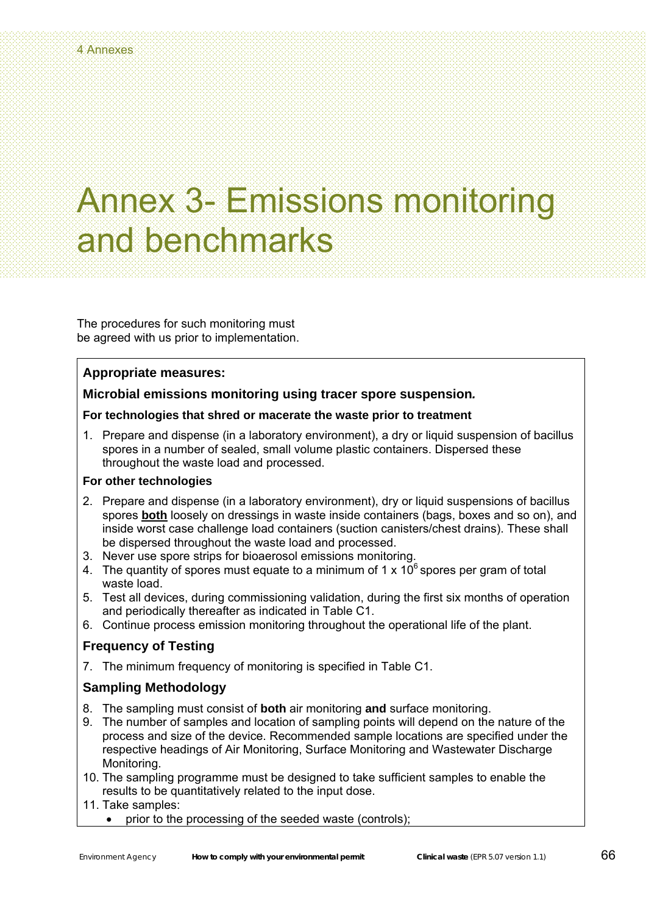# Annex 3- Emissions monitoring and benchmarks

The procedures for such monitoring must be agreed with us prior to implementation.

**Appropriate measures:**

**Microbial emissions monitoring using tracer spore suspension*.***

**For technologies that shred or macerate the waste prior to treatment**

1. Prepare and dispense (in a laboratory environment), a dry or liquid suspension of bacillus spores in a number of sealed, small volume plastic containers. Dispersed these throughout the waste load and processed.

**For other technologies**

2. Prepare and dispense (in a laboratory environment), dry or liquid suspensions of bacillus spores **both** loosely on dressings in waste inside containers (bags, boxes and so on), and inside worst case challenge load containers (suction canisters/chest drains). These shall be dispersed throughout the waste load and processed.
3. Never use spore strips for bioaerosol emissions monitoring.
4. The quantity of spores must equate to a minimum of $1 \times 10^6$ spores per gram of total waste load.
5. Test all devices, during commissioning validation, during the first six months of operation and periodically thereafter as indicated in Table C1.
6. Continue process emission monitoring throughout the operational life of the plant.

### Frequency of Testing

7. The minimum frequency of monitoring is specified in Table C1.

### Sampling Methodology

8. The sampling must consist of **both** air monitoring **and** surface monitoring.
9. The number of samples and location of sampling points will depend on the nature of the process and size of the device. Recommended sample locations are specified under the respective headings of Air Monitoring, Surface Monitoring and Wastewater Discharge Monitoring.
10. The sampling programme must be designed to take sufficient samples to enable the results to be quantitatively related to the input dose.
11. Take samples:
    - prior to the processing of the seeded waste (controls);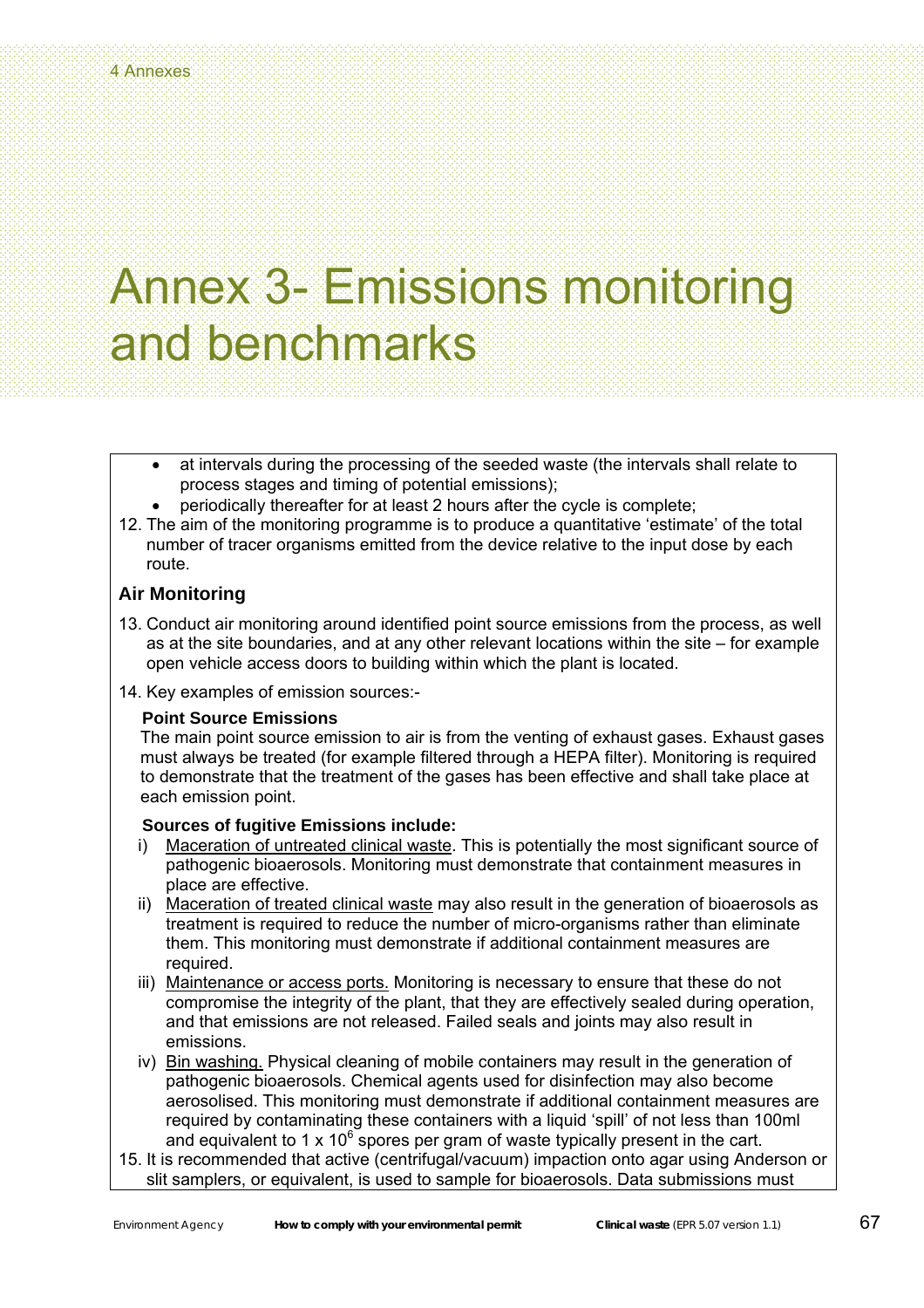# Annex 3- Emissions monitoring and benchmarks

- at intervals during the processing of the seeded waste (the intervals shall relate to process stages and timing of potential emissions);
- periodically thereafter for at least 2 hours after the cycle is complete;

12. The aim of the monitoring programme is to produce a quantitative 'estimate' of the total number of tracer organisms emitted from the device relative to the input dose by each route.

## Air Monitoring

13. Conduct air monitoring around identified point source emissions from the process, as well as at the site boundaries, and at any other relevant locations within the site – for example open vehicle access doors to building within which the plant is located.

14. Key examples of emission sources:-

**Point Source Emissions**

The main point source emission to air is from the venting of exhaust gases. Exhaust gases must always be treated (for example filtered through a HEPA filter). Monitoring is required to demonstrate that the treatment of the gases has been effective and shall take place at each emission point.

**Sources of fugitive Emissions include:**

i) Maceration of untreated clinical waste. This is potentially the most significant source of pathogenic bioaerosols. Monitoring must demonstrate that containment measures in place are effective.

ii) Maceration of treated clinical waste may also result in the generation of bioaerosols as treatment is required to reduce the number of micro-organisms rather than eliminate them. This monitoring must demonstrate if additional containment measures are required.

iii) Maintenance or access ports. Monitoring is necessary to ensure that these do not compromise the integrity of the plant, that they are effectively sealed during operation, and that emissions are not released. Failed seals and joints may also result in emissions.

iv) Bin washing. Physical cleaning of mobile containers may result in the generation of pathogenic bioaerosols. Chemical agents used for disinfection may also become aerosolised. This monitoring must demonstrate if additional containment measures are required by contaminating these containers with a liquid 'spill' of not less than 100ml and equivalent to $1 \times 10^6$ spores per gram of waste typically present in the cart.

15. It is recommended that active (centrifugal/vacuum) impaction onto agar using Anderson or slit samplers, or equivalent, is used to sample for bioaerosols. Data submissions must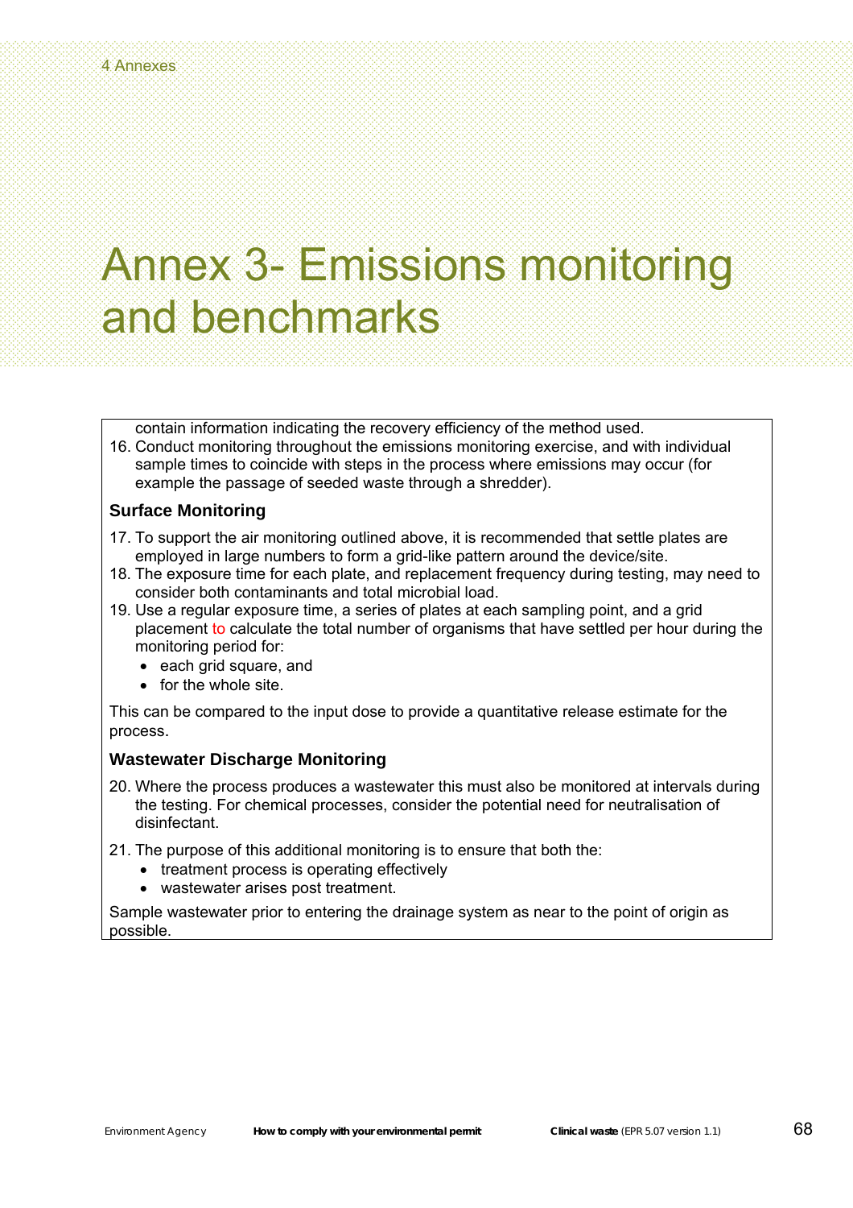# Annex 3- Emissions monitoring and benchmarks

contain information indicating the recovery efficiency of the method used.

16. Conduct monitoring throughout the emissions monitoring exercise, and with individual sample times to coincide with steps in the process where emissions may occur (for example the passage of seeded waste through a shredder).

### Surface Monitoring

17. To support the air monitoring outlined above, it is recommended that settle plates are employed in large numbers to form a grid-like pattern around the device/site.
18. The exposure time for each plate, and replacement frequency during testing, may need to consider both contaminants and total microbial load.
19. Use a regular exposure time, a series of plates at each sampling point, and a grid placement to calculate the total number of organisms that have settled per hour during the monitoring period for:
    - each grid square, and
    - for the whole site.

This can be compared to the input dose to provide a quantitative release estimate for the process.

### Wastewater Discharge Monitoring

20. Where the process produces a wastewater this must also be monitored at intervals during the testing. For chemical processes, consider the potential need for neutralisation of disinfectant.
21. The purpose of this additional monitoring is to ensure that both the:
    - treatment process is operating effectively
    - wastewater arises post treatment.

Sample wastewater prior to entering the drainage system as near to the point of origin as possible.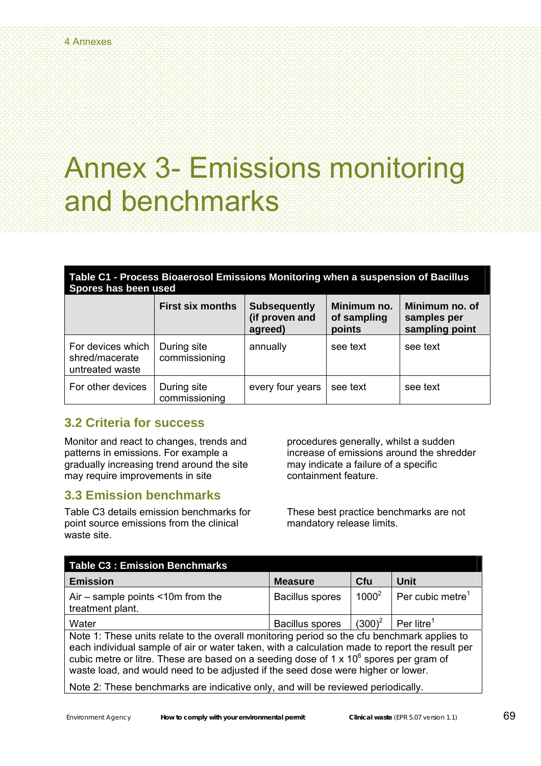# Annex 3- Emissions monitoring and benchmarks

| Table C1 - Process Bioaerosol Emissions Monitoring when a suspension of Bacillus Spores has been used | | | | |
|---|---|---|---|---|
| | **First six months** | **Subsequently (if proven and agreed)** | **Minimum no. of sampling points** | **Minimum no. of samples per sampling point** |
| For devices which shred/macerate untreated waste | During site commissioning | annually | see text | see text |
| For other devices | During site commissioning | every four years | see text | see text |

## 3.2 Criteria for success

Monitor and react to changes, trends and patterns in emissions. For example a gradually increasing trend around the site may require improvements in site procedures generally, whilst a sudden increase of emissions around the shredder may indicate a failure of a specific containment feature.

## 3.3 Emission benchmarks

Table C3 details emission benchmarks for point source emissions from the clinical waste site.

These best practice benchmarks are not mandatory release limits.

| Table C3 : Emission Benchmarks | | | |
|---|---|---|---|
| **Emission** | **Measure** | **Cfu** | **Unit** |
| Air – sample points <10m from the treatment plant. | Bacillus spores | 1000[2] | Per cubic metre[1] |
| Water | Bacillus spores | (300)[2] | Per litre[1] |

Note 1: These units relate to the overall monitoring period so the cfu benchmark applies to each individual sample of air or water taken, with a calculation made to report the result per cubic metre or litre. These are based on a seeding dose of $1 \times 10^6$ spores per gram of waste load, and would need to be adjusted if the seed dose were higher or lower.

Note 2: These benchmarks are indicative only, and will be reviewed periodically.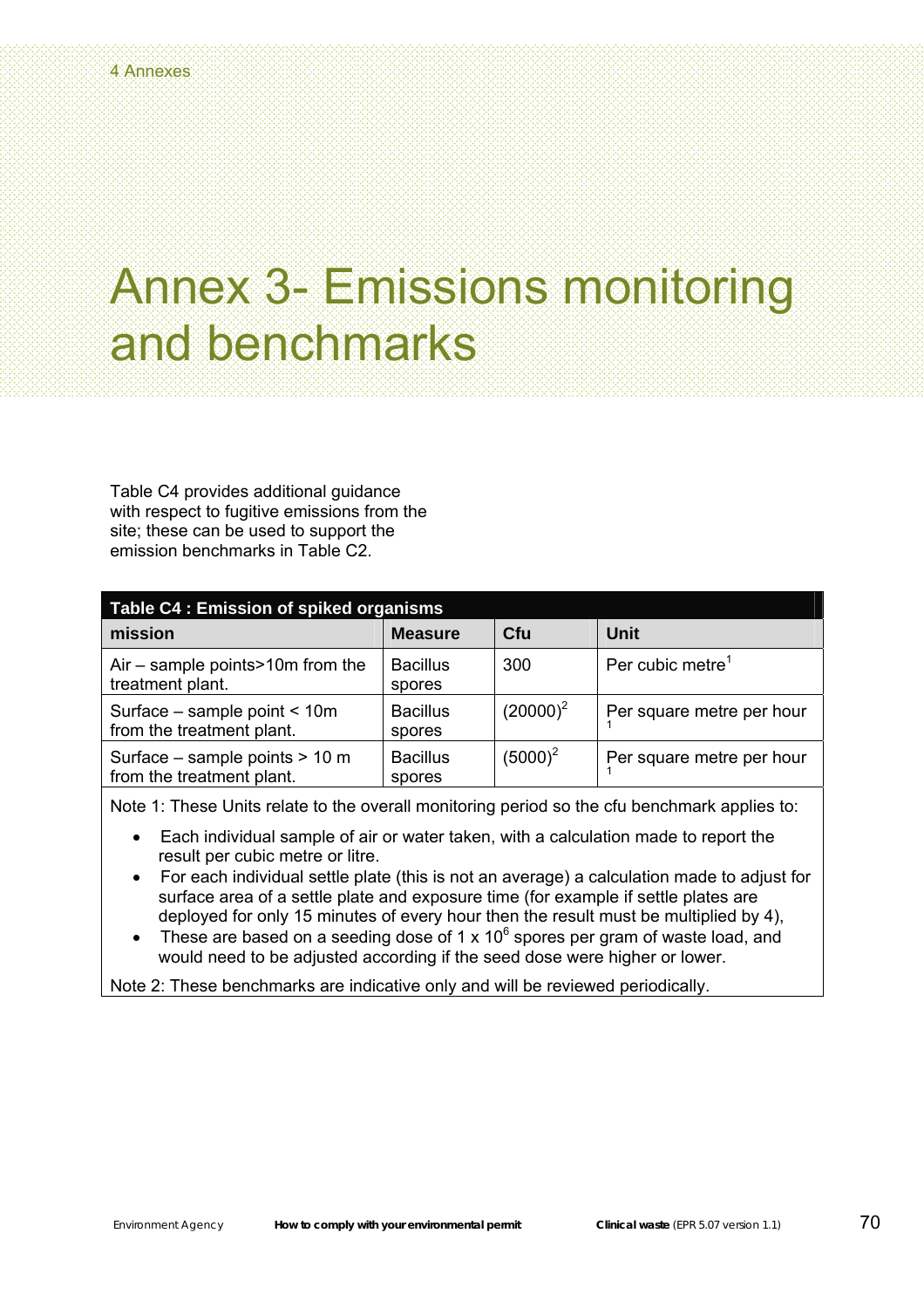# Annex 3- Emissions monitoring and benchmarks

Table C4 provides additional guidance with respect to fugitive emissions from the site; these can be used to support the emission benchmarks in Table C2.

| Table C4 : Emission of spiked organisms | | | |
|---|---|---|---|
| **mission** | **Measure** | **Cfu** | **Unit** |
| Air – sample points>10m from the treatment plant. | Bacillus spores | 300 | Per cubic metre[1] |
| Surface – sample point < 10m from the treatment plant. | Bacillus spores | (20000)[2] | Per square metre per hour [1] |
| Surface – sample points > 10 m from the treatment plant. | Bacillus spores | (5000)[2] | Per square metre per hour [1] |

Note 1: These Units relate to the overall monitoring period so the cfu benchmark applies to:

- Each individual sample of air or water taken, with a calculation made to report the result per cubic metre or litre.
- For each individual settle plate (this is not an average) a calculation made to adjust for surface area of a settle plate and exposure time (for example if settle plates are deployed for only 15 minutes of every hour then the result must be multiplied by 4),
- These are based on a seeding dose of $1 \times 10^6$ spores per gram of waste load, and would need to be adjusted according if the seed dose were higher or lower.

Note 2: These benchmarks are indicative only and will be reviewed periodically.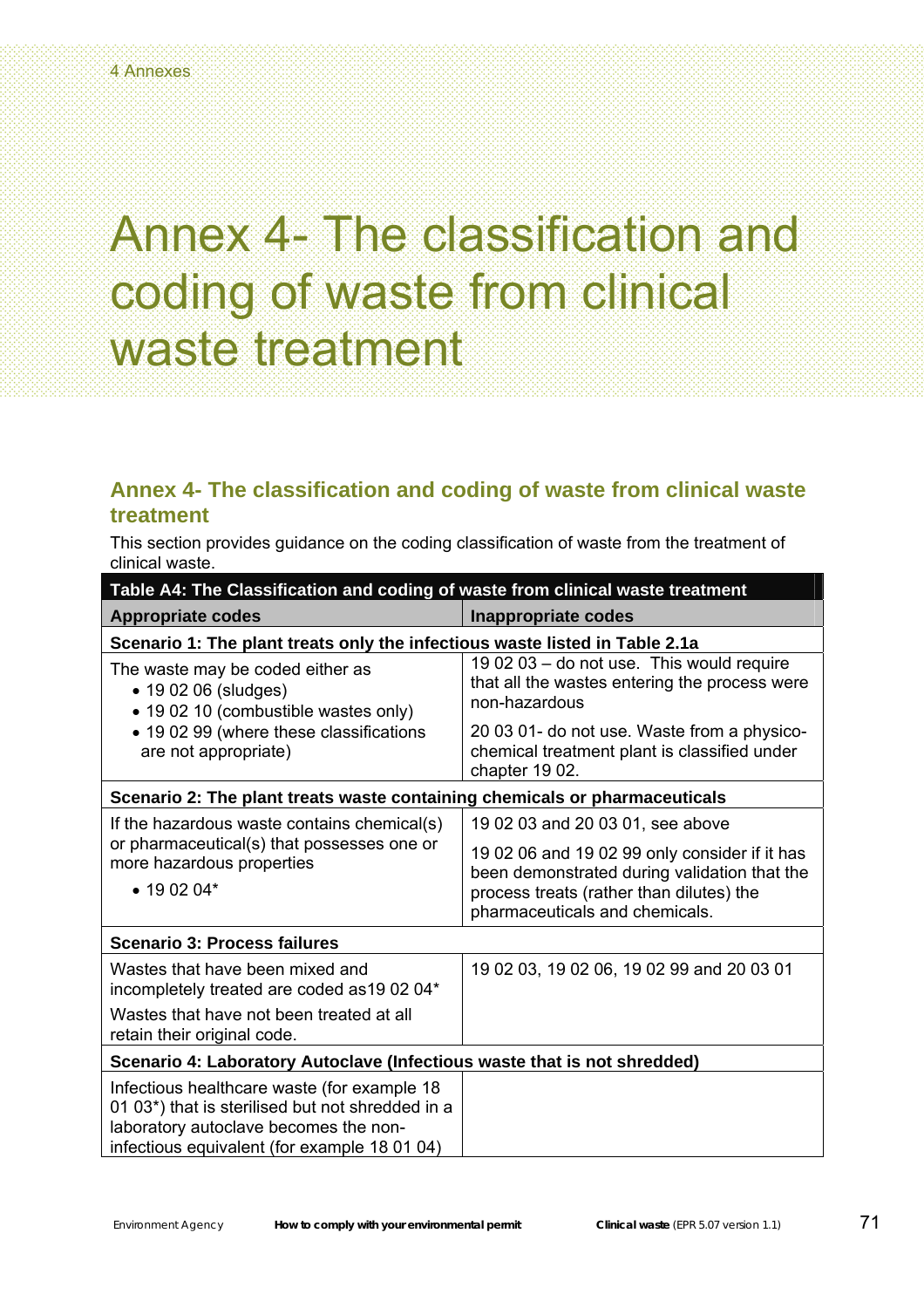# Annex 4- The classification and coding of waste from clinical waste treatment

## Annex 4- The classification and coding of waste from clinical waste treatment

This section provides guidance on the coding classification of waste from the treatment of clinical waste.

| **Table A4: The Classification and coding of waste from clinical waste treatment** | |
|---|---|
| **Appropriate codes** | **Inappropriate codes** |
| **Scenario 1: The plant treats only the infectious waste listed in Table 2.1a** | |
| The waste may be coded either as<br>• 19 02 06 (sludges)<br>• 19 02 10 (combustible wastes only)<br>• 19 02 99 (where these classifications are not appropriate) | 19 02 03 – do not use. This would require that all the wastes entering the process were non-hazardous<br>20 03 01- do not use. Waste from a physico-chemical treatment plant is classified under chapter 19 02. |
| **Scenario 2: The plant treats waste containing chemicals or pharmaceuticals** | |
| If the hazardous waste contains chemical(s) or pharmaceutical(s) that possesses one or more hazardous properties<br>• 19 02 04* | 19 02 03 and 20 03 01, see above<br>19 02 06 and 19 02 99 only consider if it has been demonstrated during validation that the process treats (rather than dilutes) the pharmaceuticals and chemicals. |
| **Scenario 3: Process failures** | |
| Wastes that have been mixed and incompletely treated are coded as19 02 04*<br>Wastes that have not been treated at all retain their original code. | 19 02 03, 19 02 06, 19 02 99 and 20 03 01 |
| **Scenario 4: Laboratory Autoclave (Infectious waste that is not shredded)** | |
| Infectious healthcare waste (for example 18 01 03*) that is sterilised but not shredded in a laboratory autoclave becomes the non-infectious equivalent (for example 18 01 04) | |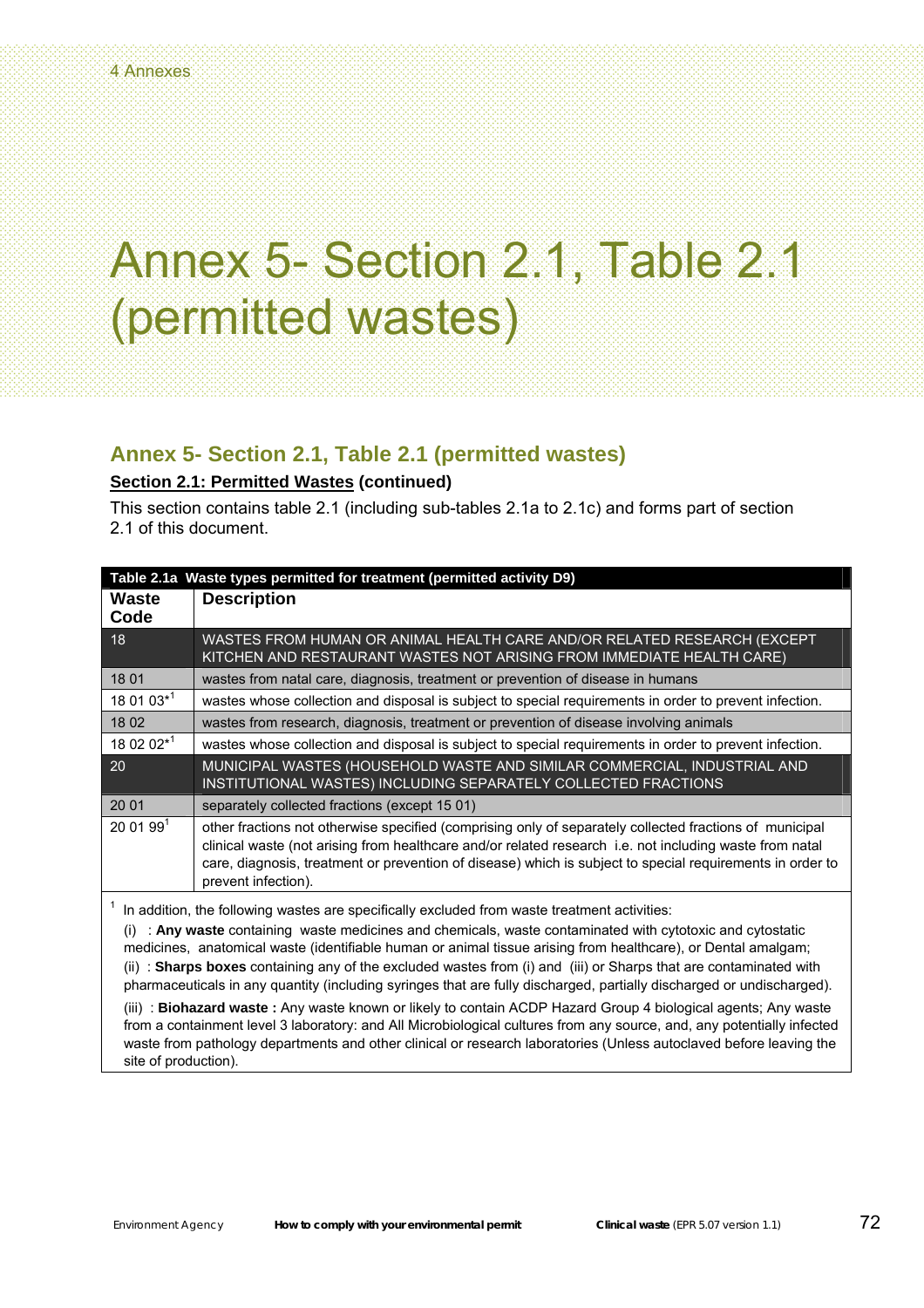# Annex 5- Section 2.1, Table 2.1 (permitted wastes)

## Annex 5- Section 2.1, Table 2.1 (permitted wastes)

**Section 2.1: Permitted Wastes (continued)**

This section contains table 2.1 (including sub-tables 2.1a to 2.1c) and forms part of section 2.1 of this document.

| Table 2.1a Waste types permitted for treatment (permitted activity D9) | |
|---|---|
| **Waste Code** | **Description** |
| 18 | WASTES FROM HUMAN OR ANIMAL HEALTH CARE AND/OR RELATED RESEARCH (EXCEPT KITCHEN AND RESTAURANT WASTES NOT ARISING FROM IMMEDIATE HEALTH CARE) |
| 18 01 | wastes from natal care, diagnosis, treatment or prevention of disease in humans |
| 18 01 03*[1] | wastes whose collection and disposal is subject to special requirements in order to prevent infection. |
| 18 02 | wastes from research, diagnosis, treatment or prevention of disease involving animals |
| 18 02 02*[1] | wastes whose collection and disposal is subject to special requirements in order to prevent infection. |
| 20 | MUNICIPAL WASTES (HOUSEHOLD WASTE AND SIMILAR COMMERCIAL, INDUSTRIAL AND INSTITUTIONAL WASTES) INCLUDING SEPARATELY COLLECTED FRACTIONS |
| 20 01 | separately collected fractions (except 15 01) |
| 20 01 99[1] | other fractions not otherwise specified (comprising only of separately collected fractions of municipal clinical waste (not arising from healthcare and/or related research i.e. not including waste from natal care, diagnosis, treatment or prevention of disease) which is subject to special requirements in order to prevent infection). |

[1] In addition, the following wastes are specifically excluded from waste treatment activities:

(i) : **Any waste** containing waste medicines and chemicals, waste contaminated with cytotoxic and cytostatic medicines, anatomical waste (identifiable human or animal tissue arising from healthcare), or Dental amalgam;

(ii) : **Sharps boxes** containing any of the excluded wastes from (i) and (iii) or Sharps that are contaminated with pharmaceuticals in any quantity (including syringes that are fully discharged, partially discharged or undischarged).

(iii) : **Biohazard waste :** Any waste known or likely to contain ACDP Hazard Group 4 biological agents; Any waste from a containment level 3 laboratory: and All Microbiological cultures from any source, and, any potentially infected waste from pathology departments and other clinical or research laboratories (Unless autoclaved before leaving the site of production).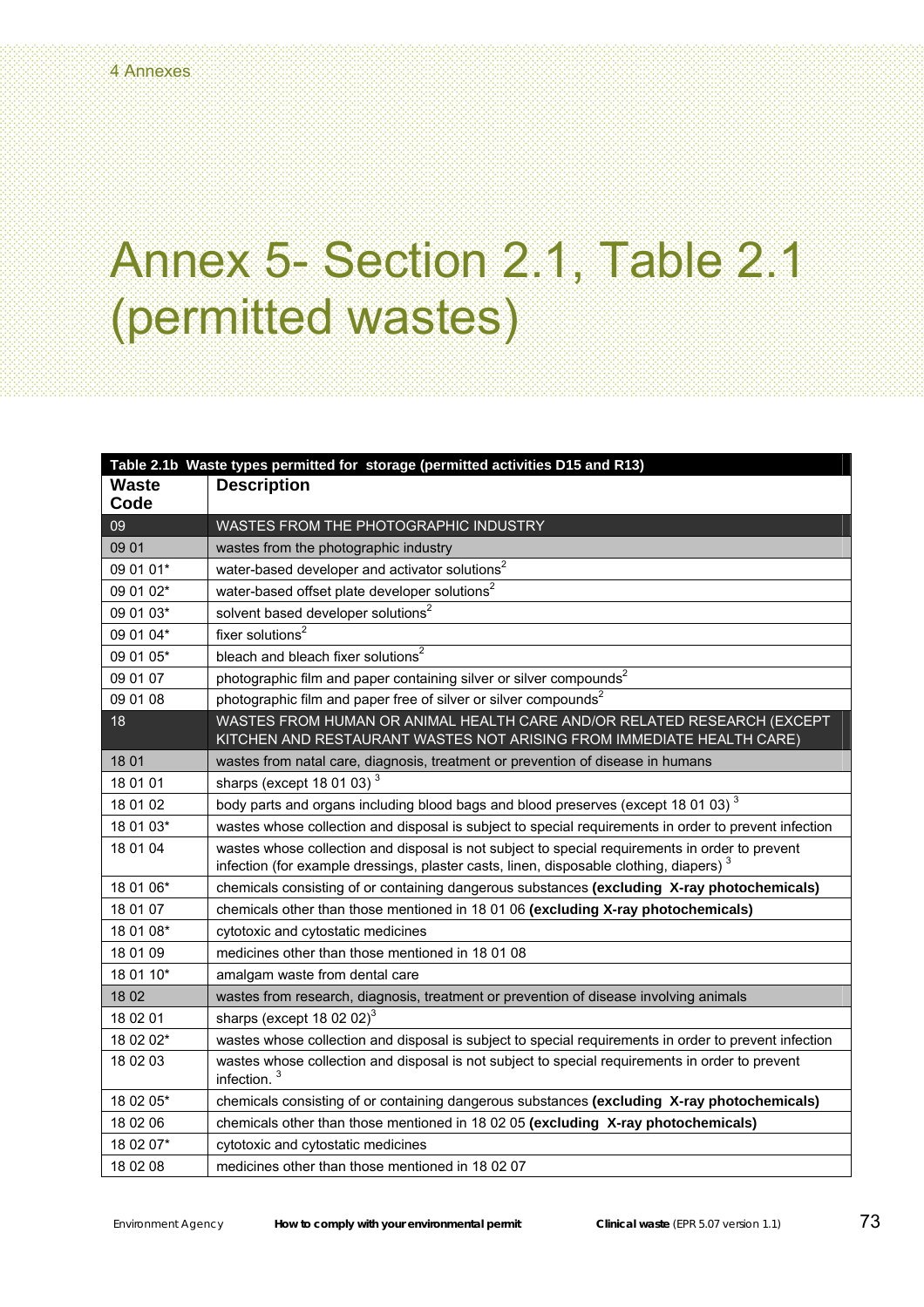# Annex 5- Section 2.1, Table 2.1 (permitted wastes)

| Table 2.1b Waste types permitted for storage (permitted activities D15 and R13) | |
|---|---|
| **Waste Code** | **Description** |
| 09 | WASTES FROM THE PHOTOGRAPHIC INDUSTRY |
| 09 01 | wastes from the photographic industry |
| 09 01 01* | water-based developer and activator solutions[2] |
| 09 01 02* | water-based offset plate developer solutions[2] |
| 09 01 03* | solvent based developer solutions[2] |
| 09 01 04* | fixer solutions[2] |
| 09 01 05* | bleach and bleach fixer solutions[2] |
| 09 01 07 | photographic film and paper containing silver or silver compounds[2] |
| 09 01 08 | photographic film and paper free of silver or silver compounds[2] |
| 18 | WASTES FROM HUMAN OR ANIMAL HEALTH CARE AND/OR RELATED RESEARCH (EXCEPT KITCHEN AND RESTAURANT WASTES NOT ARISING FROM IMMEDIATE HEALTH CARE) |
| 18 01 | wastes from natal care, diagnosis, treatment or prevention of disease in humans |
| 18 01 01 | sharps (except 18 01 03) [3] |
| 18 01 02 | body parts and organs including blood bags and blood preserves (except 18 01 03) [3] |
| 18 01 03* | wastes whose collection and disposal is subject to special requirements in order to prevent infection |
| 18 01 04 | wastes whose collection and disposal is not subject to special requirements in order to prevent infection (for example dressings, plaster casts, linen, disposable clothing, diapers) [3] |
| 18 01 06* | chemicals consisting of or containing dangerous substances **(excluding X-ray photochemicals)** |
| 18 01 07 | chemicals other than those mentioned in 18 01 06 **(excluding X-ray photochemicals)** |
| 18 01 08* | cytotoxic and cytostatic medicines |
| 18 01 09 | medicines other than those mentioned in 18 01 08 |
| 18 01 10* | amalgam waste from dental care |
| 18 02 | wastes from research, diagnosis, treatment or prevention of disease involving animals |
| 18 02 01 | sharps (except 18 02 02)[3] |
| 18 02 02* | wastes whose collection and disposal is subject to special requirements in order to prevent infection |
| 18 02 03 | wastes whose collection and disposal is not subject to special requirements in order to prevent infection. [3] |
| 18 02 05* | chemicals consisting of or containing dangerous substances **(excluding X-ray photochemicals)** |
| 18 02 06 | chemicals other than those mentioned in 18 02 05 **(excluding X-ray photochemicals)** |
| 18 02 07* | cytotoxic and cytostatic medicines |
| 18 02 08 | medicines other than those mentioned in 18 02 07 |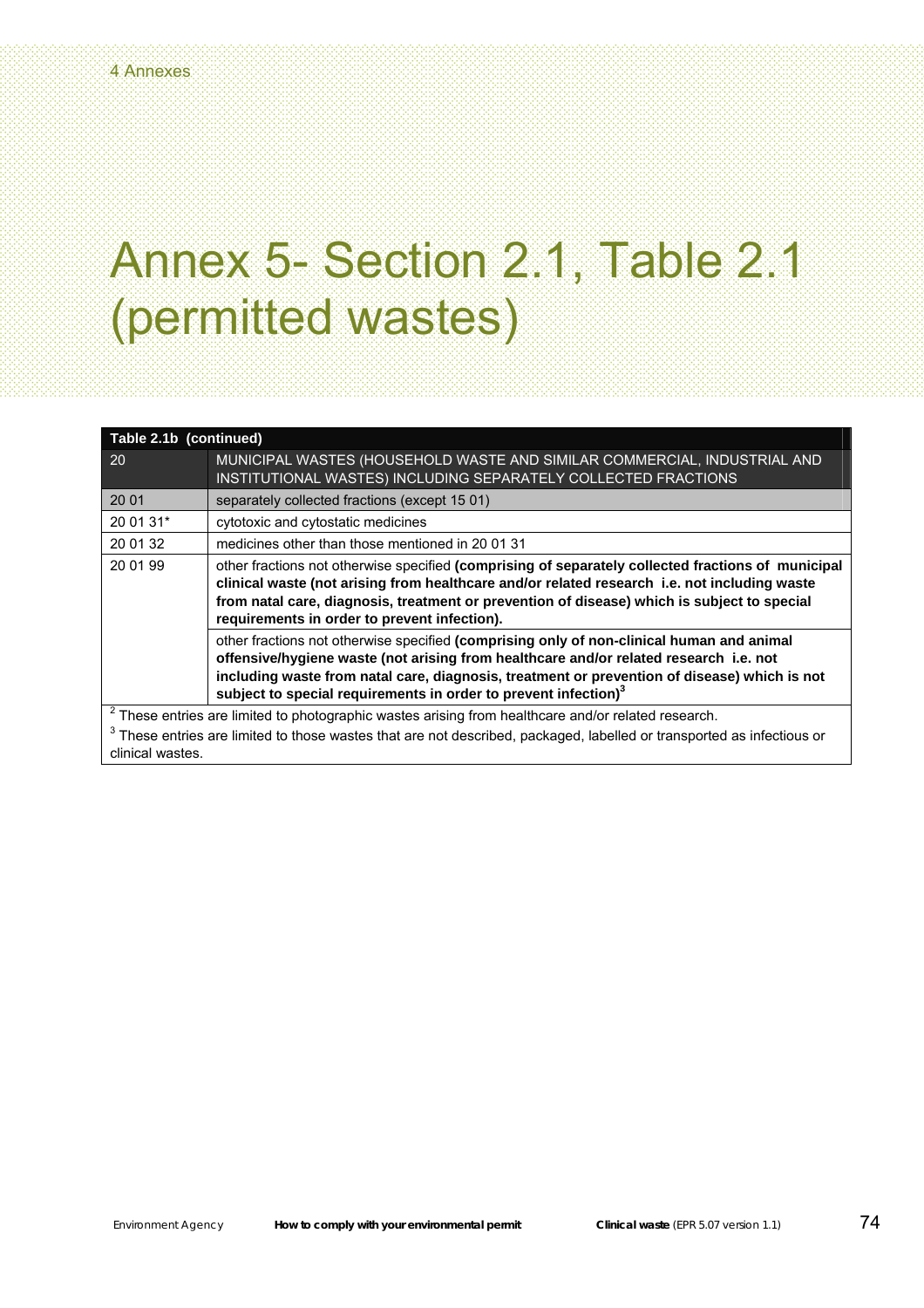# Annex 5- Section 2.1, Table 2.1 (permitted wastes)

| Table 2.1b (continued) | |
|---|---|
| 20 | MUNICIPAL WASTES (HOUSEHOLD WASTE AND SIMILAR COMMERCIAL, INDUSTRIAL AND INSTITUTIONAL WASTES) INCLUDING SEPARATELY COLLECTED FRACTIONS |
| 20 01 | separately collected fractions (except 15 01) |
| 20 01 31* | cytotoxic and cytostatic medicines |
| 20 01 32 | medicines other than those mentioned in 20 01 31 |
| 20 01 99 | other fractions not otherwise specified **(comprising of separately collected fractions of municipal clinical waste (not arising from healthcare and/or related research i.e. not including waste from natal care, diagnosis, treatment or prevention of disease) which is subject to special requirements in order to prevent infection).** |
| | other fractions not otherwise specified **(comprising only of non-clinical human and animal offensive/hygiene waste (not arising from healthcare and/or related research i.e. not including waste from natal care, diagnosis, treatment or prevention of disease) which is not subject to special requirements in order to prevent infection)[3]** |

[2] These entries are limited to photographic wastes arising from healthcare and/or related research.

[3] These entries are limited to those wastes that are not described, packaged, labelled or transported as infectious or clinical wastes.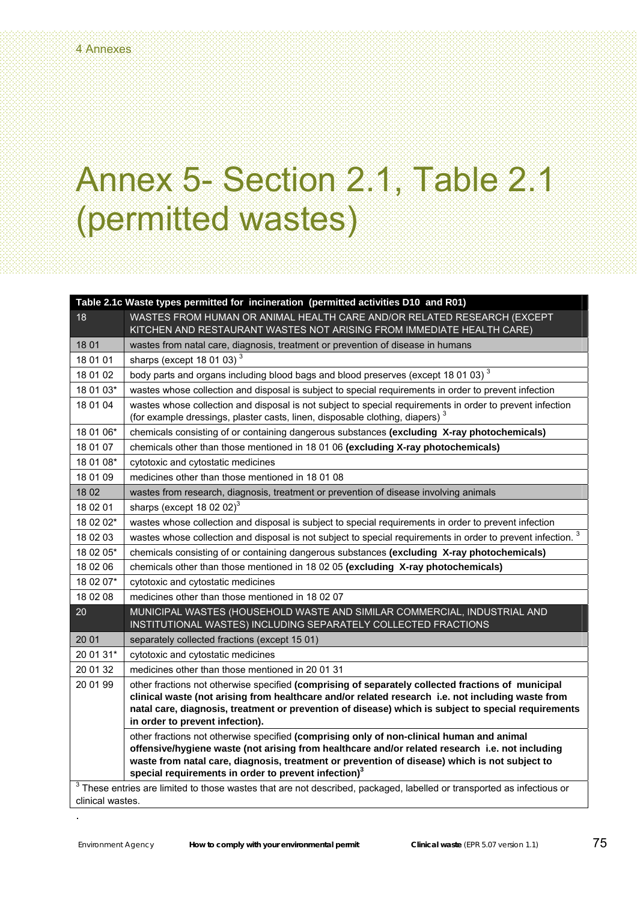# Annex 5- Section 2.1, Table 2.1 (permitted wastes)

| Table 2.1c Waste types permitted for incineration (permitted activities D10 and R01) | |
|---|---|
| 18 | WASTES FROM HUMAN OR ANIMAL HEALTH CARE AND/OR RELATED RESEARCH (EXCEPT KITCHEN AND RESTAURANT WASTES NOT ARISING FROM IMMEDIATE HEALTH CARE) |
| 18 01 | wastes from natal care, diagnosis, treatment or prevention of disease in humans |
| 18 01 01 | sharps (except 18 01 03) [3] |
| 18 01 02 | body parts and organs including blood bags and blood preserves (except 18 01 03) [3] |
| 18 01 03* | wastes whose collection and disposal is subject to special requirements in order to prevent infection |
| 18 01 04 | wastes whose collection and disposal is not subject to special requirements in order to prevent infection (for example dressings, plaster casts, linen, disposable clothing, diapers) [3] |
| 18 01 06* | chemicals consisting of or containing dangerous substances **(excluding X-ray photochemicals)** |
| 18 01 07 | chemicals other than those mentioned in 18 01 06 **(excluding X-ray photochemicals)** |
| 18 01 08* | cytotoxic and cytostatic medicines |
| 18 01 09 | medicines other than those mentioned in 18 01 08 |
| 18 02 | wastes from research, diagnosis, treatment or prevention of disease involving animals |
| 18 02 01 | sharps (except 18 02 02)[3] |
| 18 02 02* | wastes whose collection and disposal is subject to special requirements in order to prevent infection |
| 18 02 03 | wastes whose collection and disposal is not subject to special requirements in order to prevent infection. [3] |
| 18 02 05* | chemicals consisting of or containing dangerous substances **(excluding X-ray photochemicals)** |
| 18 02 06 | chemicals other than those mentioned in 18 02 05 **(excluding X-ray photochemicals)** |
| 18 02 07* | cytotoxic and cytostatic medicines |
| 18 02 08 | medicines other than those mentioned in 18 02 07 |
| 20 | MUNICIPAL WASTES (HOUSEHOLD WASTE AND SIMILAR COMMERCIAL, INDUSTRIAL AND INSTITUTIONAL WASTES) INCLUDING SEPARATELY COLLECTED FRACTIONS |
| 20 01 | separately collected fractions (except 15 01) |
| 20 01 31* | cytotoxic and cytostatic medicines |
| 20 01 32 | medicines other than those mentioned in 20 01 31 |
| 20 01 99 | other fractions not otherwise specified **(comprising of separately collected fractions of municipal clinical waste (not arising from healthcare and/or related research i.e. not including waste from natal care, diagnosis, treatment or prevention of disease) which is subject to special requirements in order to prevent infection).** |
| | other fractions not otherwise specified **(comprising only of non-clinical human and animal offensive/hygiene waste (not arising from healthcare and/or related research i.e. not including waste from natal care, diagnosis, treatment or prevention of disease) which is not subject to special requirements in order to prevent infection)[3]** |
| [3] These entries are limited to those wastes that are not described, packaged, labelled or transported as infectious or clinical wastes. | |

.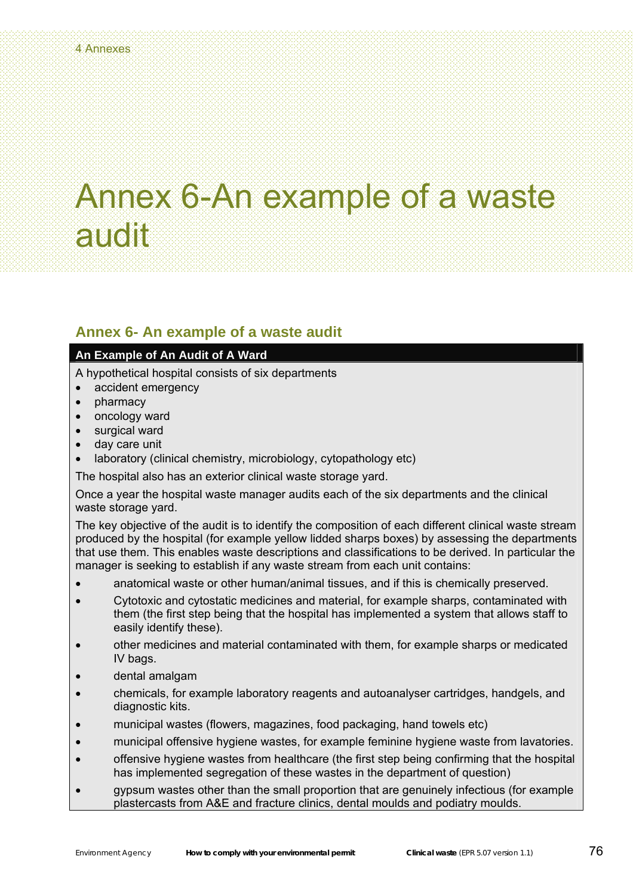# Annex 6-An example of a waste audit

## Annex 6- An example of a waste audit

**An Example of An Audit of A Ward**

A hypothetical hospital consists of six departments

- accident emergency
- pharmacy
- oncology ward
- surgical ward
- day care unit
- laboratory (clinical chemistry, microbiology, cytopathology etc)

The hospital also has an exterior clinical waste storage yard.

Once a year the hospital waste manager audits each of the six departments and the clinical waste storage yard.

The key objective of the audit is to identify the composition of each different clinical waste stream produced by the hospital (for example yellow lidded sharps boxes) by assessing the departments that use them. This enables waste descriptions and classifications to be derived. In particular the manager is seeking to establish if any waste stream from each unit contains:

- anatomical waste or other human/animal tissues, and if this is chemically preserved.
- Cytotoxic and cytostatic medicines and material, for example sharps, contaminated with them (the first step being that the hospital has implemented a system that allows staff to easily identify these).
- other medicines and material contaminated with them, for example sharps or medicated IV bags.
- dental amalgam
- chemicals, for example laboratory reagents and autoanalyser cartridges, handgels, and diagnostic kits.
- municipal wastes (flowers, magazines, food packaging, hand towels etc)
- municipal offensive hygiene wastes, for example feminine hygiene waste from lavatories.
- offensive hygiene wastes from healthcare (the first step being confirming that the hospital has implemented segregation of these wastes in the department of question)
- gypsum wastes other than the small proportion that are genuinely infectious (for example plastercasts from A&E and fracture clinics, dental moulds and podiatry moulds.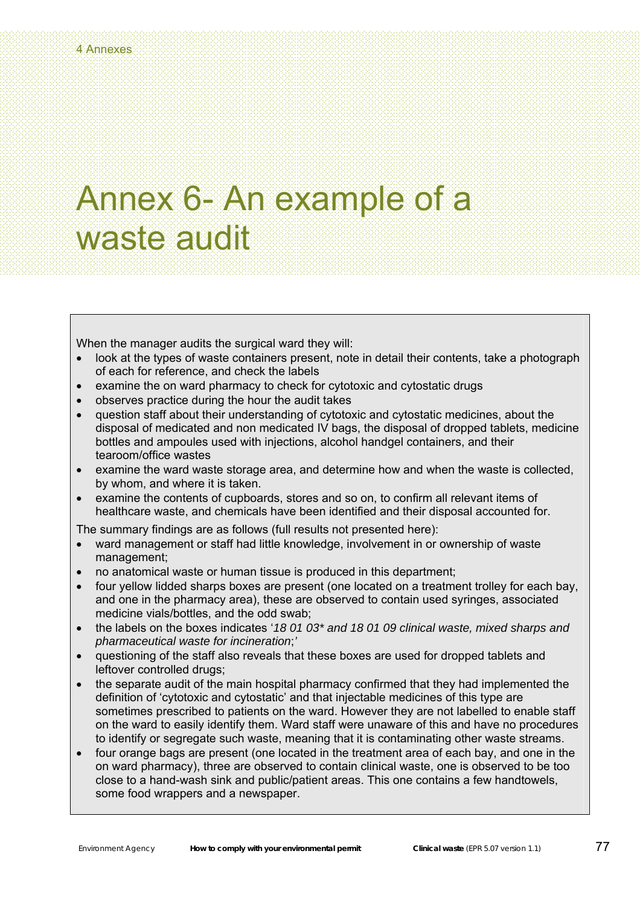# Annex 6- An example of a waste audit

When the manager audits the surgical ward they will:

- look at the types of waste containers present, note in detail their contents, take a photograph of each for reference, and check the labels
- examine the on ward pharmacy to check for cytotoxic and cytostatic drugs
- observes practice during the hour the audit takes
- question staff about their understanding of cytotoxic and cytostatic medicines, about the disposal of medicated and non medicated IV bags, the disposal of dropped tablets, medicine bottles and ampoules used with injections, alcohol handgel containers, and their tearoom/office wastes
- examine the ward waste storage area, and determine how and when the waste is collected, by whom, and where it is taken.
- examine the contents of cupboards, stores and so on, to confirm all relevant items of healthcare waste, and chemicals have been identified and their disposal accounted for.

The summary findings are as follows (full results not presented here):

- ward management or staff had little knowledge, involvement in or ownership of waste management;
- no anatomical waste or human tissue is produced in this department;
- four yellow lidded sharps boxes are present (one located on a treatment trolley for each bay, and one in the pharmacy area), these are observed to contain used syringes, associated medicine vials/bottles, and the odd swab;
- the labels on the boxes indicates '*18 01 03\* and 18 01 09 clinical waste, mixed sharps and pharmaceutical waste for incineration*;'
- questioning of the staff also reveals that these boxes are used for dropped tablets and leftover controlled drugs;
- the separate audit of the main hospital pharmacy confirmed that they had implemented the definition of 'cytotoxic and cytostatic' and that injectable medicines of this type are sometimes prescribed to patients on the ward. However they are not labelled to enable staff on the ward to easily identify them. Ward staff were unaware of this and have no procedures to identify or segregate such waste, meaning that it is contaminating other waste streams.
- four orange bags are present (one located in the treatment area of each bay, and one in the on ward pharmacy), three are observed to contain clinical waste, one is observed to be too close to a hand-wash sink and public/patient areas. This one contains a few handtowels, some food wrappers and a newspaper.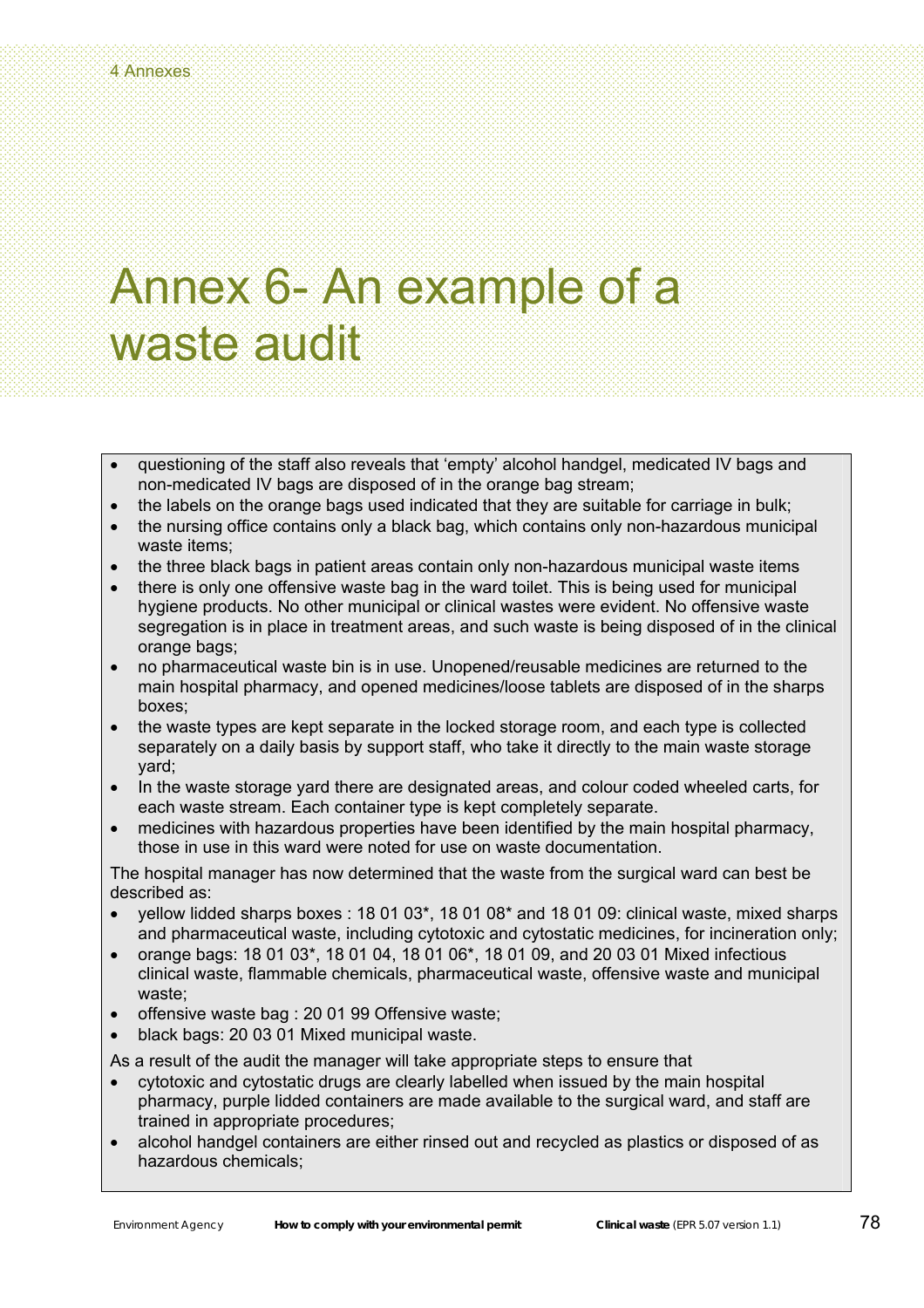# Annex 6- An example of a waste audit

- questioning of the staff also reveals that 'empty' alcohol handgel, medicated IV bags and non-medicated IV bags are disposed of in the orange bag stream;
- the labels on the orange bags used indicated that they are suitable for carriage in bulk;
- the nursing office contains only a black bag, which contains only non-hazardous municipal waste items;
- the three black bags in patient areas contain only non-hazardous municipal waste items
- there is only one offensive waste bag in the ward toilet. This is being used for municipal hygiene products. No other municipal or clinical wastes were evident. No offensive waste segregation is in place in treatment areas, and such waste is being disposed of in the clinical orange bags;
- no pharmaceutical waste bin is in use. Unopened/reusable medicines are returned to the main hospital pharmacy, and opened medicines/loose tablets are disposed of in the sharps boxes;
- the waste types are kept separate in the locked storage room, and each type is collected separately on a daily basis by support staff, who take it directly to the main waste storage yard;
- In the waste storage yard there are designated areas, and colour coded wheeled carts, for each waste stream. Each container type is kept completely separate.
- medicines with hazardous properties have been identified by the main hospital pharmacy, those in use in this ward were noted for use on waste documentation.

The hospital manager has now determined that the waste from the surgical ward can best be described as:

- yellow lidded sharps boxes : 18 01 03*, 18 01 08* and 18 01 09: clinical waste, mixed sharps and pharmaceutical waste, including cytotoxic and cytostatic medicines, for incineration only;
- orange bags: 18 01 03*, 18 01 04, 18 01 06*, 18 01 09, and 20 03 01 Mixed infectious clinical waste, flammable chemicals, pharmaceutical waste, offensive waste and municipal waste;
- offensive waste bag : 20 01 99 Offensive waste;
- black bags: 20 03 01 Mixed municipal waste.

As a result of the audit the manager will take appropriate steps to ensure that

- cytotoxic and cytostatic drugs are clearly labelled when issued by the main hospital pharmacy, purple lidded containers are made available to the surgical ward, and staff are trained in appropriate procedures;
- alcohol handgel containers are either rinsed out and recycled as plastics or disposed of as hazardous chemicals;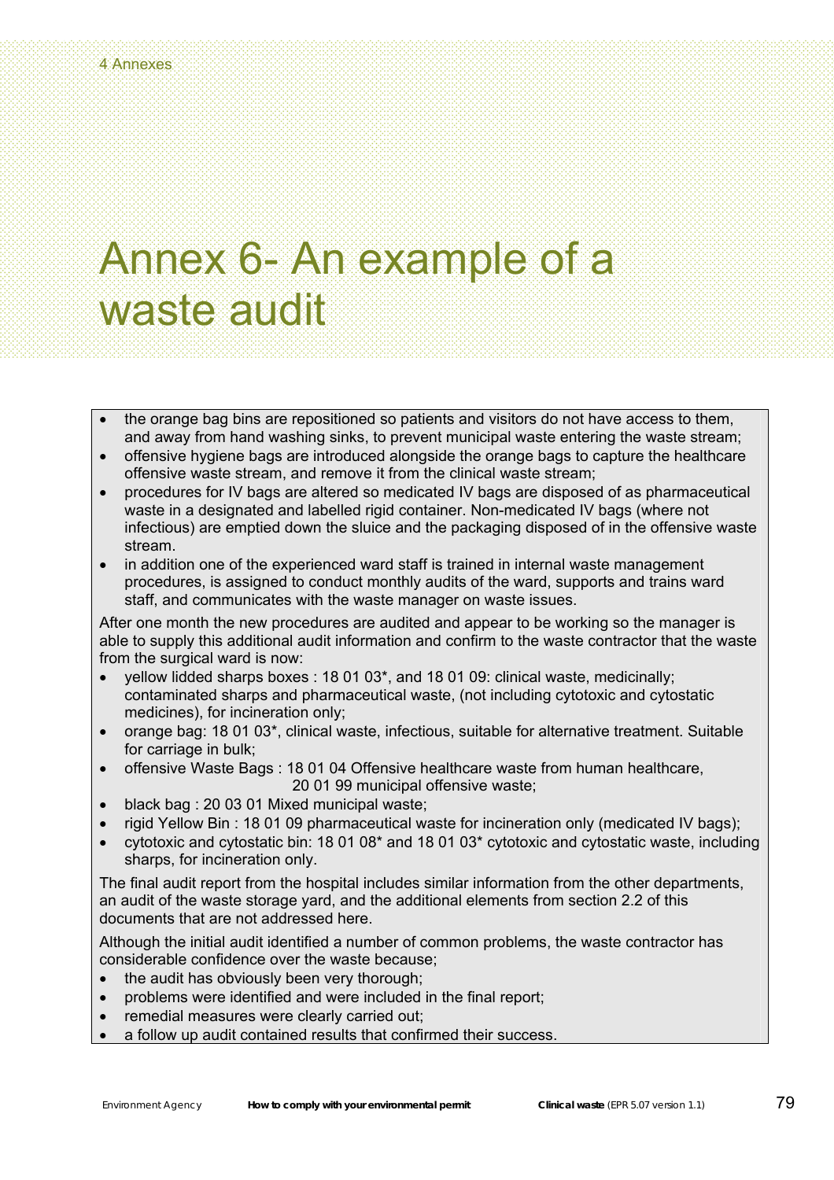# Annex 6- An example of a waste audit

- the orange bag bins are repositioned so patients and visitors do not have access to them, and away from hand washing sinks, to prevent municipal waste entering the waste stream;
- offensive hygiene bags are introduced alongside the orange bags to capture the healthcare offensive waste stream, and remove it from the clinical waste stream;
- procedures for IV bags are altered so medicated IV bags are disposed of as pharmaceutical waste in a designated and labelled rigid container. Non-medicated IV bags (where not infectious) are emptied down the sluice and the packaging disposed of in the offensive waste stream.
- in addition one of the experienced ward staff is trained in internal waste management procedures, is assigned to conduct monthly audits of the ward, supports and trains ward staff, and communicates with the waste manager on waste issues.

After one month the new procedures are audited and appear to be working so the manager is able to supply this additional audit information and confirm to the waste contractor that the waste from the surgical ward is now:

- yellow lidded sharps boxes : 18 01 03*, and 18 01 09: clinical waste, medicinally; contaminated sharps and pharmaceutical waste, (not including cytotoxic and cytostatic medicines), for incineration only;
- orange bag: 18 01 03*, clinical waste, infectious, suitable for alternative treatment. Suitable for carriage in bulk;
- offensive Waste Bags : 18 01 04 Offensive healthcare waste from human healthcare, 20 01 99 municipal offensive waste;
- black bag : 20 03 01 Mixed municipal waste;
- rigid Yellow Bin : 18 01 09 pharmaceutical waste for incineration only (medicated IV bags);
- cytotoxic and cytostatic bin: 18 01 08* and 18 01 03* cytotoxic and cytostatic waste, including sharps, for incineration only.

The final audit report from the hospital includes similar information from the other departments, an audit of the waste storage yard, and the additional elements from section 2.2 of this documents that are not addressed here.

Although the initial audit identified a number of common problems, the waste contractor has considerable confidence over the waste because;

- the audit has obviously been very thorough;
- problems were identified and were included in the final report;
- remedial measures were clearly carried out;
- a follow up audit contained results that confirmed their success.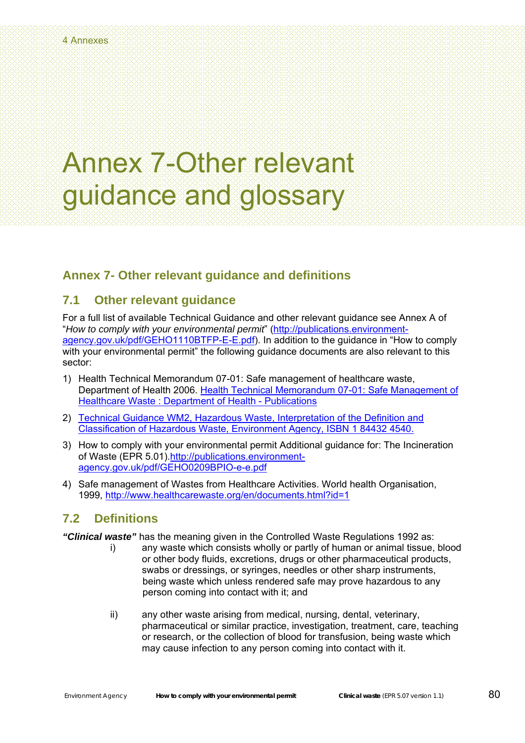# Annex 7-Other relevant guidance and glossary

## Annex 7- Other relevant guidance and definitions

### 7.1 Other relevant guidance

For a full list of available Technical Guidance and other relevant guidance see Annex A of "*How to comply with your environmental permit*" (http://publications.environment-agency.gov.uk/pdf/GEHO1110BTFP-E-E.pdf). In addition to the guidance in "How to comply with your environmental permit" the following guidance documents are also relevant to this sector:

1) Health Technical Memorandum 07-01: Safe management of healthcare waste, Department of Health 2006. Health Technical Memorandum 07-01: Safe Management of Healthcare Waste : Department of Health - Publications
2) Technical Guidance WM2, Hazardous Waste, Interpretation of the Definition and Classification of Hazardous Waste, Environment Agency, ISBN 1 84432 4540.
3) How to comply with your environmental permit Additional guidance for: The Incineration of Waste (EPR 5.01).http://publications.environment-agency.gov.uk/pdf/GEHO0209BPIO-e-e.pdf
4) Safe management of Wastes from Healthcare Activities. World health Organisation, 1999, http://www.healthcarewaste.org/en/documents.html?id=1

### 7.2 Definitions

***"Clinical waste"*** has the meaning given in the Controlled Waste Regulations 1992 as:

i) any waste which consists wholly or partly of human or animal tissue, blood or other body fluids, excretions, drugs or other pharmaceutical products, swabs or dressings, or syringes, needles or other sharp instruments, being waste which unless rendered safe may prove hazardous to any person coming into contact with it; and

ii) any other waste arising from medical, nursing, dental, veterinary, pharmaceutical or similar practice, investigation, treatment, care, teaching or research, or the collection of blood for transfusion, being waste which may cause infection to any person coming into contact with it.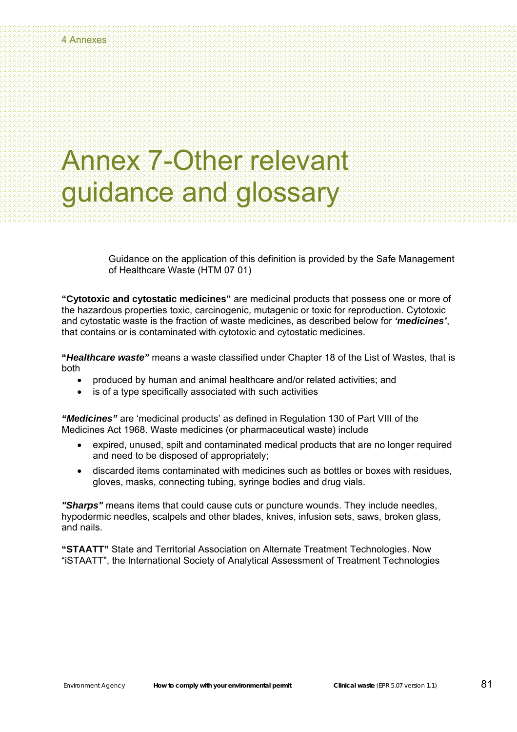# Annex 7-Other relevant guidance and glossary

Guidance on the application of this definition is provided by the Safe Management of Healthcare Waste (HTM 07 01)

**"Cytotoxic and cytostatic medicines"** are medicinal products that possess one or more of the hazardous properties toxic, carcinogenic, mutagenic or toxic for reproduction. Cytotoxic and cytostatic waste is the fraction of waste medicines, as described below for ***'medicines'***, that contains or is contaminated with cytotoxic and cytostatic medicines.

**"*Healthcare waste"*** means a waste classified under Chapter 18 of the List of Wastes, that is both

- produced by human and animal healthcare and/or related activities; and
- is of a type specifically associated with such activities

***"Medicines"*** are 'medicinal products' as defined in Regulation 130 of Part VIII of the Medicines Act 1968. Waste medicines (or pharmaceutical waste) include

- expired, unused, spilt and contaminated medical products that are no longer required and need to be disposed of appropriately;
- discarded items contaminated with medicines such as bottles or boxes with residues, gloves, masks, connecting tubing, syringe bodies and drug vials.

***"Sharps"*** means items that could cause cuts or puncture wounds. They include needles, hypodermic needles, scalpels and other blades, knives, infusion sets, saws, broken glass, and nails.

**"STAATT"** State and Territorial Association on Alternate Treatment Technologies. Now "iSTAATT", the International Society of Analytical Assessment of Treatment Technologies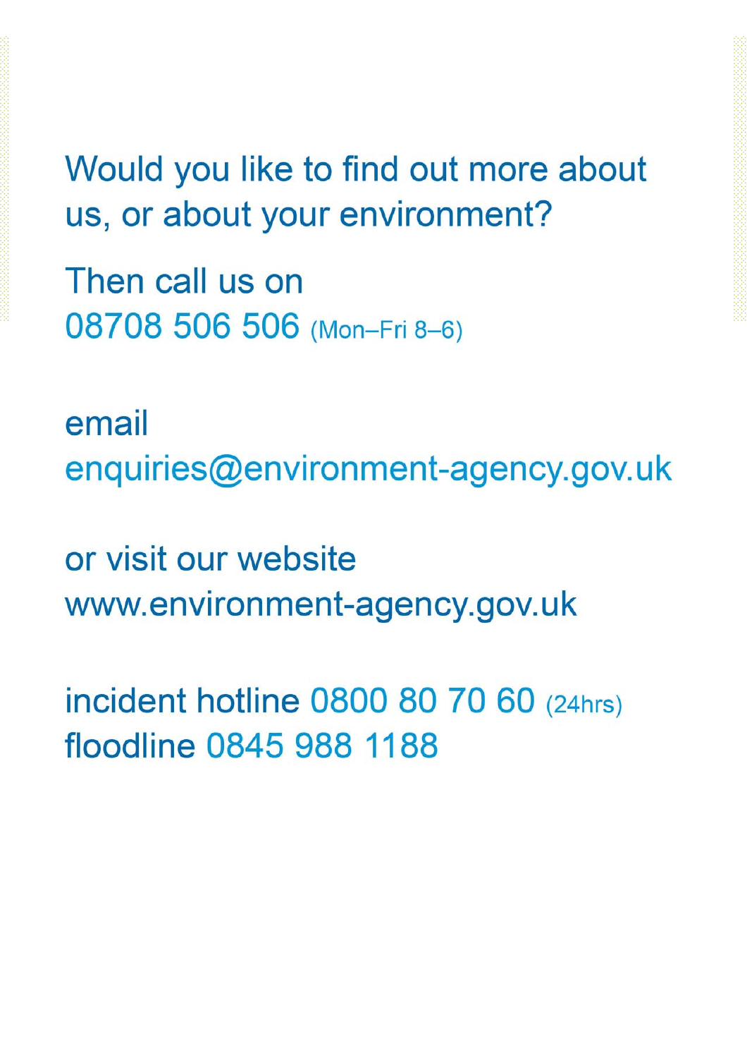Would you like to find out more about us, or about your environment?

Then call us on
08708 506 506 (Mon–Fri 8–6)

email
enquiries@environment-agency.gov.uk

or visit our website
www.environment-agency.gov.uk

incident hotline 0800 80 70 60 (24hrs)
floodline 0845 988 1188